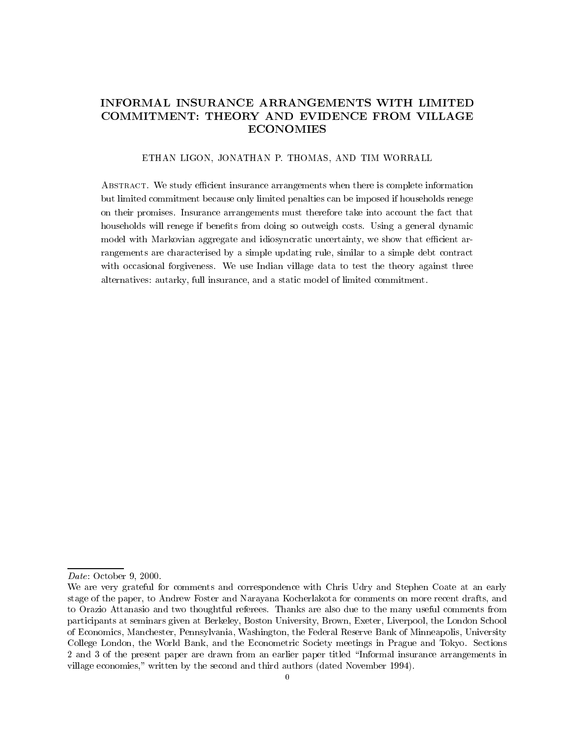# INFORMAL INSURANCE ARRANGEMENTS WITH LIMITED COMMITMENT: THEORY AND EVIDENCE FROM VILLAGE ECONOMIES

ETHAN LIGON, JONATHAN P. THOMAS, AND TIM WORRALL

Abstract. We study efficient insurance arrangements when there is complete information but limited commitment because only limited penalties can be imposed if households renege on their promises. Insurance arrangements must therefore take into account the fact that households will renege if benefits from doing so outweigh costs. Using a general dynamic model with Markovian aggregate and idiosyncratic uncertainty, we show that efficient arrangements are characterised by a simple updating rule, similar to a simple debt contract with occasional forgiveness. We use Indian village data to test the theory against three alternatives: autarky, full insurance, and a static model of limited commitment.

---

*Date*: October 9, 2000.

We are very grateful for comments and correspondence with Chris Udry and Stephen Coate at an early stage of the paper, to Andrew Foster and Narayana Kocherlakota for comments on more recent drafts, and to Orazio Attanasio and two thoughtful referees. Thanks are also due to the many useful comments from participants at seminars given at Berkeley, Boston University, Brown, Exeter, Liverpool, the London School of Economics, Manchester, Pennsylvania, Washington, the Federal Reserve Bank of Minneapolis, University College London, the World Bank, and the Econometric Society meetings in Prague and Tokyo. Sections 2 and 3 of the present paper are drawn from an earlier paper titled "Informal insurance arrangements in village economies," written by the second and third authors (dated November 1994).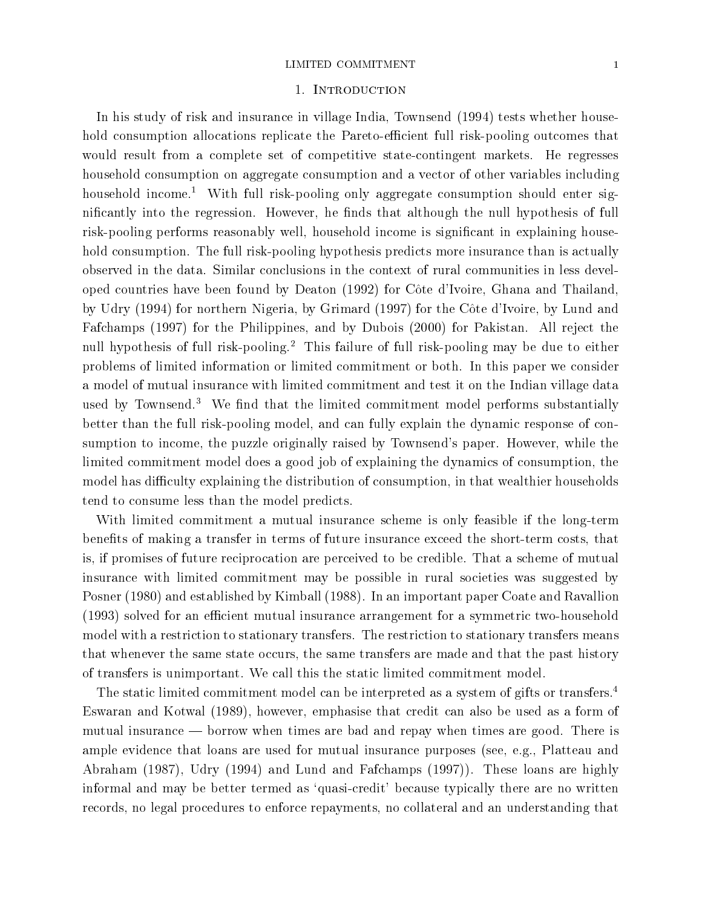## 1. Introduction

In his study of risk and insurance in village India, Townsend (1994) tests whether household consumption allocations replicate the Pareto-efficient full risk-pooling outcomes that would result from a complete set of competitive state-contingent markets. He regresses household consumption on aggregate consumption and a vector of other variables including household income.[1] With full risk-pooling only aggregate consumption should enter significantly into the regression. However, he finds that although the null hypothesis of full risk-pooling performs reasonably well, household income is significant in explaining household consumption. The full risk-pooling hypothesis predicts more insurance than is actually observed in the data. Similar conclusions in the context of rural communities in less developed countries have been found by Deaton (1992) for Côte d'Ivoire, Ghana and Thailand, by Udry (1994) for northern Nigeria, by Grimard (1997) for the Côte d'Ivoire, by Lund and Fafchamps (1997) for the Philippines, and by Dubois (2000) for Pakistan. All reject the null hypothesis of full risk-pooling.[2] This failure of full risk-pooling may be due to either problems of limited information or limited commitment or both. In this paper we consider a model of mutual insurance with limited commitment and test it on the Indian village data used by Townsend.[3] We find that the limited commitment model performs substantially better than the full risk-pooling model, and can fully explain the dynamic response of consumption to income, the puzzle originally raised by Townsend's paper. However, while the limited commitment model does a good job of explaining the dynamics of consumption, the model has difficulty explaining the distribution of consumption, in that wealthier households tend to consume less than the model predicts.

With limited commitment a mutual insurance scheme is only feasible if the long-term benefits of making a transfer in terms of future insurance exceed the short-term costs, that is, if promises of future reciprocation are perceived to be credible. That a scheme of mutual insurance with limited commitment may be possible in rural societies was suggested by Posner (1980) and established by Kimball (1988). In an important paper Coate and Ravallion (1993) solved for an efficient mutual insurance arrangement for a symmetric two-household model with a restriction to stationary transfers. The restriction to stationary transfers means that whenever the same state occurs, the same transfers are made and that the past history of transfers is unimportant. We call this the static limited commitment model.

The static limited commitment model can be interpreted as a system of gifts or transfers.[4] Eswaran and Kotwal (1989), however, emphasise that credit can also be used as a form of mutual insurance — borrow when times are bad and repay when times are good. There is ample evidence that loans are used for mutual insurance purposes (see, e.g., Platteau and Abraham (1987), Udry (1994) and Lund and Fafchamps (1997)). These loans are highly informal and may be better termed as 'quasi-credit' because typically there are no written records, no legal procedures to enforce repayments, no collateral and an understanding that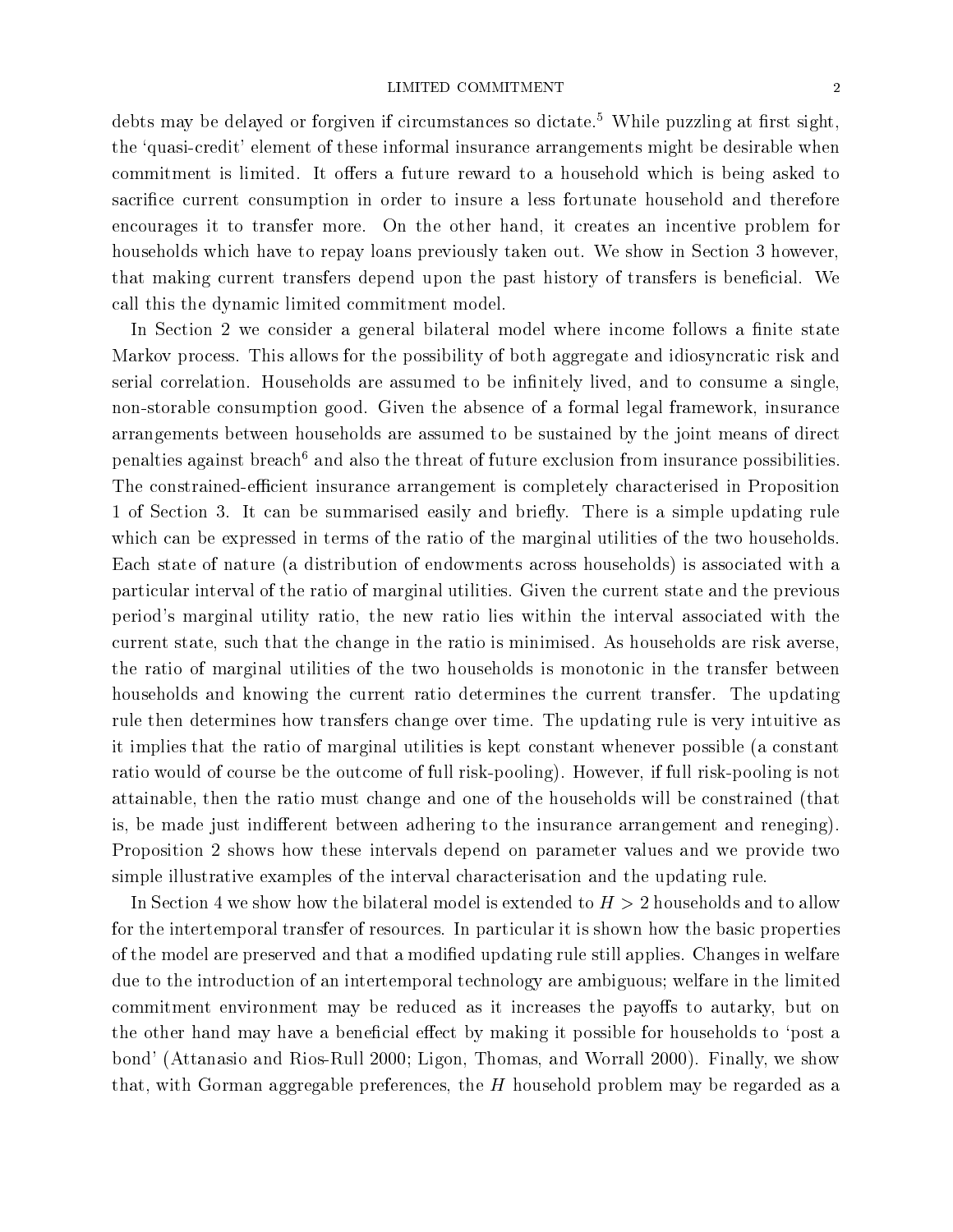debts may be delayed or forgiven if circumstances so dictate.[5] While puzzling at first sight, the 'quasi-credit' element of these informal insurance arrangements might be desirable when commitment is limited. It offers a future reward to a household which is being asked to sacrifice current consumption in order to insure a less fortunate household and therefore encourages it to transfer more. On the other hand, it creates an incentive problem for households which have to repay loans previously taken out. We show in Section 3 however, that making current transfers depend upon the past history of transfers is beneficial. We call this the dynamic limited commitment model.

In Section 2 we consider a general bilateral model where income follows a finite state Markov process. This allows for the possibility of both aggregate and idiosyncratic risk and serial correlation. Households are assumed to be infinitely lived, and to consume a single, non-storable consumption good. Given the absence of a formal legal framework, insurance arrangements between households are assumed to be sustained by the joint means of direct penalties against breach[6] and also the threat of future exclusion from insurance possibilities. The constrained-efficient insurance arrangement is completely characterised in Proposition 1 of Section 3. It can be summarised easily and briefly. There is a simple updating rule which can be expressed in terms of the ratio of the marginal utilities of the two households. Each state of nature (a distribution of endowments across households) is associated with a particular interval of the ratio of marginal utilities. Given the current state and the previous period's marginal utility ratio, the new ratio lies within the interval associated with the current state, such that the change in the ratio is minimised. As households are risk averse, the ratio of marginal utilities of the two households is monotonic in the transfer between households and knowing the current ratio determines the current transfer. The updating rule then determines how transfers change over time. The updating rule is very intuitive as it implies that the ratio of marginal utilities is kept constant whenever possible (a constant ratio would of course be the outcome of full risk-pooling). However, if full risk-pooling is not attainable, then the ratio must change and one of the households will be constrained (that is, be made just indifferent between adhering to the insurance arrangement and reneging). Proposition 2 shows how these intervals depend on parameter values and we provide two simple illustrative examples of the interval characterisation and the updating rule.

In Section 4 we show how the bilateral model is extended to $H > 2$ households and to allow for the intertemporal transfer of resources. In particular it is shown how the basic properties of the model are preserved and that a modified updating rule still applies. Changes in welfare due to the introduction of an intertemporal technology are ambiguous; welfare in the limited commitment environment may be reduced as it increases the payoffs to autarky, but on the other hand may have a beneficial effect by making it possible for households to 'post a bond' (Attanasio and Rios-Rull 2000; Ligon, Thomas, and Worrall 2000). Finally, we show that, with Gorman aggregable preferences, the $H$ household problem may be regarded as a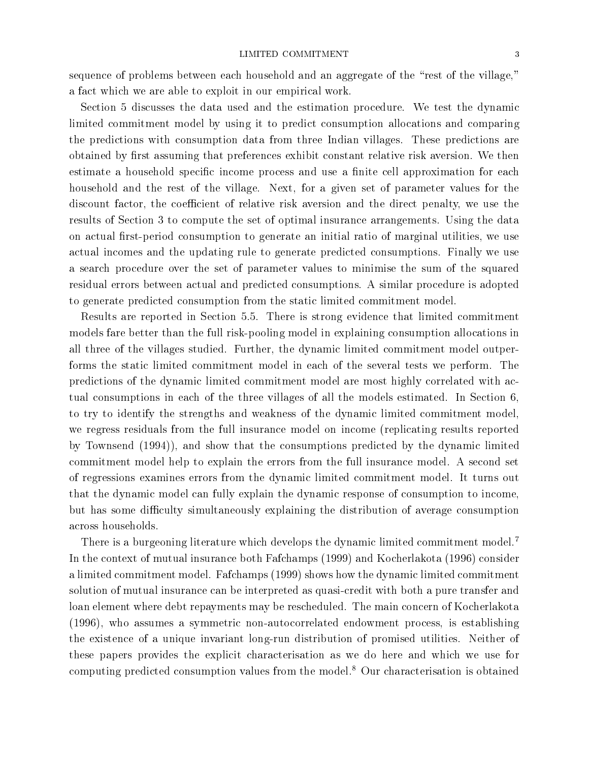sequence of problems between each household and an aggregate of the "rest of the village," a fact which we are able to exploit in our empirical work.

Section 5 discusses the data used and the estimation procedure. We test the dynamic limited commitment model by using it to predict consumption allocations and comparing the predictions with consumption data from three Indian villages. These predictions are obtained by first assuming that preferences exhibit constant relative risk aversion. We then estimate a household specific income process and use a finite cell approximation for each household and the rest of the village. Next, for a given set of parameter values for the discount factor, the coefficient of relative risk aversion and the direct penalty, we use the results of Section 3 to compute the set of optimal insurance arrangements. Using the data on actual first-period consumption to generate an initial ratio of marginal utilities, we use actual incomes and the updating rule to generate predicted consumptions. Finally we use a search procedure over the set of parameter values to minimise the sum of the squared residual errors between actual and predicted consumptions. A similar procedure is adopted to generate predicted consumption from the static limited commitment model.

Results are reported in Section 5.5. There is strong evidence that limited commitment models fare better than the full risk-pooling model in explaining consumption allocations in all three of the villages studied. Further, the dynamic limited commitment model outperforms the static limited commitment model in each of the several tests we perform. The predictions of the dynamic limited commitment model are most highly correlated with actual consumptions in each of the three villages of all the models estimated. In Section 6, to try to identify the strengths and weakness of the dynamic limited commitment model, we regress residuals from the full insurance model on income (replicating results reported by Townsend (1994)), and show that the consumptions predicted by the dynamic limited commitment model help to explain the errors from the full insurance model. A second set of regressions examines errors from the dynamic limited commitment model. It turns out that the dynamic model can fully explain the dynamic response of consumption to income, but has some difficulty simultaneously explaining the distribution of average consumption across households.

There is a burgeoning literature which develops the dynamic limited commitment model.[7] In the context of mutual insurance both Fafchamps (1999) and Kocherlakota (1996) consider a limited commitment model. Fafchamps (1999) shows how the dynamic limited commitment solution of mutual insurance can be interpreted as quasi-credit with both a pure transfer and loan element where debt repayments may be rescheduled. The main concern of Kocherlakota (1996), who assumes a symmetric non-autocorrelated endowment process, is establishing the existence of a unique invariant long-run distribution of promised utilities. Neither of these papers provides the explicit characterisation as we do here and which we use for computing predicted consumption values from the model.[8] Our characterisation is obtained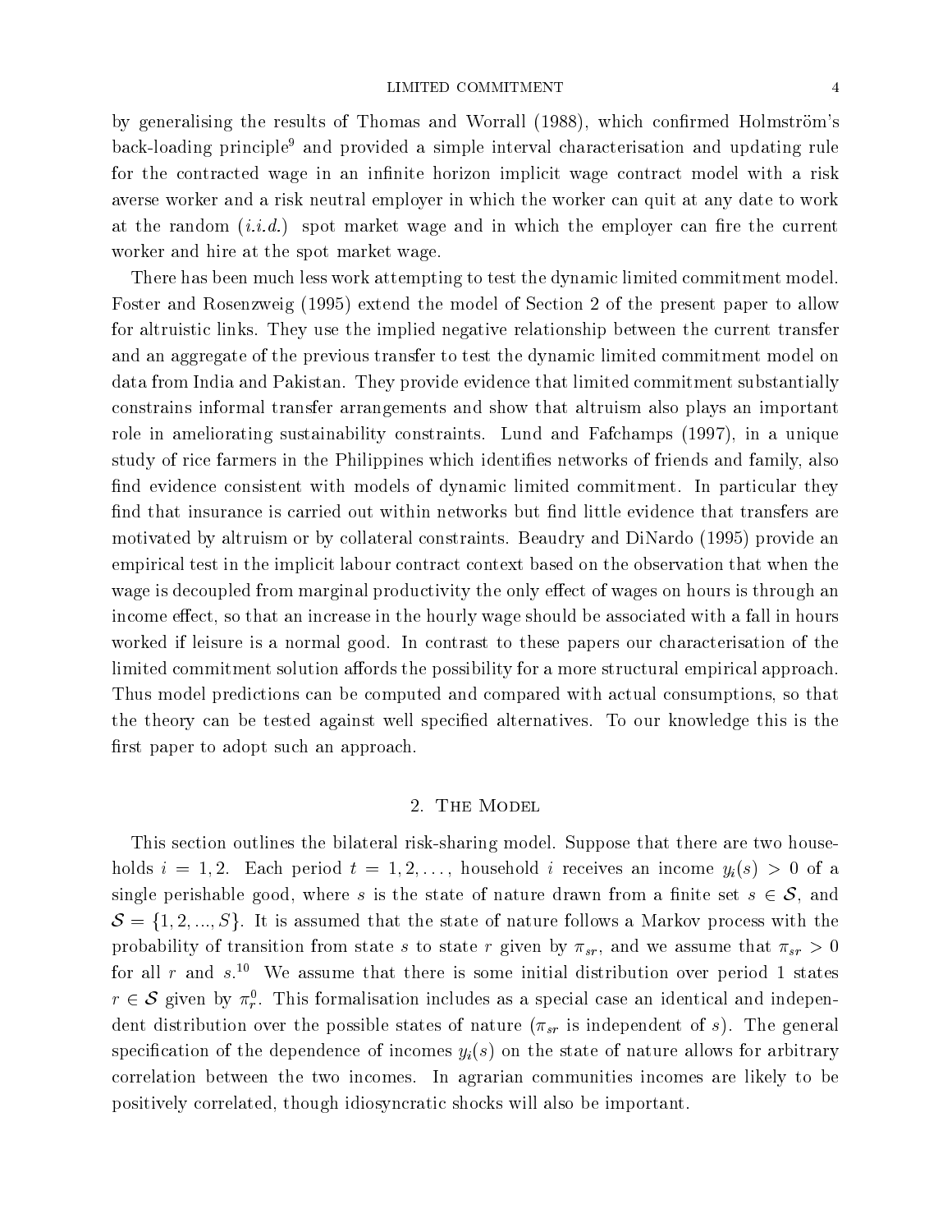by generalising the results of Thomas and Worrall (1988), which confirmed Holmström's back-loading principle[9] and provided a simple interval characterisation and updating rule for the contracted wage in an infinite horizon implicit wage contract model with a risk averse worker and a risk neutral employer in which the worker can quit at any date to work at the random (*i.i.d.*) spot market wage and in which the employer can fire the current worker and hire at the spot market wage.

There has been much less work attempting to test the dynamic limited commitment model. Foster and Rosenzweig (1995) extend the model of Section 2 of the present paper to allow for altruistic links. They use the implied negative relationship between the current transfer and an aggregate of the previous transfer to test the dynamic limited commitment model on data from India and Pakistan. They provide evidence that limited commitment substantially constrains informal transfer arrangements and show that altruism also plays an important role in ameliorating sustainability constraints. Lund and Fafchamps (1997), in a unique study of rice farmers in the Philippines which identifies networks of friends and family, also find evidence consistent with models of dynamic limited commitment. In particular they find that insurance is carried out within networks but find little evidence that transfers are motivated by altruism or by collateral constraints. Beaudry and DiNardo (1995) provide an empirical test in the implicit labour contract context based on the observation that when the wage is decoupled from marginal productivity the only effect of wages on hours is through an income effect, so that an increase in the hourly wage should be associated with a fall in hours worked if leisure is a normal good. In contrast to these papers our characterisation of the limited commitment solution affords the possibility for a more structural empirical approach. Thus model predictions can be computed and compared with actual consumptions, so that the theory can be tested against well specified alternatives. To our knowledge this is the first paper to adopt such an approach.

## 2. The Model

This section outlines the bilateral risk-sharing model. Suppose that there are two households $i = 1, 2$. Each period $t = 1, 2, \ldots$, household $i$ receives an income $y_i(s) > 0$ of a single perishable good, where $s$ is the state of nature drawn from a finite set $s \in \mathcal{S}$, and $\mathcal{S} = \{1, 2, ..., S\}$. It is assumed that the state of nature follows a Markov process with the probability of transition from state $s$ to state $r$ given by $\pi_{sr}$, and we assume that $\pi_{sr} > 0$ for all $r$ and $s$.[10] We assume that there is some initial distribution over period 1 states $r \in \mathcal{S}$ given by $\pi_r^0$. This formalisation includes as a special case an identical and independent distribution over the possible states of nature ($\pi_{sr}$ is independent of $s$). The general specification of the dependence of incomes $y_i(s)$ on the state of nature allows for arbitrary correlation between the two incomes. In agrarian communities incomes are likely to be positively correlated, though idiosyncratic shocks will also be important.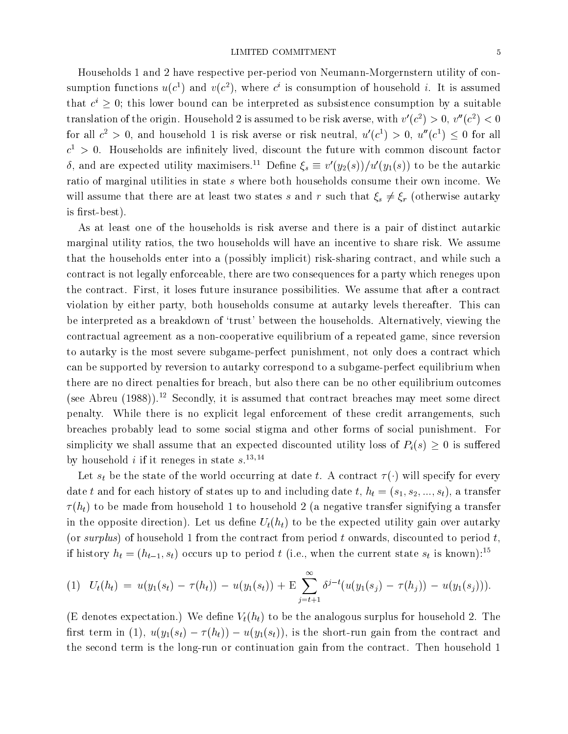Households 1 and 2 have respective per-period von Neumann-Morgernstern utility of consumption functions $u(c^1)$ and $v(c^2)$, where $c^i$ is consumption of household $i$. It is assumed that $c^i \geq 0$; this lower bound can be interpreted as subsistence consumption by a suitable translation of the origin. Household 2 is assumed to be risk averse, with $v'(c^2) > 0$, $v''(c^2) < 0$ for all $c^2 > 0$, and household 1 is risk averse or risk neutral, $u'(c^1) > 0$, $u''(c^1) \leq 0$ for all $c^1 > 0$. Households are infinitely lived, discount the future with common discount factor $\delta$, and are expected utility maximisers.[11] Define $\xi_s \equiv v'(y_2(s))/u'(y_1(s))$ to be the autarkic ratio of marginal utilities in state $s$ where both households consume their own income. We will assume that there are at least two states $s$ and $r$ such that $\xi_s \neq \xi_r$ (otherwise autarky is first-best).

As at least one of the households is risk averse and there is a pair of distinct autarkic marginal utility ratios, the two households will have an incentive to share risk. We assume that the households enter into a (possibly implicit) risk-sharing contract, and while such a contract is not legally enforceable, there are two consequences for a party which reneges upon the contract. First, it loses future insurance possibilities. We assume that after a contract violation by either party, both households consume at autarky levels thereafter. This can be interpreted as a breakdown of 'trust' between the households. Alternatively, viewing the contractual agreement as a non-cooperative equilibrium of a repeated game, since reversion to autarky is the most severe subgame-perfect punishment, not only does a contract which can be supported by reversion to autarky correspond to a subgame-perfect equilibrium when there are no direct penalties for breach, but also there can be no other equilibrium outcomes (see Abreu (1988)).[12] Secondly, it is assumed that contract breaches may meet some direct penalty. While there is no explicit legal enforcement of these credit arrangements, such breaches probably lead to some social stigma and other forms of social punishment. For simplicity we shall assume that an expected discounted utility loss of $P_i(s) \geq 0$ is suffered by household $i$ if it reneges in state $s$.[13,14]

Let $s_t$ be the state of the world occurring at date $t$. A contract $\tau(\cdot)$ will specify for every date $t$ and for each history of states up to and including date $t$, $h_t = (s_1, s_2, ..., s_t)$, a transfer $\tau(h_t)$ to be made from household 1 to household 2 (a negative transfer signifying a transfer in the opposite direction). Let us define $U_t(h_t)$ to be the expected utility gain over autarky (or *surplus*) of household 1 from the contract from period $t$ onwards, discounted to period $t$, if history $h_t = (h_{t-1}, s_t)$ occurs up to period $t$ (i.e., when the current state $s_t$ is known):[15]

$$(1) \quad U_t(h_t) = u(y_1(s_t) - \tau(h_t)) - u(y_1(s_t)) + \mathrm{E} \sum_{j=t+1}^{\infty} \delta^{j-t}(u(y_1(s_j) - \tau(h_j)) - u(y_1(s_j))).$$

(E denotes expectation.) We define $V_t(h_t)$ to be the analogous surplus for household 2. The first term in (1), $u(y_1(s_t) - \tau(h_t)) - u(y_1(s_t))$, is the short-run gain from the contract and the second term is the long-run or continuation gain from the contract. Then household 1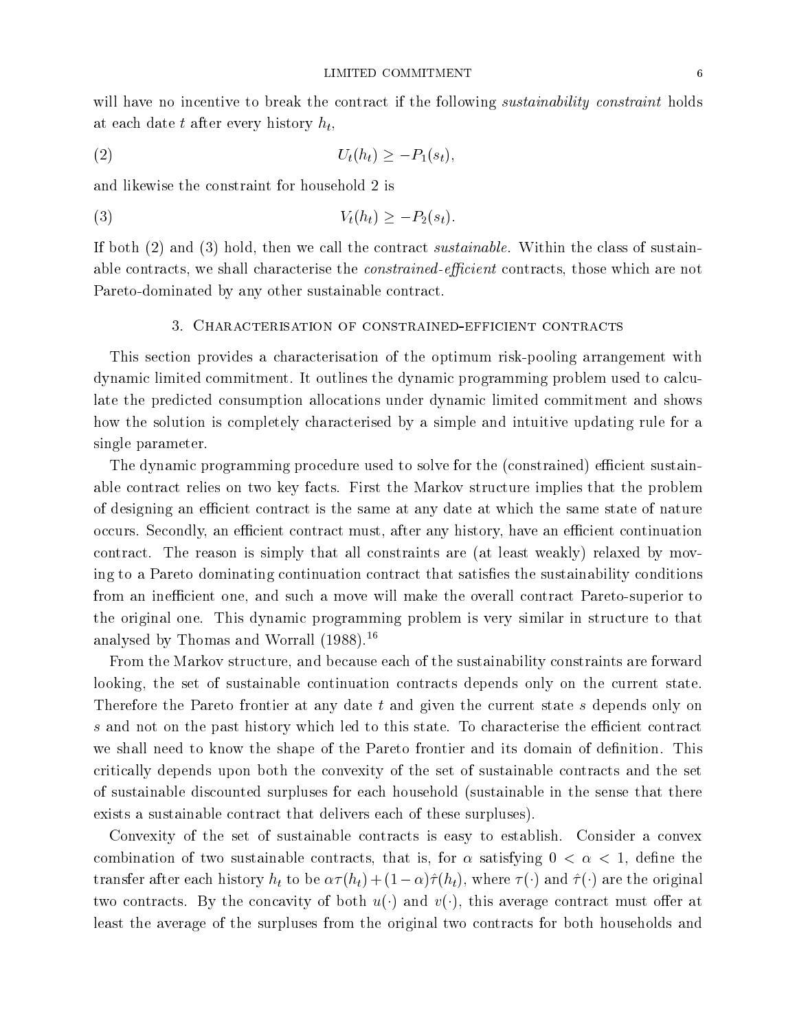will have no incentive to break the contract if the following *sustainability constraint* holds at each date $t$ after every history $h_t$,

$$U_t(h_t) \geq -P_1(s_t), \tag{2}$$

and likewise the constraint for household 2 is

$$V_t(h_t) \geq -P_2(s_t). \tag{3}$$

If both (2) and (3) hold, then we call the contract *sustainable*. Within the class of sustainable contracts, we shall characterise the *constrained-efficient* contracts, those which are not Pareto-dominated by any other sustainable contract.

## 3. Characterisation of constrained-efficient contracts

This section provides a characterisation of the optimum risk-pooling arrangement with dynamic limited commitment. It outlines the dynamic programming problem used to calculate the predicted consumption allocations under dynamic limited commitment and shows how the solution is completely characterised by a simple and intuitive updating rule for a single parameter.

The dynamic programming procedure used to solve for the (constrained) efficient sustainable contract relies on two key facts. First the Markov structure implies that the problem of designing an efficient contract is the same at any date at which the same state of nature occurs. Secondly, an efficient contract must, after any history, have an efficient continuation contract. The reason is simply that all constraints are (at least weakly) relaxed by moving to a Pareto dominating continuation contract that satisfies the sustainability conditions from an inefficient one, and such a move will make the overall contract Pareto-superior to the original one. This dynamic programming problem is very similar in structure to that analysed by Thomas and Worrall (1988).[16]

From the Markov structure, and because each of the sustainability constraints are forward looking, the set of sustainable continuation contracts depends only on the current state. Therefore the Pareto frontier at any date $t$ and given the current state $s$ depends only on $s$ and not on the past history which led to this state. To characterise the efficient contract we shall need to know the shape of the Pareto frontier and its domain of definition. This critically depends upon both the convexity of the set of sustainable contracts and the set of sustainable discounted surpluses for each household (sustainable in the sense that there exists a sustainable contract that delivers each of these surpluses).

Convexity of the set of sustainable contracts is easy to establish. Consider a convex combination of two sustainable contracts, that is, for $\alpha$ satisfying $0 < \alpha < 1$, define the transfer after each history $h_t$ to be $\alpha\tau(h_t) + (1-\alpha)\hat{\tau}(h_t)$, where $\tau(\cdot)$ and $\hat{\tau}(\cdot)$ are the original two contracts. By the concavity of both $u(\cdot)$ and $v(\cdot)$, this average contract must offer at least the average of the surpluses from the original two contracts for both households and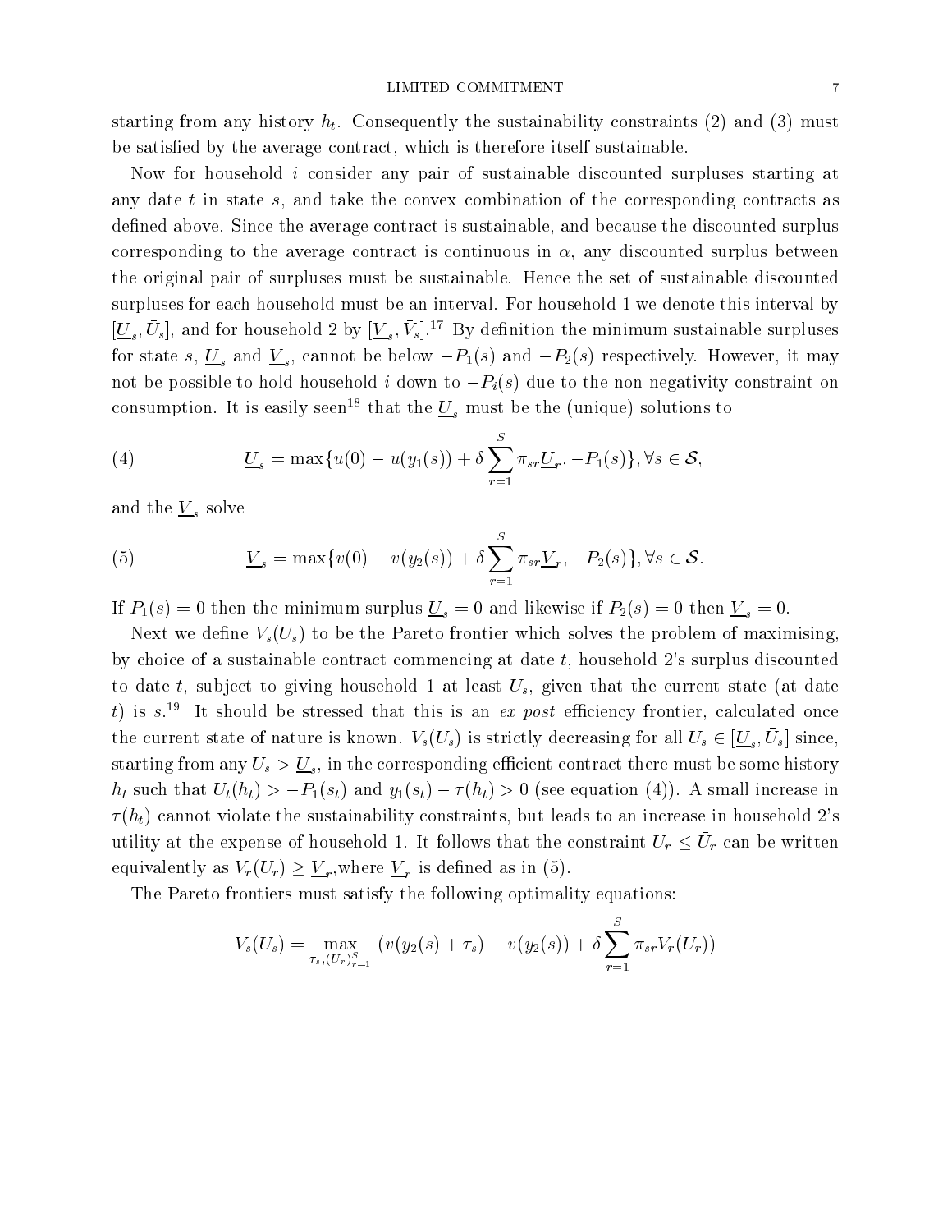starting from any history $h_t$. Consequently the sustainability constraints (2) and (3) must be satisfied by the average contract, which is therefore itself sustainable.

Now for household $i$ consider any pair of sustainable discounted surpluses starting at any date $t$ in state $s$, and take the convex combination of the corresponding contracts as defined above. Since the average contract is sustainable, and because the discounted surplus corresponding to the average contract is continuous in $\alpha$, any discounted surplus between the original pair of surpluses must be sustainable. Hence the set of sustainable discounted surpluses for each household must be an interval. For household 1 we denote this interval by $[\underline{U}_s, \bar{U}_s]$, and for household 2 by $[\underline{V}_s, \bar{V}_s]$.[17] By definition the minimum sustainable surpluses for state $s$, $\underline{U}_s$ and $\underline{V}_s$, cannot be below $-P_1(s)$ and $-P_2(s)$ respectively. However, it may not be possible to hold household $i$ down to $-P_i(s)$ due to the non-negativity constraint on consumption. It is easily seen[18] that the $\underline{U}_s$ must be the (unique) solutions to

$$\underline{U}_s = \max\{u(0) - u(y_1(s)) + \delta \sum_{r=1}^{S} \pi_{sr} \underline{U}_r, -P_1(s)\}, \forall s \in \mathcal{S}, \tag{4}$$

and the $\underline{V}_s$ solve

$$\underline{V}_s = \max\{v(0) - v(y_2(s)) + \delta \sum_{r=1}^{S} \pi_{sr} \underline{V}_r, -P_2(s)\}, \forall s \in \mathcal{S}. \tag{5}$$

If $P_1(s) = 0$ then the minimum surplus $\underline{U}_s = 0$ and likewise if $P_2(s) = 0$ then $\underline{V}_s = 0$.

Next we define $V_s(U_s)$ to be the Pareto frontier which solves the problem of maximising, by choice of a sustainable contract commencing at date $t$, household 2's surplus discounted to date $t$, subject to giving household 1 at least $U_s$, given that the current state (at date $t$) is $s$.[19] It should be stressed that this is an *ex post* efficiency frontier, calculated once the current state of nature is known. $V_s(U_s)$ is strictly decreasing for all $U_s \in [\underline{U}_s, \bar{U}_s]$ since, starting from any $U_s > \underline{U}_s$, in the corresponding efficient contract there must be some history $h_t$ such that $U_t(h_t) > -P_1(s_t)$ and $y_1(s_t) - \tau(h_t) > 0$ (see equation (4)). A small increase in $\tau(h_t)$ cannot violate the sustainability constraints, but leads to an increase in household 2's utility at the expense of household 1. It follows that the constraint $U_r \leq \bar{U}_r$ can be written equivalently as $V_r(U_r) \geq \underline{V}_r$, where $\underline{V}_r$ is defined as in (5).

The Pareto frontiers must satisfy the following optimality equations:

$$V_s(U_s) = \max_{\tau_s, (U_r)_{r=1}^S} \left(v(y_2(s) + \tau_s) - v(y_2(s)) + \delta \sum_{r=1}^{S} \pi_{sr} V_r(U_r)\right)$$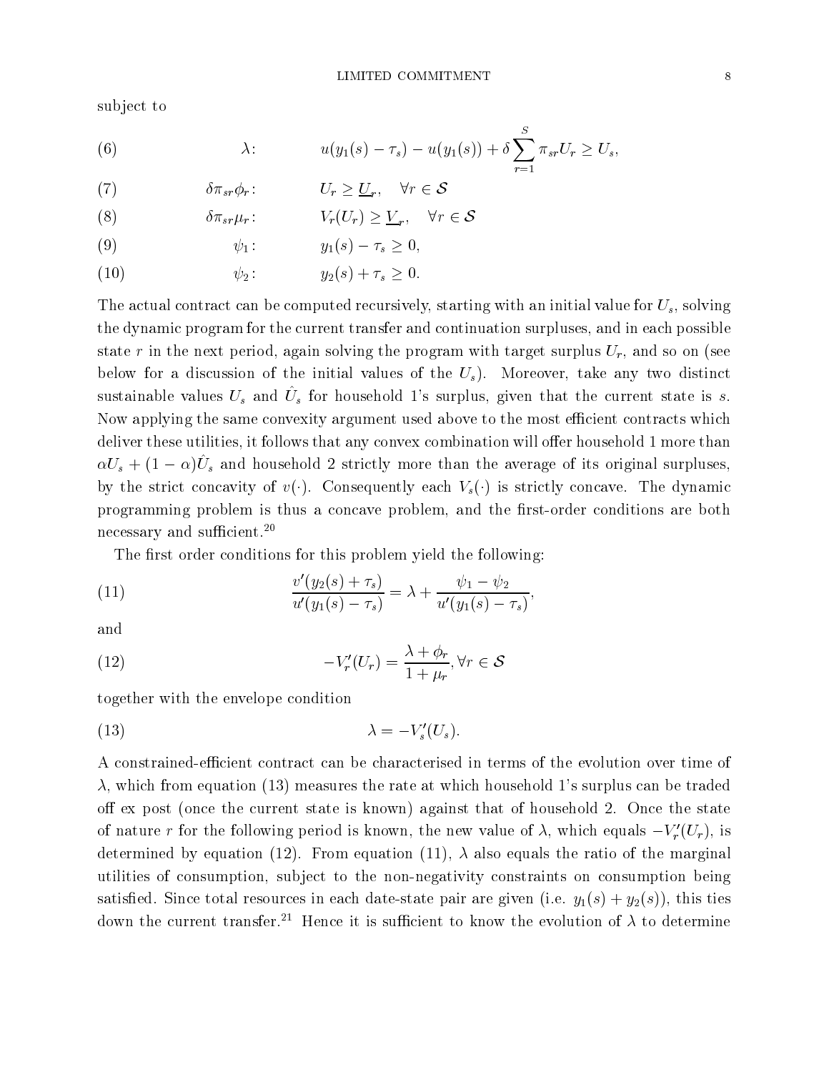subject to

$$(6) \qquad \lambda: \qquad u(y_1(s) - \tau_s) - u(y_1(s)) + \delta \sum_{r=1}^{S} \pi_{sr} U_r \geq U_s,$$

$$(7) \qquad \delta \pi_{sr} \phi_r: \qquad U_r \geq \underline{U}_r, \quad \forall r \in \mathcal{S}$$

$$(8) \qquad \delta \pi_{sr} \mu_r: \qquad V_r(U_r) \geq \underline{V}_r, \quad \forall r \in \mathcal{S}$$

$$(9) \qquad \psi_1: \qquad y_1(s) - \tau_s \geq 0,$$

$$(10) \qquad \psi_2: \qquad y_2(s) + \tau_s \geq 0.$$

The actual contract can be computed recursively, starting with an initial value for $U_s$, solving the dynamic program for the current transfer and continuation surpluses, and in each possible state $r$ in the next period, again solving the program with target surplus $U_r$, and so on (see below for a discussion of the initial values of the $U_s$). Moreover, take any two distinct sustainable values $U_s$ and $\hat{U}_s$ for household 1's surplus, given that the current state is $s$. Now applying the same convexity argument used above to the most efficient contracts which deliver these utilities, it follows that any convex combination will offer household 1 more than $\alpha U_s + (1-\alpha)\hat{U}_s$ and household 2 strictly more than the average of its original surpluses, by the strict concavity of $v(\cdot)$. Consequently each $V_s(\cdot)$ is strictly concave. The dynamic programming problem is thus a concave problem, and the first-order conditions are both necessary and sufficient.[20]

The first order conditions for this problem yield the following:

$$(11) \qquad \frac{v'(y_2(s) + \tau_s)}{u'(y_1(s) - \tau_s)} = \lambda + \frac{\psi_1 - \psi_2}{u'(y_1(s) - \tau_s)},$$

and

$$(12) \qquad -V_r'(U_r) = \frac{\lambda + \phi_r}{1 + \mu_r}, \forall r \in \mathcal{S}$$

together with the envelope condition

$$(13) \qquad \lambda = -V_s'(U_s).$$

A constrained-efficient contract can be characterised in terms of the evolution over time of $\lambda$, which from equation (13) measures the rate at which household 1's surplus can be traded off ex post (once the current state is known) against that of household 2. Once the state of nature $r$ for the following period is known, the new value of $\lambda$, which equals $-V_r'(U_r)$, is determined by equation (12). From equation (11), $\lambda$ also equals the ratio of the marginal utilities of consumption, subject to the non-negativity constraints on consumption being satisfied. Since total resources in each date-state pair are given (i.e. $y_1(s) + y_2(s)$), this ties down the current transfer.[21] Hence it is sufficient to know the evolution of $\lambda$ to determine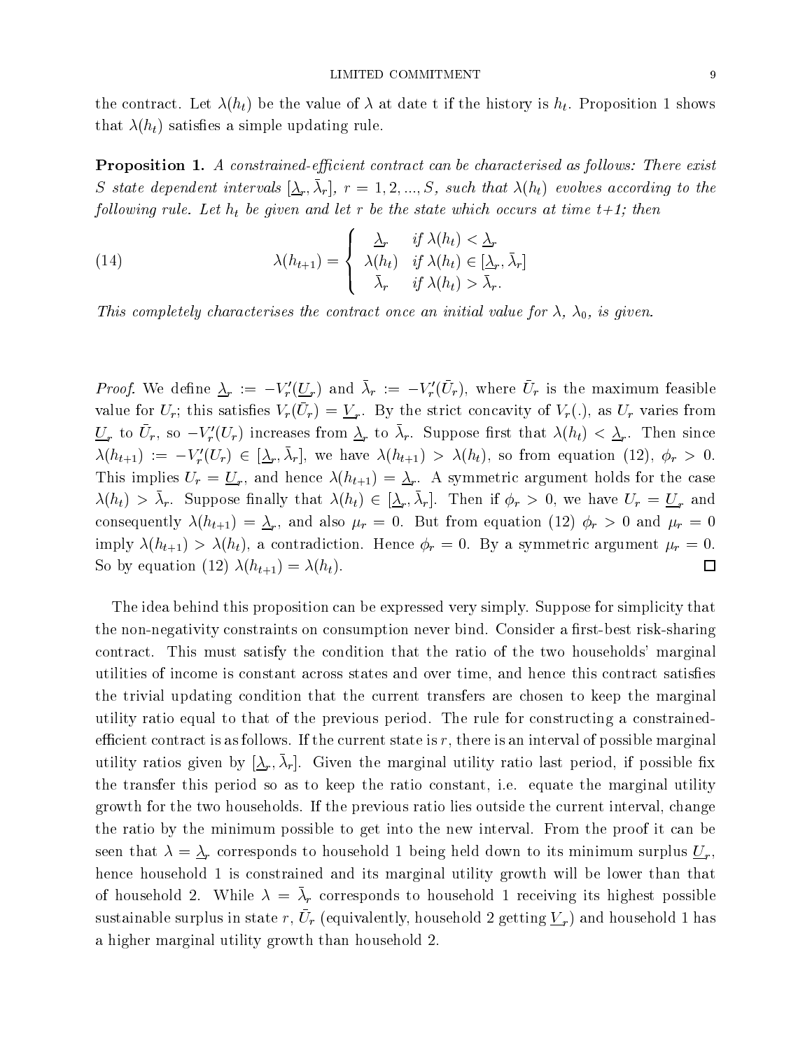the contract. Let $\lambda(h_t)$ be the value of $\lambda$ at date t if the history is $h_t$. Proposition 1 shows that $\lambda(h_t)$ satisfies a simple updating rule.

**Proposition 1.** *A constrained-efficient contract can be characterised as follows: There exist S state dependent intervals $[\underline{\lambda}_r, \bar{\lambda}_r]$, $r = 1, 2, ..., S$, such that $\lambda(h_t)$ evolves according to the following rule. Let $h_t$ be given and let r be the state which occurs at time t+1; then*

$$\lambda(h_{t+1}) = \begin{cases} \underline{\lambda}_r & \text{if } \lambda(h_t) < \underline{\lambda}_r \\ \lambda(h_t) & \text{if } \lambda(h_t) \in [\underline{\lambda}_r, \bar{\lambda}_r] \\ \bar{\lambda}_r & \text{if } \lambda(h_t) > \bar{\lambda}_r. \end{cases} \tag{14}$$

*This completely characterises the contract once an initial value for $\lambda$, $\lambda_0$, is given.*

*Proof.* We define $\underline{\lambda}_r := -V_r'(\underline{U}_r)$ and $\bar{\lambda}_r := -V_r'(\bar{U}_r)$, where $\bar{U}_r$ is the maximum feasible value for $U_r$; this satisfies $V_r(\bar{U}_r) = \underline{V}_r$. By the strict concavity of $V_r(.)$, as $U_r$ varies from $\underline{U}_r$ to $\bar{U}_r$, so $-V_r'(U_r)$ increases from $\underline{\lambda}_r$ to $\bar{\lambda}_r$. Suppose first that $\lambda(h_t) < \underline{\lambda}_r$. Then since $\lambda(h_{t+1}) := -V_r'(U_r) \in [\underline{\lambda}_r, \bar{\lambda}_r]$, we have $\lambda(h_{t+1}) > \lambda(h_t)$, so from equation (12), $\phi_r > 0$. This implies $U_r = \underline{U}_r$, and hence $\lambda(h_{t+1}) = \underline{\lambda}_r$. A symmetric argument holds for the case $\lambda(h_t) > \bar{\lambda}_r$. Suppose finally that $\lambda(h_t) \in [\underline{\lambda}_r, \bar{\lambda}_r]$. Then if $\phi_r > 0$, we have $U_r = \underline{U}_r$ and consequently $\lambda(h_{t+1}) = \underline{\lambda}_r$, and also $\mu_r = 0$. But from equation (12) $\phi_r > 0$ and $\mu_r = 0$ imply $\lambda(h_{t+1}) > \lambda(h_t)$, a contradiction. Hence $\phi_r = 0$. By a symmetric argument $\mu_r = 0$. So by equation (12) $\lambda(h_{t+1}) = \lambda(h_t)$. □

The idea behind this proposition can be expressed very simply. Suppose for simplicity that the non-negativity constraints on consumption never bind. Consider a first-best risk-sharing contract. This must satisfy the condition that the ratio of the two households' marginal utilities of income is constant across states and over time, and hence this contract satisfies the trivial updating condition that the current transfers are chosen to keep the marginal utility ratio equal to that of the previous period. The rule for constructing a constrained-efficient contract is as follows. If the current state is $r$, there is an interval of possible marginal utility ratios given by $[\underline{\lambda}_r, \bar{\lambda}_r]$. Given the marginal utility ratio last period, if possible fix the transfer this period so as to keep the ratio constant, i.e. equate the marginal utility growth for the two households. If the previous ratio lies outside the current interval, change the ratio by the minimum possible to get into the new interval. From the proof it can be seen that $\lambda = \underline{\lambda}_r$ corresponds to household 1 being held down to its minimum surplus $\underline{U}_r$, hence household 1 is constrained and its marginal utility growth will be lower than that of household 2. While $\lambda = \bar{\lambda}_r$ corresponds to household 1 receiving its highest possible sustainable surplus in state $r$, $\bar{U}_r$ (equivalently, household 2 getting $\underline{V}_r$) and household 1 has a higher marginal utility growth than household 2.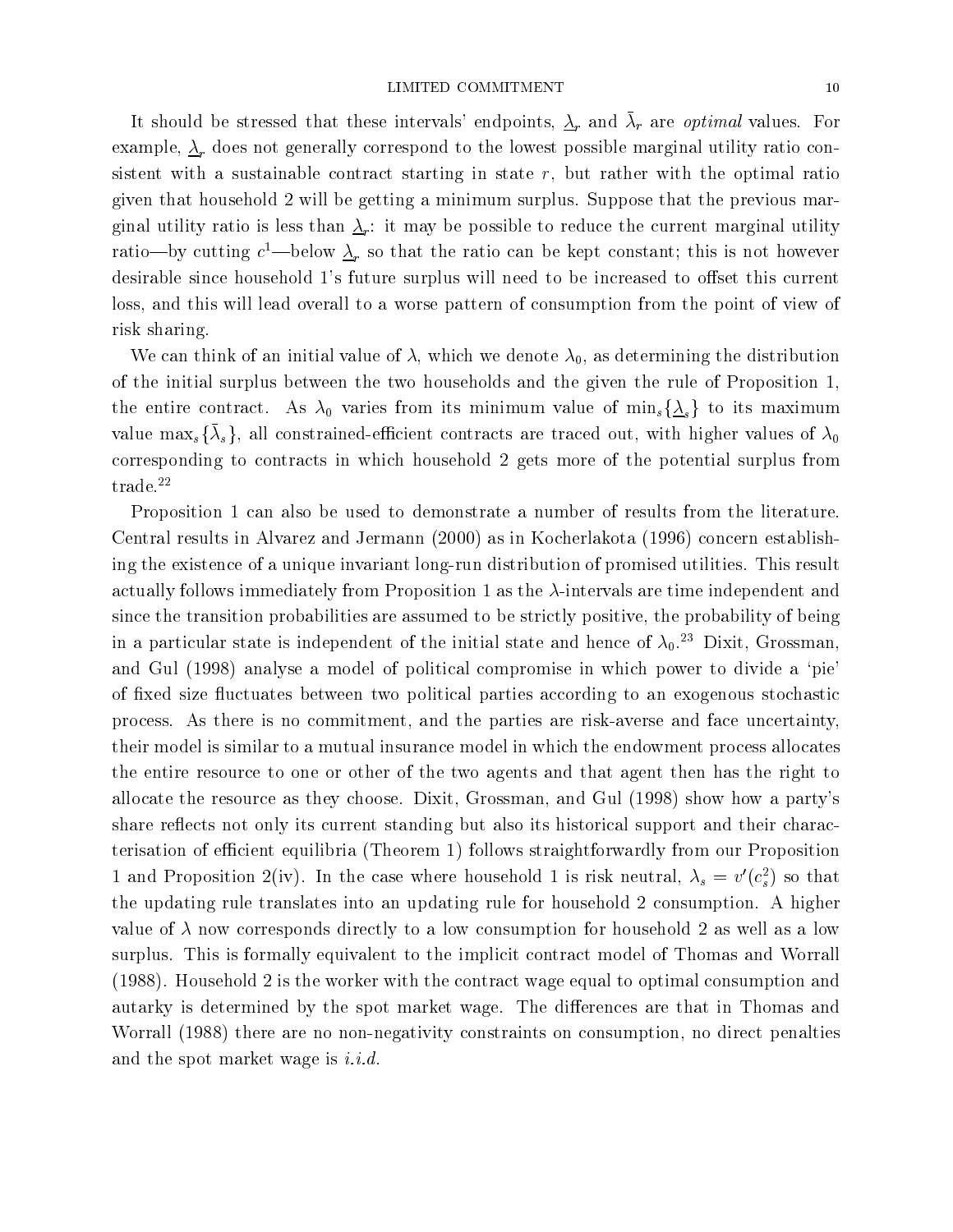It should be stressed that these intervals' endpoints, $\underline{\lambda}_r$ and $\bar{\lambda}_r$ are *optimal* values. For example, $\underline{\lambda}_r$ does not generally correspond to the lowest possible marginal utility ratio consistent with a sustainable contract starting in state $r$, but rather with the optimal ratio given that household 2 will be getting a minimum surplus. Suppose that the previous marginal utility ratio is less than $\underline{\lambda}_r$: it may be possible to reduce the current marginal utility ratio—by cutting $c^1$—below $\underline{\lambda}_r$ so that the ratio can be kept constant; this is not however desirable since household 1's future surplus will need to be increased to offset this current loss, and this will lead overall to a worse pattern of consumption from the point of view of risk sharing.

We can think of an initial value of $\lambda$, which we denote $\lambda_0$, as determining the distribution of the initial surplus between the two households and the given the rule of Proposition 1, the entire contract. As $\lambda_0$ varies from its minimum value of $\min_s\{\underline{\lambda}_s\}$ to its maximum value $\max_s\{\bar{\lambda}_s\}$, all constrained-efficient contracts are traced out, with higher values of $\lambda_0$ corresponding to contracts in which household 2 gets more of the potential surplus from trade.[22]

Proposition 1 can also be used to demonstrate a number of results from the literature. Central results in Alvarez and Jermann (2000) as in Kocherlakota (1996) concern establishing the existence of a unique invariant long-run distribution of promised utilities. This result actually follows immediately from Proposition 1 as the $\lambda$-intervals are time independent and since the transition probabilities are assumed to be strictly positive, the probability of being in a particular state is independent of the initial state and hence of $\lambda_0$.[23] Dixit, Grossman, and Gul (1998) analyse a model of political compromise in which power to divide a 'pie' of fixed size fluctuates between two political parties according to an exogenous stochastic process. As there is no commitment, and the parties are risk-averse and face uncertainty, their model is similar to a mutual insurance model in which the endowment process allocates the entire resource to one or other of the two agents and that agent then has the right to allocate the resource as they choose. Dixit, Grossman, and Gul (1998) show how a party's share reflects not only its current standing but also its historical support and their characterisation of efficient equilibria (Theorem 1) follows straightforwardly from our Proposition 1 and Proposition 2(iv). In the case where household 1 is risk neutral, $\lambda_s = v'(c_s^2)$ so that the updating rule translates into an updating rule for household 2 consumption. A higher value of $\lambda$ now corresponds directly to a low consumption for household 2 as well as a low surplus. This is formally equivalent to the implicit contract model of Thomas and Worrall (1988). Household 2 is the worker with the contract wage equal to optimal consumption and autarky is determined by the spot market wage. The differences are that in Thomas and Worrall (1988) there are no non-negativity constraints on consumption, no direct penalties and the spot market wage is *i.i.d.*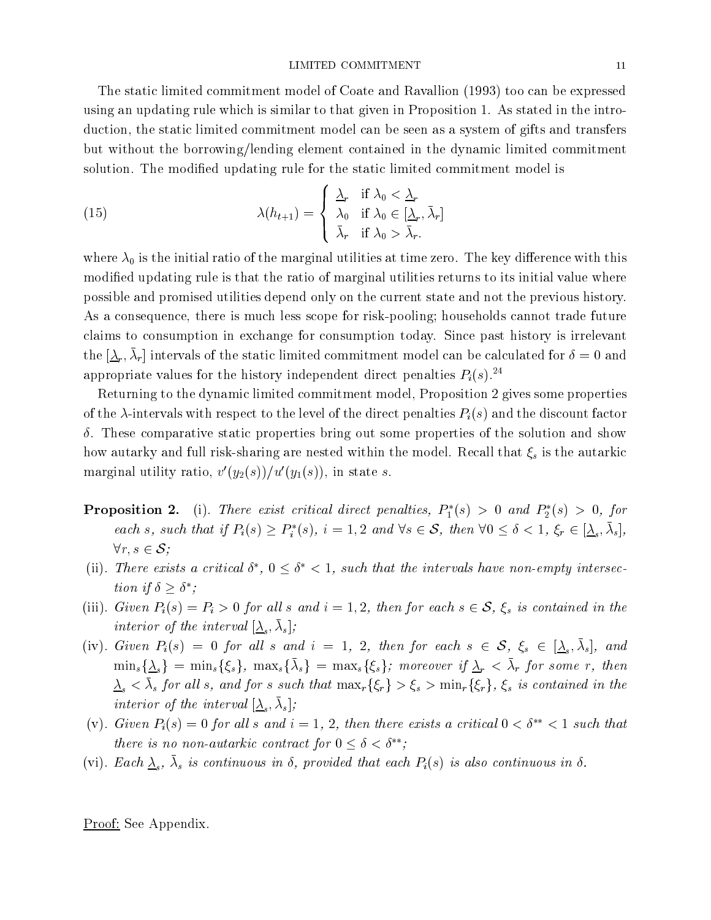The static limited commitment model of Coate and Ravallion (1993) too can be expressed using an updating rule which is similar to that given in Proposition 1. As stated in the introduction, the static limited commitment model can be seen as a system of gifts and transfers but without the borrowing/lending element contained in the dynamic limited commitment solution. The modified updating rule for the static limited commitment model is

$$\lambda(h_{t+1}) = \begin{cases} \underline{\lambda}_r & \text{if } \lambda_0 < \underline{\lambda}_r \\ \lambda_0 & \text{if } \lambda_0 \in [\underline{\lambda}_r, \bar{\lambda}_r] \\ \bar{\lambda}_r & \text{if } \lambda_0 > \bar{\lambda}_r. \end{cases} \tag{15}$$

where $\lambda_0$ is the initial ratio of the marginal utilities at time zero. The key difference with this modified updating rule is that the ratio of marginal utilities returns to its initial value where possible and promised utilities depend only on the current state and not the previous history. As a consequence, there is much less scope for risk-pooling; households cannot trade future claims to consumption in exchange for consumption today. Since past history is irrelevant the $[\underline{\lambda}_r, \bar{\lambda}_r]$ intervals of the static limited commitment model can be calculated for $\delta = 0$ and appropriate values for the history independent direct penalties $P_i(s)$.[24]

Returning to the dynamic limited commitment model, Proposition 2 gives some properties of the $\lambda$-intervals with respect to the level of the direct penalties $P_i(s)$ and the discount factor $\delta$. These comparative static properties bring out some properties of the solution and show how autarky and full risk-sharing are nested within the model. Recall that $\xi_s$ is the autarkic marginal utility ratio, $v'(y_2(s))/u'(y_1(s))$, in state $s$.

**Proposition 2.** (i). *There exist critical direct penalties, $P_1^*(s) > 0$ and $P_2^*(s) > 0$, for each $s$, such that if $P_i(s) \geq P_i^*(s)$, $i = 1, 2$ and $\forall s \in \mathcal{S}$, then $\forall 0 \leq \delta < 1$, $\xi_r \in [\underline{\lambda}_s, \bar{\lambda}_s]$, $\forall r, s \in \mathcal{S}$;*

(ii). *There exists a critical $\delta^*$, $0 \leq \delta^* < 1$, such that the intervals have non-empty intersection if $\delta \geq \delta^*$;*

(iii). *Given $P_i(s) = P_i > 0$ for all $s$ and $i = 1, 2$, then for each $s \in \mathcal{S}$, $\xi_s$ is contained in the interior of the interval $[\underline{\lambda}_s, \bar{\lambda}_s]$;*

(iv). *Given $P_i(s) = 0$ for all $s$ and $i = 1, 2$, then for each $s \in \mathcal{S}$, $\xi_s \in [\underline{\lambda}_s, \bar{\lambda}_s]$, and $\min_s\{\underline{\lambda}_s\} = \min_s\{\xi_s\}$, $\max_s\{\bar{\lambda}_s\} = \max_s\{\xi_s\}$; moreover if $\underline{\lambda}_r < \bar{\lambda}_r$ for some $r$, then $\underline{\lambda}_s < \bar{\lambda}_s$ for all $s$, and for $s$ such that $\max_r\{\xi_r\} > \xi_s > \min_r\{\xi_r\}$, $\xi_s$ is contained in the interior of the interval $[\underline{\lambda}_s, \bar{\lambda}_s]$;*

(v). *Given $P_i(s) = 0$ for all $s$ and $i = 1, 2$, then there exists a critical $0 < \delta^{**} < 1$ such that there is no non-autarkic contract for $0 \leq \delta < \delta^{**}$;*

(vi). *Each $\underline{\lambda}_s$, $\bar{\lambda}_s$ is continuous in $\delta$, provided that each $P_i(s)$ is also continuous in $\delta$.*

Proof: See Appendix.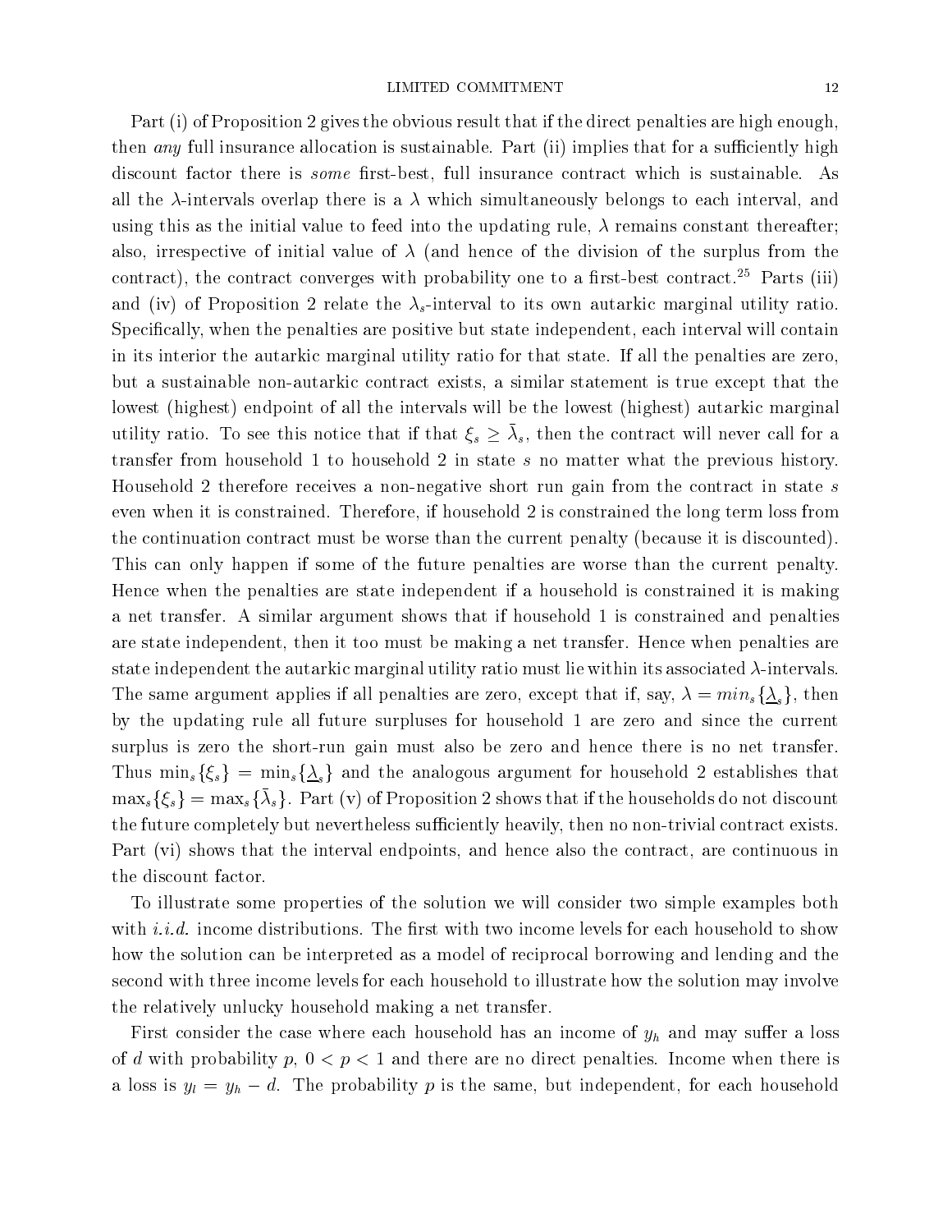Part (i) of Proposition 2 gives the obvious result that if the direct penalties are high enough, then *any* full insurance allocation is sustainable. Part (ii) implies that for a sufficiently high discount factor there is *some* first-best, full insurance contract which is sustainable. As all the $\lambda$-intervals overlap there is a $\lambda$ which simultaneously belongs to each interval, and using this as the initial value to feed into the updating rule, $\lambda$ remains constant thereafter; also, irrespective of initial value of $\lambda$ (and hence of the division of the surplus from the contract), the contract converges with probability one to a first-best contract.[25] Parts (iii) and (iv) of Proposition 2 relate the $\lambda_s$-interval to its own autarkic marginal utility ratio. Specifically, when the penalties are positive but state independent, each interval will contain in its interior the autarkic marginal utility ratio for that state. If all the penalties are zero, but a sustainable non-autarkic contract exists, a similar statement is true except that the lowest (highest) endpoint of all the intervals will be the lowest (highest) autarkic marginal utility ratio. To see this notice that if that $\xi_s \geq \bar{\lambda}_s$, then the contract will never call for a transfer from household 1 to household 2 in state $s$ no matter what the previous history. Household 2 therefore receives a non-negative short run gain from the contract in state $s$ even when it is constrained. Therefore, if household 2 is constrained the long term loss from the continuation contract must be worse than the current penalty (because it is discounted). This can only happen if some of the future penalties are worse than the current penalty. Hence when the penalties are state independent if a household is constrained it is making a net transfer. A similar argument shows that if household 1 is constrained and penalties are state independent, then it too must be making a net transfer. Hence when penalties are state independent the autarkic marginal utility ratio must lie within its associated $\lambda$-intervals. The same argument applies if all penalties are zero, except that if, say, $\lambda = min_s\{\underline{\lambda}_s\}$, then by the updating rule all future surpluses for household 1 are zero and since the current surplus is zero the short-run gain must also be zero and hence there is no net transfer. Thus $\min_s\{\xi_s\} = \min_s\{\underline{\lambda}_s\}$ and the analogous argument for household 2 establishes that $\max_s\{\xi_s\} = \max_s\{\bar{\lambda}_s\}$. Part (v) of Proposition 2 shows that if the households do not discount the future completely but nevertheless sufficiently heavily, then no non-trivial contract exists. Part (vi) shows that the interval endpoints, and hence also the contract, are continuous in the discount factor.

To illustrate some properties of the solution we will consider two simple examples both with *i.i.d.* income distributions. The first with two income levels for each household to show how the solution can be interpreted as a model of reciprocal borrowing and lending and the second with three income levels for each household to illustrate how the solution may involve the relatively unlucky household making a net transfer.

First consider the case where each household has an income of $y_h$ and may suffer a loss of $d$ with probability $p$, $0 < p < 1$ and there are no direct penalties. Income when there is a loss is $y_l = y_h - d$. The probability $p$ is the same, but independent, for each household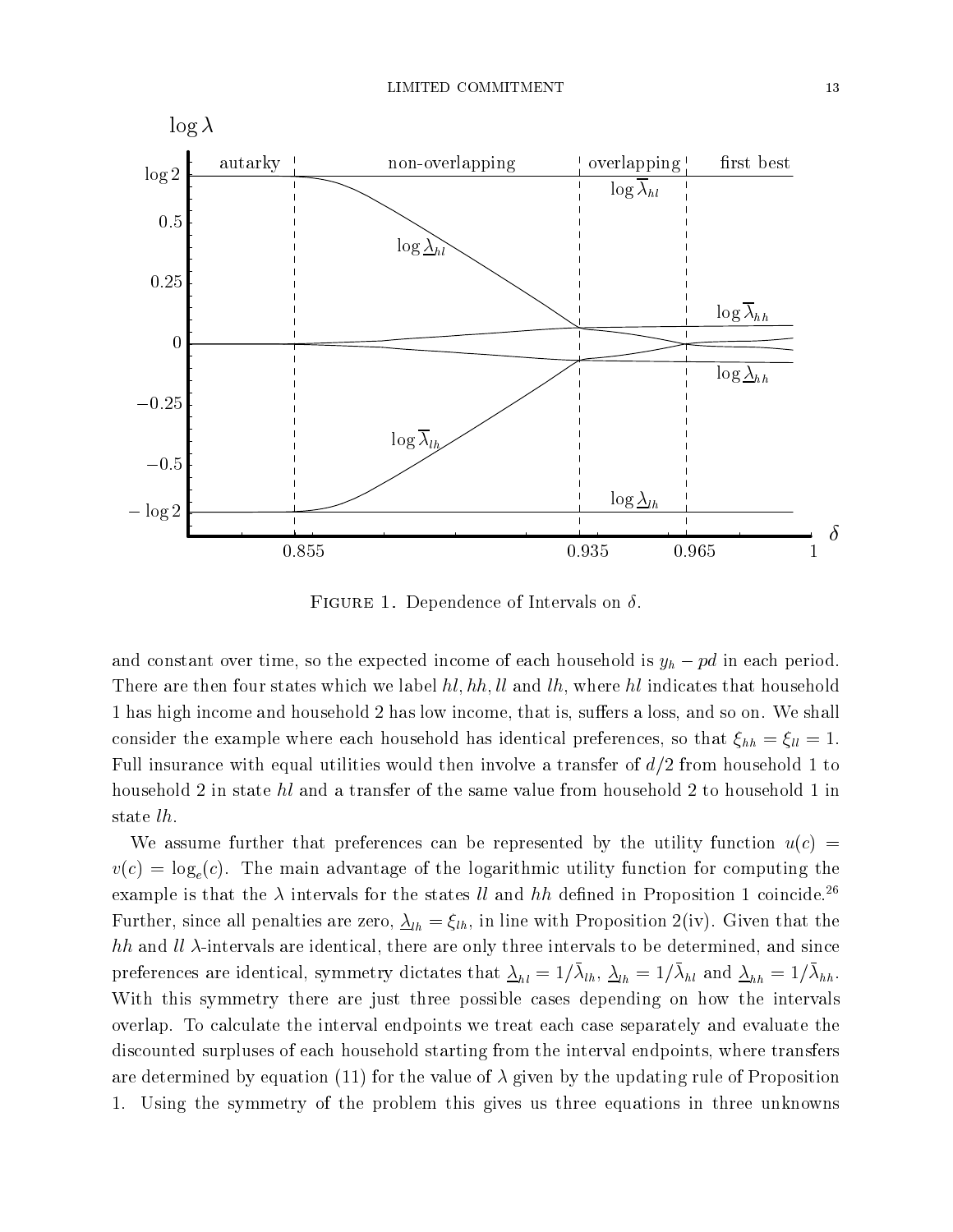Figure 1. Dependence of Intervals on $\delta$.

and constant over time, so the expected income of each household is $y_h - pd$ in each period. There are then four states which we label $hl, hh, ll$ and $lh$, where $hl$ indicates that household 1 has high income and household 2 has low income, that is, suffers a loss, and so on. We shall consider the example where each household has identical preferences, so that $\xi_{hh} = \xi_{ll} = 1$. Full insurance with equal utilities would then involve a transfer of $d/2$ from household 1 to household 2 in state $hl$ and a transfer of the same value from household 2 to household 1 in state $lh$.

We assume further that preferences can be represented by the utility function $u(c) = v(c) = \log_e(c)$. The main advantage of the logarithmic utility function for computing the example is that the $\lambda$ intervals for the states $ll$ and $hh$ defined in Proposition 1 coincide.[26] Further, since all penalties are zero, $\underline{\lambda}_{lh} = \xi_{lh}$, in line with Proposition 2(iv). Given that the $hh$ and $ll$ $\lambda$-intervals are identical, there are only three intervals to be determined, and since preferences are identical, symmetry dictates that $\underline{\lambda}_{hl} = 1/\bar{\lambda}_{lh}$, $\underline{\lambda}_{lh} = 1/\bar{\lambda}_{hl}$ and $\underline{\lambda}_{hh} = 1/\bar{\lambda}_{hh}$. With this symmetry there are just three possible cases depending on how the intervals overlap. To calculate the interval endpoints we treat each case separately and evaluate the discounted surpluses of each household starting from the interval endpoints, where transfers are determined by equation (11) for the value of $\lambda$ given by the updating rule of Proposition 1. Using the symmetry of the problem this gives us three equations in three unknowns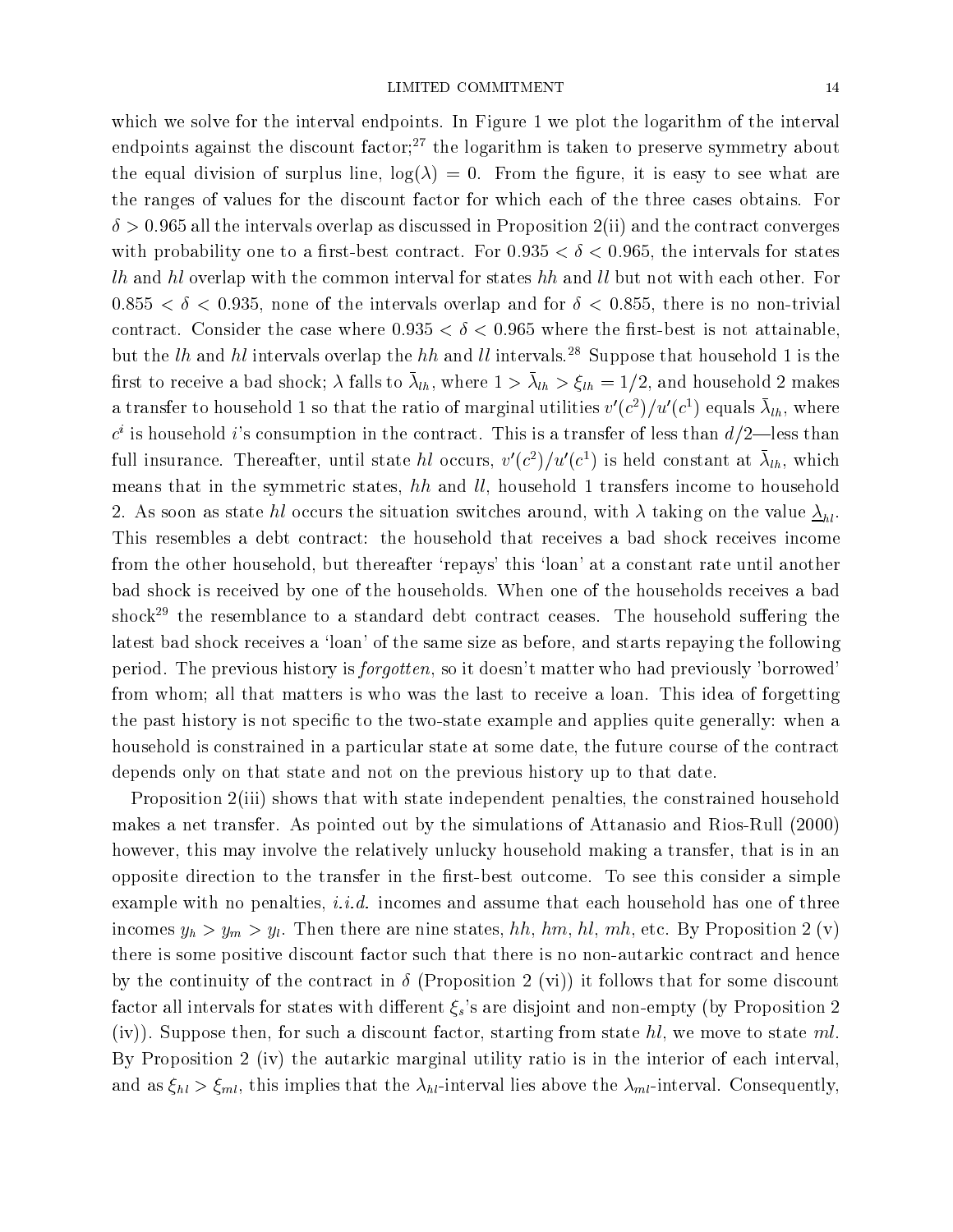which we solve for the interval endpoints. In Figure 1 we plot the logarithm of the interval endpoints against the discount factor;[27] the logarithm is taken to preserve symmetry about the equal division of surplus line, $\log(\lambda) = 0$. From the figure, it is easy to see what are the ranges of values for the discount factor for which each of the three cases obtains. For $\delta > 0.965$ all the intervals overlap as discussed in Proposition 2(ii) and the contract converges with probability one to a first-best contract. For $0.935 < \delta < 0.965$, the intervals for states $lh$ and $hl$ overlap with the common interval for states $hh$ and $ll$ but not with each other. For $0.855 < \delta < 0.935$, none of the intervals overlap and for $\delta < 0.855$, there is no non-trivial contract. Consider the case where $0.935 < \delta < 0.965$ where the first-best is not attainable, but the $lh$ and $hl$ intervals overlap the $hh$ and $ll$ intervals.[28] Suppose that household 1 is the first to receive a bad shock; $\lambda$ falls to $\bar{\lambda}_{lh}$, where $1 > \bar{\lambda}_{lh} > \xi_{lh} = 1/2$, and household 2 makes a transfer to household 1 so that the ratio of marginal utilities $v'(c^2)/u'(c^1)$ equals $\bar{\lambda}_{lh}$, where $c^i$ is household $i$'s consumption in the contract. This is a transfer of less than $d/2$—less than full insurance. Thereafter, until state $hl$ occurs, $v'(c^2)/u'(c^1)$ is held constant at $\bar{\lambda}_{lh}$, which means that in the symmetric states, $hh$ and $ll$, household 1 transfers income to household 2. As soon as state $hl$ occurs the situation switches around, with $\lambda$ taking on the value $\underline{\lambda}_{hl}$. This resembles a debt contract: the household that receives a bad shock receives income from the other household, but thereafter 'repays' this 'loan' at a constant rate until another bad shock is received by one of the households. When one of the households receives a bad shock[29] the resemblance to a standard debt contract ceases. The household suffering the latest bad shock receives a 'loan' of the same size as before, and starts repaying the following period. The previous history is *forgotten*, so it doesn't matter who had previously 'borrowed' from whom; all that matters is who was the last to receive a loan. This idea of forgetting the past history is not specific to the two-state example and applies quite generally: when a household is constrained in a particular state at some date, the future course of the contract depends only on that state and not on the previous history up to that date.

Proposition 2(iii) shows that with state independent penalties, the constrained household makes a net transfer. As pointed out by the simulations of Attanasio and Rios-Rull (2000) however, this may involve the relatively unlucky household making a transfer, that is in an opposite direction to the transfer in the first-best outcome. To see this consider a simple example with no penalties, *i.i.d.* incomes and assume that each household has one of three incomes $y_h > y_m > y_l$. Then there are nine states, $hh$, $hm$, $hl$, $mh$, etc. By Proposition 2 (v) there is some positive discount factor such that there is no non-autarkic contract and hence by the continuity of the contract in $\delta$ (Proposition 2 (vi)) it follows that for some discount factor all intervals for states with different $\xi_s$'s are disjoint and non-empty (by Proposition 2 (iv)). Suppose then, for such a discount factor, starting from state $hl$, we move to state $ml$. By Proposition 2 (iv) the autarkic marginal utility ratio is in the interior of each interval, and as $\xi_{hl} > \xi_{ml}$, this implies that the $\lambda_{hl}$-interval lies above the $\lambda_{ml}$-interval. Consequently,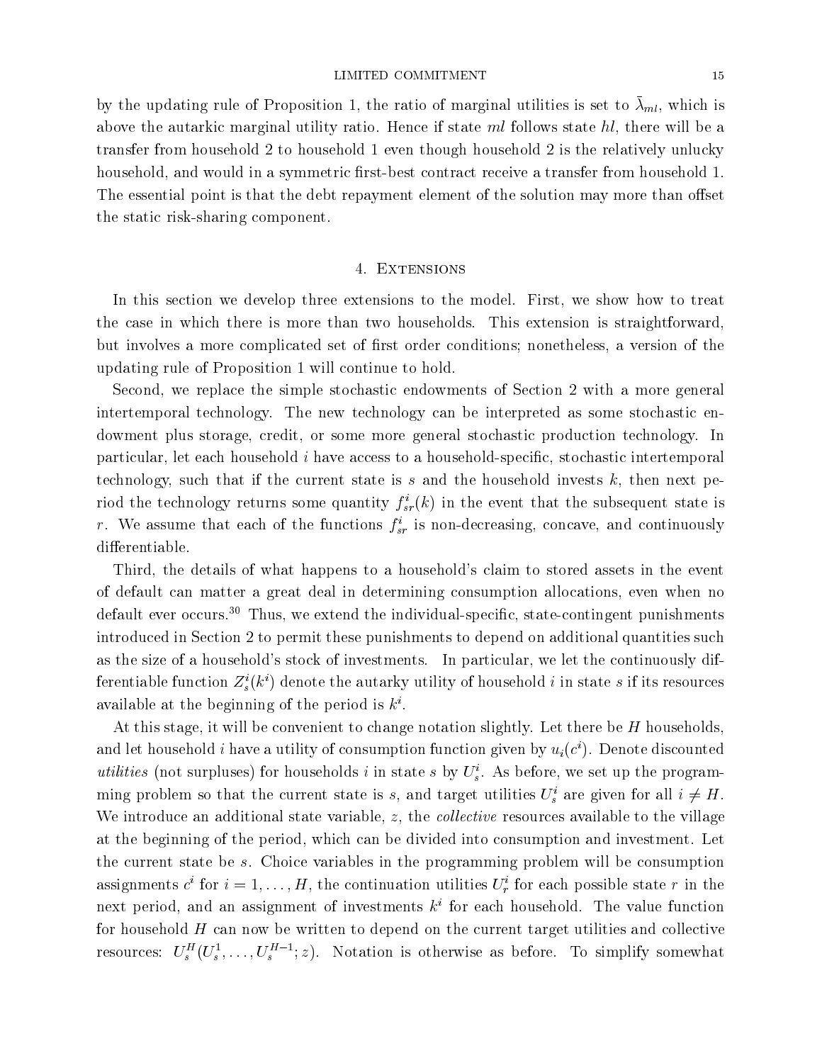by the updating rule of Proposition 1, the ratio of marginal utilities is set to $\bar{\lambda}_{ml}$, which is above the autarkic marginal utility ratio. Hence if state $ml$ follows state $hl$, there will be a transfer from household 2 to household 1 even though household 2 is the relatively unlucky household, and would in a symmetric first-best contract receive a transfer from household 1. The essential point is that the debt repayment element of the solution may more than offset the static risk-sharing component.

## 4. Extensions

In this section we develop three extensions to the model. First, we show how to treat the case in which there is more than two households. This extension is straightforward, but involves a more complicated set of first order conditions; nonetheless, a version of the updating rule of Proposition 1 will continue to hold.

Second, we replace the simple stochastic endowments of Section 2 with a more general intertemporal technology. The new technology can be interpreted as some stochastic endowment plus storage, credit, or some more general stochastic production technology. In particular, let each household $i$ have access to a household-specific, stochastic intertemporal technology, such that if the current state is $s$ and the household invests $k$, then next period the technology returns some quantity $f^i_{sr}(k)$ in the event that the subsequent state is $r$. We assume that each of the functions $f^i_{sr}$ is non-decreasing, concave, and continuously differentiable.

Third, the details of what happens to a household's claim to stored assets in the event of default can matter a great deal in determining consumption allocations, even when no default ever occurs.[30] Thus, we extend the individual-specific, state-contingent punishments introduced in Section 2 to permit these punishments to depend on additional quantities such as the size of a household's stock of investments. In particular, we let the continuously differentiable function $Z^i_s(k^i)$ denote the autarky utility of household $i$ in state $s$ if its resources available at the beginning of the period is $k^i$.

At this stage, it will be convenient to change notation slightly. Let there be $H$ households, and let household $i$ have a utility of consumption function given by $u_i(c^i)$. Denote discounted *utilities* (not surpluses) for households $i$ in state $s$ by $U^i_s$. As before, we set up the programming problem so that the current state is $s$, and target utilities $U^i_s$ are given for all $i \neq H$. We introduce an additional state variable, $z$, the *collective* resources available to the village at the beginning of the period, which can be divided into consumption and investment. Let the current state be $s$. Choice variables in the programming problem will be consumption assignments $c^i$ for $i = 1, \ldots, H$, the continuation utilities $U^i_r$ for each possible state $r$ in the next period, and an assignment of investments $k^i$ for each household. The value function for household $H$ can now be written to depend on the current target utilities and collective resources: $U^H_s(U^1_s, \ldots, U^{H-1}_s; z)$. Notation is otherwise as before. To simplify somewhat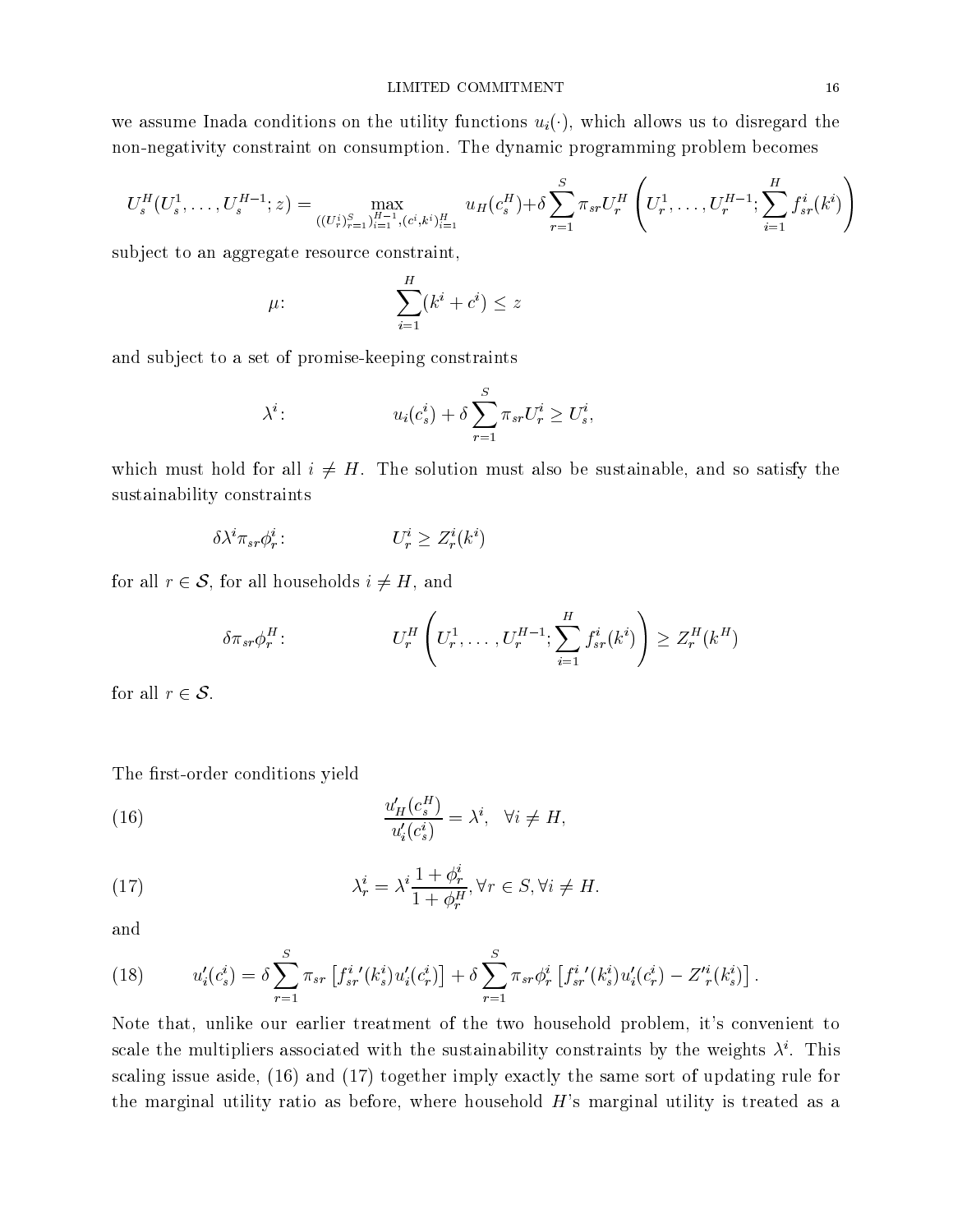we assume Inada conditions on the utility functions $u_i(\cdot)$, which allows us to disregard the non-negativity constraint on consumption. The dynamic programming problem becomes

$$U_s^H(U_s^1, \ldots, U_s^{H-1}; z) = \max_{((U_r^i)_{r=1}^S)_{i=1}^{H-1}, (c^i, k^i)_{i=1}^H} u_H(c_s^H) + \delta \sum_{r=1}^S \pi_{sr} U_r^H \left( U_r^1, \ldots, U_r^{H-1}; \sum_{i=1}^H f_{sr}^i(k^i) \right)$$

subject to an aggregate resource constraint,

$$\mu: \qquad \sum_{i=1}^H (k^i + c^i) \leq z$$

and subject to a set of promise-keeping constraints

$$\lambda^i: \qquad u_i(c_s^i) + \delta \sum_{r=1}^S \pi_{sr} U_r^i \geq U_s^i,$$

which must hold for all $i \neq H$. The solution must also be sustainable, and so satisfy the sustainability constraints

$$\delta \lambda^i \pi_{sr} \phi_r^i: \qquad U_r^i \geq Z_r^i(k^i)$$

for all $r \in \mathcal{S}$, for all households $i \neq H$, and

$$\delta \pi_{sr} \phi_r^H: \qquad U_r^H \left( U_r^1, \ldots, U_r^{H-1}; \sum_{i=1}^H f_{sr}^i(k^i) \right) \geq Z_r^H(k^H)$$

for all $r \in \mathcal{S}$.

The first-order conditions yield

$$\frac{u_H'(c_s^H)}{u_i'(c_s^i)} = \lambda^i, \quad \forall i \neq H, \tag{16}$$

$$\lambda_r^i = \lambda^i \frac{1 + \phi_r^i}{1 + \phi_r^H}, \forall r \in S, \forall i \neq H. \tag{17}$$

and

$$u_i'(c_s^i) = \delta \sum_{r=1}^S \pi_{sr} \left[ f_{sr}^{i\,\prime}(k_s^i) u_i'(c_r^i) \right] + \delta \sum_{r=1}^S \pi_{sr} \phi_r^i \left[ f_{sr}^{i\,\prime}(k_s^i) u_i'(c_r^i) - Z_r'^i(k_s^i) \right]. \tag{18}$$

Note that, unlike our earlier treatment of the two household problem, it's convenient to scale the multipliers associated with the sustainability constraints by the weights $\lambda^i$. This scaling issue aside, (16) and (17) together imply exactly the same sort of updating rule for the marginal utility ratio as before, where household $H$'s marginal utility is treated as a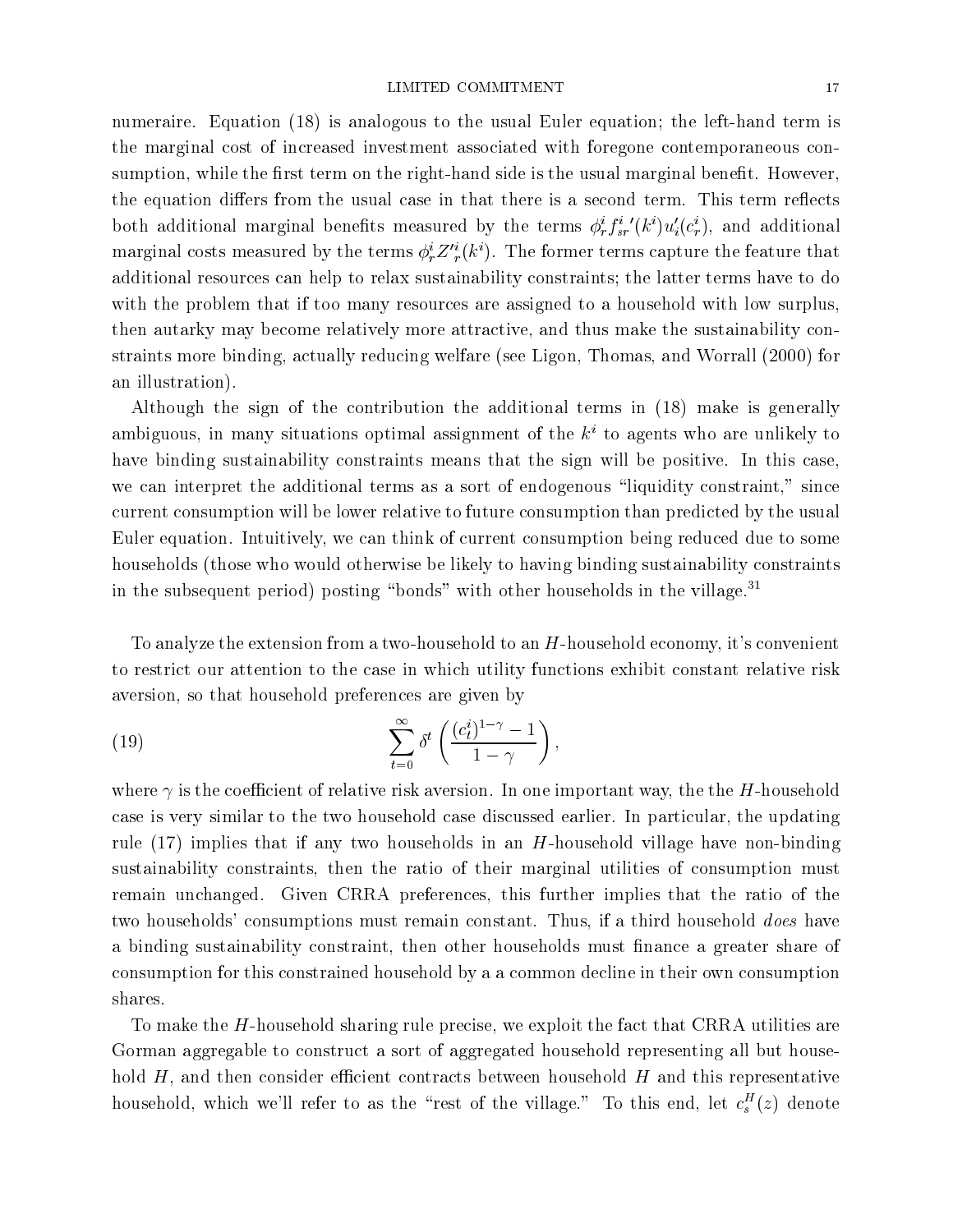numeraire. Equation (18) is analogous to the usual Euler equation; the left-hand term is the marginal cost of increased investment associated with foregone contemporaneous consumption, while the first term on the right-hand side is the usual marginal benefit. However, the equation differs from the usual case in that there is a second term. This term reflects both additional marginal benefits measured by the terms $\phi^i_r {f^i_{sr}}'(k^i) u'_i(c^i_r)$, and additional marginal costs measured by the terms $\phi^i_r {Z'}^i_r(k^i)$. The former terms capture the feature that additional resources can help to relax sustainability constraints; the latter terms have to do with the problem that if too many resources are assigned to a household with low surplus, then autarky may become relatively more attractive, and thus make the sustainability constraints more binding, actually reducing welfare (see Ligon, Thomas, and Worrall (2000) for an illustration).

Although the sign of the contribution the additional terms in (18) make is generally ambiguous, in many situations optimal assignment of the $k^i$ to agents who are unlikely to have binding sustainability constraints means that the sign will be positive. In this case, we can interpret the additional terms as a sort of endogenous "liquidity constraint," since current consumption will be lower relative to future consumption than predicted by the usual Euler equation. Intuitively, we can think of current consumption being reduced due to some households (those who would otherwise be likely to having binding sustainability constraints in the subsequent period) posting "bonds" with other households in the village.[31]

To analyze the extension from a two-household to an $H$-household economy, it's convenient to restrict our attention to the case in which utility functions exhibit constant relative risk aversion, so that household preferences are given by

$$\sum_{t=0}^{\infty} \delta^t \left( \frac{(c^i_t)^{1-\gamma} - 1}{1-\gamma} \right), \tag{19}$$

where $\gamma$ is the coefficient of relative risk aversion. In one important way, the the $H$-household case is very similar to the two household case discussed earlier. In particular, the updating rule (17) implies that if any two households in an $H$-household village have non-binding sustainability constraints, then the ratio of their marginal utilities of consumption must remain unchanged. Given CRRA preferences, this further implies that the ratio of the two households' consumptions must remain constant. Thus, if a third household *does* have a binding sustainability constraint, then other households must finance a greater share of consumption for this constrained household by a a common decline in their own consumption shares.

To make the $H$-household sharing rule precise, we exploit the fact that CRRA utilities are Gorman aggregable to construct a sort of aggregated household representing all but household $H$, and then consider efficient contracts between household $H$ and this representative household, which we'll refer to as the "rest of the village." To this end, let $c^H_s(z)$ denote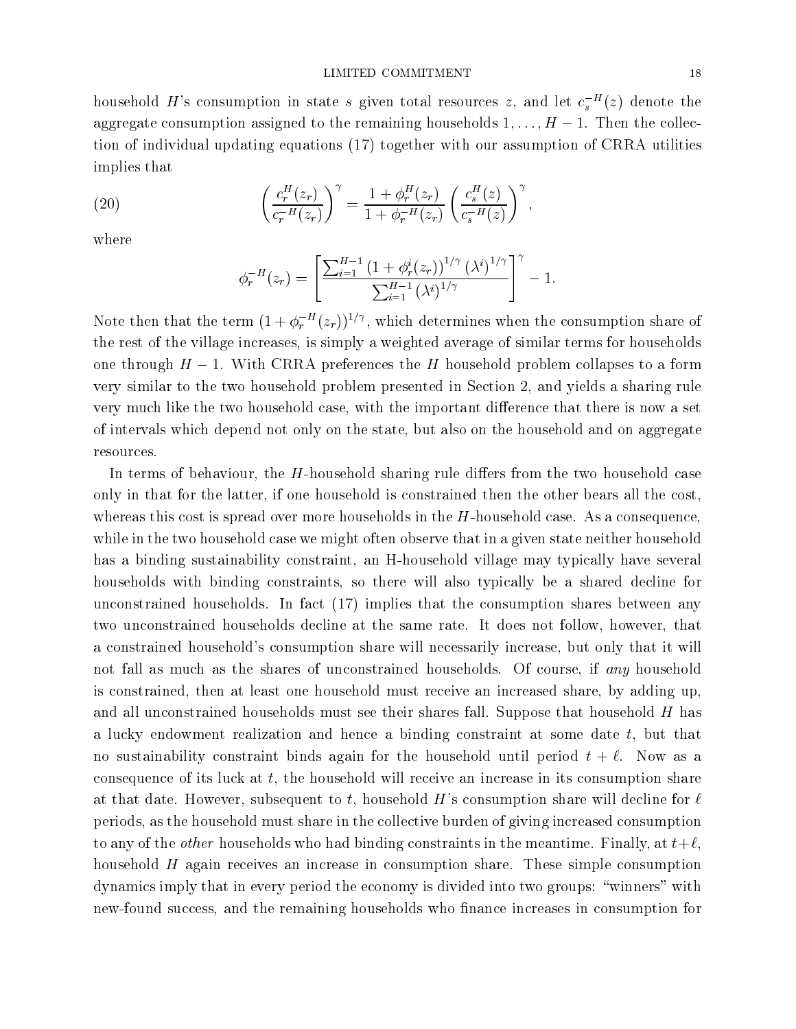household $H$'s consumption in state $s$ given total resources $z$, and let $c_s^{-H}(z)$ denote the aggregate consumption assigned to the remaining households $1, \ldots, H-1$. Then the collection of individual updating equations (17) together with our assumption of CRRA utilities implies that

$$\left(\frac{c_r^H(z_r)}{c_r^{-H}(z_r)}\right)^\gamma = \frac{1+\phi_r^H(z_r)}{1+\phi_r^{-H}(z_r)}\left(\frac{c_s^H(z)}{c_s^{-H}(z)}\right)^\gamma, \tag{20}$$

where

$$\phi_r^{-H}(z_r) = \left[\frac{\sum_{i=1}^{H-1}\left(1+\phi_r^i(z_r)\right)^{1/\gamma}\left(\lambda^i\right)^{1/\gamma}}{\sum_{i=1}^{H-1}\left(\lambda^i\right)^{1/\gamma}}\right]^\gamma - 1.$$

Note then that the term $(1+\phi_r^{-H}(z_r))^{1/\gamma}$, which determines when the consumption share of the rest of the village increases, is simply a weighted average of similar terms for households one through $H-1$. With CRRA preferences the $H$ household problem collapses to a form very similar to the two household problem presented in Section 2, and yields a sharing rule very much like the two household case, with the important difference that there is now a set of intervals which depend not only on the state, but also on the household and on aggregate resources.

In terms of behaviour, the $H$-household sharing rule differs from the two household case only in that for the latter, if one household is constrained then the other bears all the cost, whereas this cost is spread over more households in the $H$-household case. As a consequence, while in the two household case we might often observe that in a given state neither household has a binding sustainability constraint, an H-household village may typically have several households with binding constraints, so there will also typically be a shared decline for unconstrained households. In fact (17) implies that the consumption shares between any two unconstrained households decline at the same rate. It does not follow, however, that a constrained household's consumption share will necessarily increase, but only that it will not fall as much as the shares of unconstrained households. Of course, if *any* household is constrained, then at least one household must receive an increased share, by adding up, and all unconstrained households must see their shares fall. Suppose that household $H$ has a lucky endowment realization and hence a binding constraint at some date $t$, but that no sustainability constraint binds again for the household until period $t+\ell$. Now as a consequence of its luck at $t$, the household will receive an increase in its consumption share at that date. However, subsequent to $t$, household $H$'s consumption share will decline for $\ell$ periods, as the household must share in the collective burden of giving increased consumption to any of the *other* households who had binding constraints in the meantime. Finally, at $t+\ell$, household $H$ again receives an increase in consumption share. These simple consumption dynamics imply that in every period the economy is divided into two groups: "winners" with new-found success, and the remaining households who finance increases in consumption for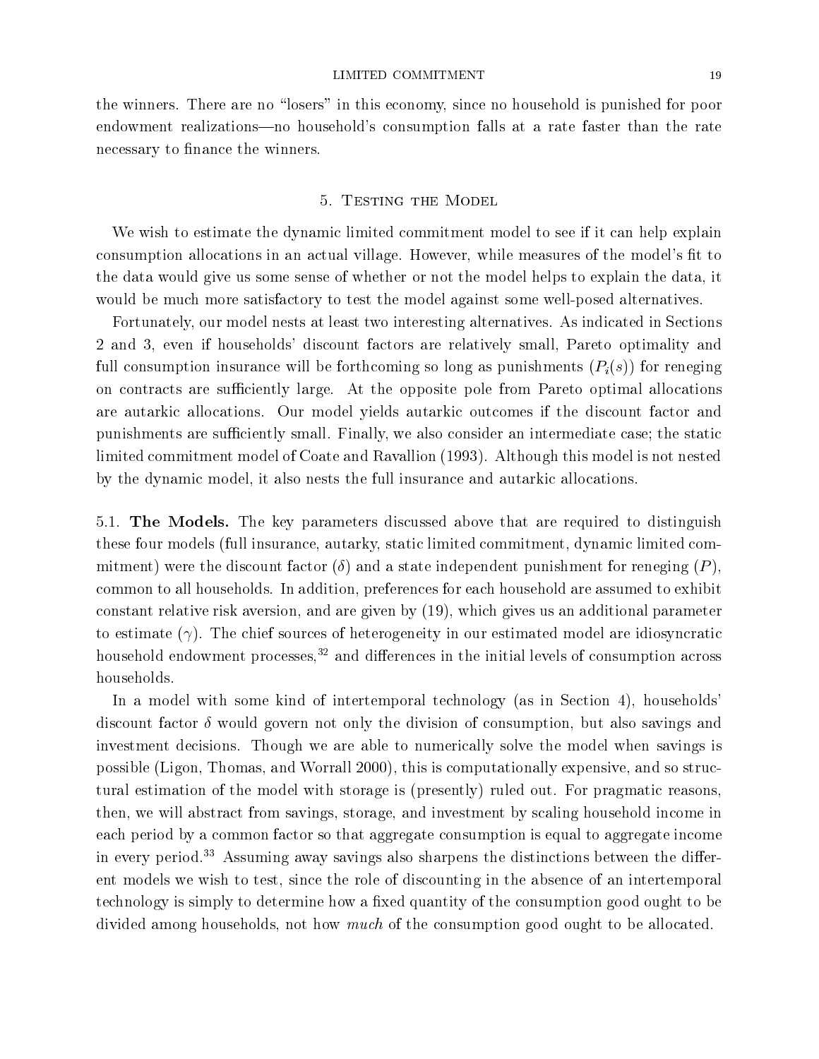the winners. There are no "losers" in this economy, since no household is punished for poor endowment realizations—no household's consumption falls at a rate faster than the rate necessary to finance the winners.

## 5. Testing the Model

We wish to estimate the dynamic limited commitment model to see if it can help explain consumption allocations in an actual village. However, while measures of the model's fit to the data would give us some sense of whether or not the model helps to explain the data, it would be much more satisfactory to test the model against some well-posed alternatives.

Fortunately, our model nests at least two interesting alternatives. As indicated in Sections 2 and 3, even if households' discount factors are relatively small, Pareto optimality and full consumption insurance will be forthcoming so long as punishments ($P_i(s)$) for reneging on contracts are sufficiently large. At the opposite pole from Pareto optimal allocations are autarkic allocations. Our model yields autarkic outcomes if the discount factor and punishments are sufficiently small. Finally, we also consider an intermediate case; the static limited commitment model of Coate and Ravallion (1993). Although this model is not nested by the dynamic model, it also nests the full insurance and autarkic allocations.

### 5.1. The Models.

The key parameters discussed above that are required to distinguish these four models (full insurance, autarky, static limited commitment, dynamic limited commitment) were the discount factor ($\delta$) and a state independent punishment for reneging ($P$), common to all households. In addition, preferences for each household are assumed to exhibit constant relative risk aversion, and are given by (19), which gives us an additional parameter to estimate ($\gamma$). The chief sources of heterogeneity in our estimated model are idiosyncratic household endowment processes,[32] and differences in the initial levels of consumption across households.

In a model with some kind of intertemporal technology (as in Section 4), households' discount factor $\delta$ would govern not only the division of consumption, but also savings and investment decisions. Though we are able to numerically solve the model when savings is possible (Ligon, Thomas, and Worrall 2000), this is computationally expensive, and so structural estimation of the model with storage is (presently) ruled out. For pragmatic reasons, then, we will abstract from savings, storage, and investment by scaling household income in each period by a common factor so that aggregate consumption is equal to aggregate income in every period.[33] Assuming away savings also sharpens the distinctions between the different models we wish to test, since the role of discounting in the absence of an intertemporal technology is simply to determine how a fixed quantity of the consumption good ought to be divided among households, not how *much* of the consumption good ought to be allocated.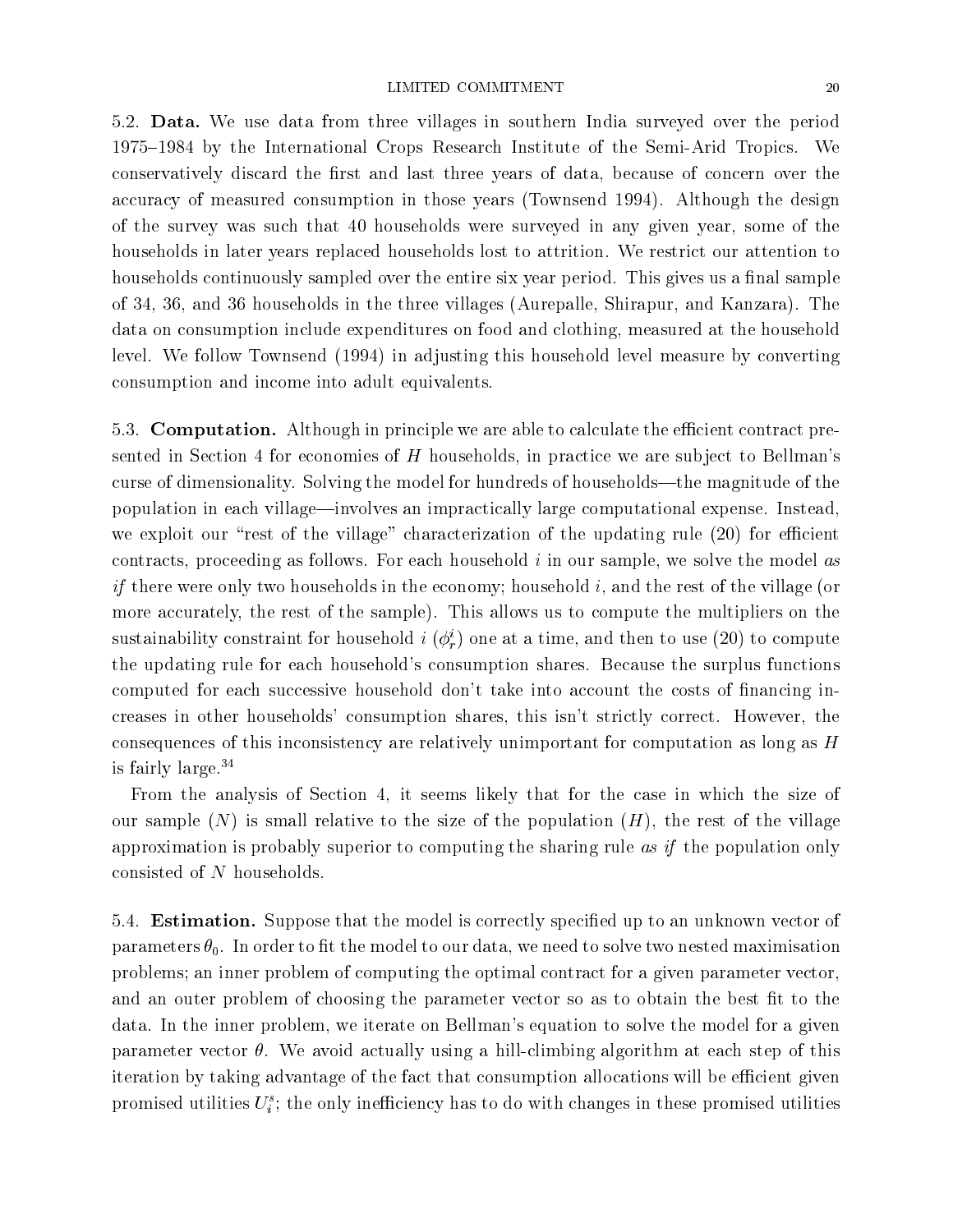5.2. **Data.** We use data from three villages in southern India surveyed over the period 1975–1984 by the International Crops Research Institute of the Semi-Arid Tropics. We conservatively discard the first and last three years of data, because of concern over the accuracy of measured consumption in those years (Townsend 1994). Although the design of the survey was such that 40 households were surveyed in any given year, some of the households in later years replaced households lost to attrition. We restrict our attention to households continuously sampled over the entire six year period. This gives us a final sample of 34, 36, and 36 households in the three villages (Aurepalle, Shirapur, and Kanzara). The data on consumption include expenditures on food and clothing, measured at the household level. We follow Townsend (1994) in adjusting this household level measure by converting consumption and income into adult equivalents.

5.3. **Computation.** Although in principle we are able to calculate the efficient contract presented in Section 4 for economies of $H$ households, in practice we are subject to Bellman's curse of dimensionality. Solving the model for hundreds of households—the magnitude of the population in each village—involves an impractically large computational expense. Instead, we exploit our "rest of the village" characterization of the updating rule (20) for efficient contracts, proceeding as follows. For each household $i$ in our sample, we solve the model *as if* there were only two households in the economy; household $i$, and the rest of the village (or more accurately, the rest of the sample). This allows us to compute the multipliers on the sustainability constraint for household $i$ ($\phi_r^i$) one at a time, and then to use (20) to compute the updating rule for each household's consumption shares. Because the surplus functions computed for each successive household don't take into account the costs of financing increases in other households' consumption shares, this isn't strictly correct. However, the consequences of this inconsistency are relatively unimportant for computation as long as $H$ is fairly large.[34]

From the analysis of Section 4, it seems likely that for the case in which the size of our sample ($N$) is small relative to the size of the population ($H$), the rest of the village approximation is probably superior to computing the sharing rule *as if* the population only consisted of $N$ households.

5.4. **Estimation.** Suppose that the model is correctly specified up to an unknown vector of parameters $\theta_0$. In order to fit the model to our data, we need to solve two nested maximisation problems; an inner problem of computing the optimal contract for a given parameter vector, and an outer problem of choosing the parameter vector so as to obtain the best fit to the data. In the inner problem, we iterate on Bellman's equation to solve the model for a given parameter vector $\theta$. We avoid actually using a hill-climbing algorithm at each step of this iteration by taking advantage of the fact that consumption allocations will be efficient given promised utilities $U_i^s$; the only inefficiency has to do with changes in these promised utilities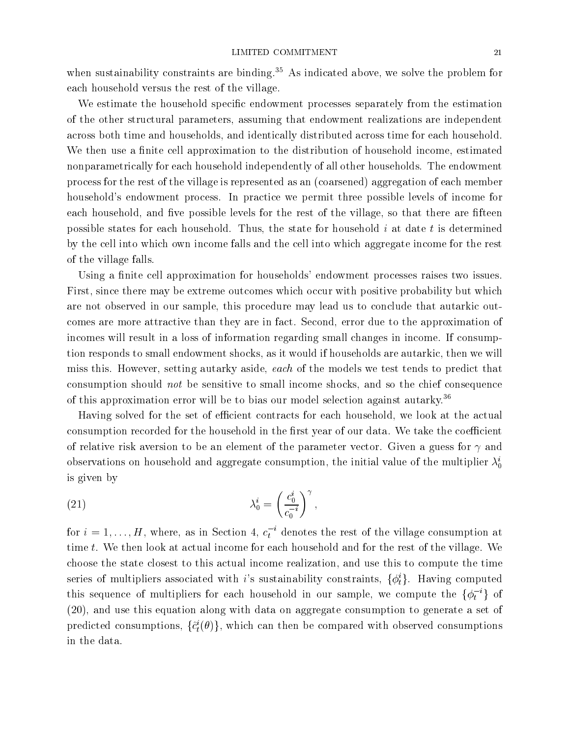when sustainability constraints are binding.[35] As indicated above, we solve the problem for each household versus the rest of the village.

We estimate the household specific endowment processes separately from the estimation of the other structural parameters, assuming that endowment realizations are independent across both time and households, and identically distributed across time for each household. We then use a finite cell approximation to the distribution of household income, estimated nonparametrically for each household independently of all other households. The endowment process for the rest of the village is represented as an (coarsened) aggregation of each member household's endowment process. In practice we permit three possible levels of income for each household, and five possible levels for the rest of the village, so that there are fifteen possible states for each household. Thus, the state for household $i$ at date $t$ is determined by the cell into which own income falls and the cell into which aggregate income for the rest of the village falls.

Using a finite cell approximation for households' endowment processes raises two issues. First, since there may be extreme outcomes which occur with positive probability but which are not observed in our sample, this procedure may lead us to conclude that autarkic outcomes are more attractive than they are in fact. Second, error due to the approximation of incomes will result in a loss of information regarding small changes in income. If consumption responds to small endowment shocks, as it would if households are autarkic, then we will miss this. However, setting autarky aside, *each* of the models we test tends to predict that consumption should *not* be sensitive to small income shocks, and so the chief consequence of this approximation error will be to bias our model selection against autarky.[36]

Having solved for the set of efficient contracts for each household, we look at the actual consumption recorded for the household in the first year of our data. We take the coefficient of relative risk aversion to be an element of the parameter vector. Given a guess for $\gamma$ and observations on household and aggregate consumption, the initial value of the multiplier $\lambda_0^i$ is given by

$$\lambda_0^i = \left( \frac{c_0^i}{c_0^{-i}} \right)^{\gamma}, \tag{21}$$

for $i = 1, \ldots, H$, where, as in Section 4, $c_t^{-i}$ denotes the rest of the village consumption at time $t$. We then look at actual income for each household and for the rest of the village. We choose the state closest to this actual income realization, and use this to compute the time series of multipliers associated with $i$'s sustainability constraints, $\{\phi_t^i\}$. Having computed this sequence of multipliers for each household in our sample, we compute the $\{\phi_t^{-i}\}$ of (20), and use this equation along with data on aggregate consumption to generate a set of predicted consumptions, $\{\hat{c}_t^i(\theta)\}$, which can then be compared with observed consumptions in the data.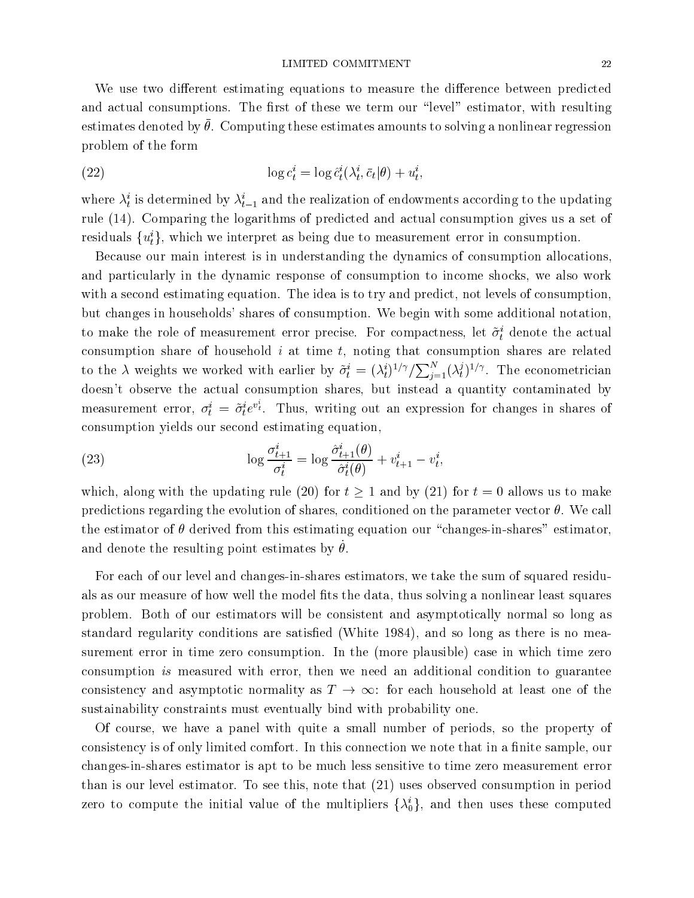We use two different estimating equations to measure the difference between predicted and actual consumptions. The first of these we term our "level" estimator, with resulting estimates denoted by $\bar{\theta}$. Computing these estimates amounts to solving a nonlinear regression problem of the form

$$\log c_t^i = \log \hat{c}_t^i(\lambda_t^i, \bar{c}_t | \theta) + u_t^i, \tag{22}$$

where $\lambda_t^i$ is determined by $\lambda_{t-1}^i$ and the realization of endowments according to the updating rule (14). Comparing the logarithms of predicted and actual consumption gives us a set of residuals $\{u_t^i\}$, which we interpret as being due to measurement error in consumption.

Because our main interest is in understanding the dynamics of consumption allocations, and particularly in the dynamic response of consumption to income shocks, we also work with a second estimating equation. The idea is to try and predict, not levels of consumption, but changes in households' shares of consumption. We begin with some additional notation, to make the role of measurement error precise. For compactness, let $\tilde{\sigma}_t^i$ denote the actual consumption share of household $i$ at time $t$, noting that consumption shares are related to the $\lambda$ weights we worked with earlier by $\tilde{\sigma}_t^i = (\lambda_t^i)^{1/\gamma} / \sum_{j=1}^N (\lambda_t^j)^{1/\gamma}$. The econometrician doesn't observe the actual consumption shares, but instead a quantity contaminated by measurement error, $\sigma_t^i = \tilde{\sigma}_t^i e^{v_t^i}$. Thus, writing out an expression for changes in shares of consumption yields our second estimating equation,

$$\log \frac{\sigma_{t+1}^i}{\sigma_t^i} = \log \frac{\hat{\sigma}_{t+1}^i(\theta)}{\hat{\sigma}_t^i(\theta)} + v_{t+1}^i - v_t^i, \tag{23}$$

which, along with the updating rule (20) for $t \geq 1$ and by (21) for $t = 0$ allows us to make predictions regarding the evolution of shares, conditioned on the parameter vector $\theta$. We call the estimator of $\theta$ derived from this estimating equation our "changes-in-shares" estimator, and denote the resulting point estimates by $\dot{\theta}$.

For each of our level and changes-in-shares estimators, we take the sum of squared residuals as our measure of how well the model fits the data, thus solving a nonlinear least squares problem. Both of our estimators will be consistent and asymptotically normal so long as standard regularity conditions are satisfied (White 1984), and so long as there is no measurement error in time zero consumption. In the (more plausible) case in which time zero consumption *is* measured with error, then we need an additional condition to guarantee consistency and asymptotic normality as $T \to \infty$: for each household at least one of the sustainability constraints must eventually bind with probability one.

Of course, we have a panel with quite a small number of periods, so the property of consistency is of only limited comfort. In this connection we note that in a finite sample, our changes-in-shares estimator is apt to be much less sensitive to time zero measurement error than is our level estimator. To see this, note that (21) uses observed consumption in period zero to compute the initial value of the multipliers $\{\lambda_0^i\}$, and then uses these computed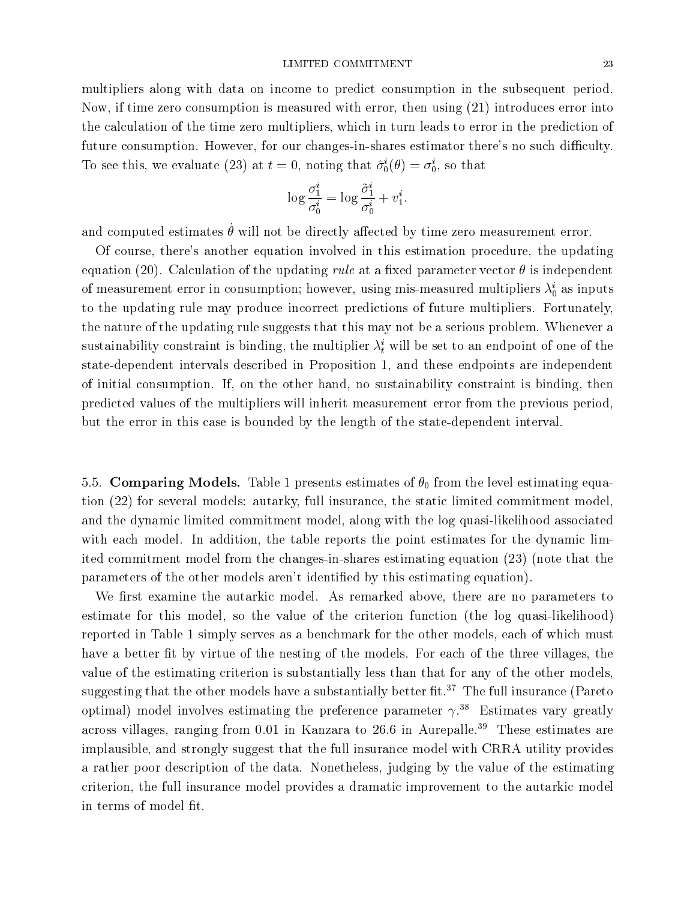multipliers along with data on income to predict consumption in the subsequent period. Now, if time zero consumption is measured with error, then using (21) introduces error into the calculation of the time zero multipliers, which in turn leads to error in the prediction of future consumption. However, for our changes-in-shares estimator there's no such difficulty. To see this, we evaluate (23) at $t = 0$, noting that $\tilde{\sigma}_0^i(\theta) = \sigma_0^i$, so that

$$\log \frac{\sigma_1^i}{\sigma_0^i} = \log \frac{\tilde{\sigma}_1^i}{\sigma_0^i} + v_1^i.$$

and computed estimates $\dot{\theta}$ will not be directly affected by time zero measurement error.

Of course, there's another equation involved in this estimation procedure, the updating equation (20). Calculation of the updating *rule* at a fixed parameter vector $\theta$ is independent of measurement error in consumption; however, using mis-measured multipliers $\lambda_0^i$ as inputs to the updating rule may produce incorrect predictions of future multipliers. Fortunately, the nature of the updating rule suggests that this may not be a serious problem. Whenever a sustainability constraint is binding, the multiplier $\lambda_t^i$ will be set to an endpoint of one of the state-dependent intervals described in Proposition 1, and these endpoints are independent of initial consumption. If, on the other hand, no sustainability constraint is binding, then predicted values of the multipliers will inherit measurement error from the previous period, but the error in this case is bounded by the length of the state-dependent interval.

5.5. **Comparing Models.** Table 1 presents estimates of $\theta_0$ from the level estimating equation (22) for several models: autarky, full insurance, the static limited commitment model, and the dynamic limited commitment model, along with the log quasi-likelihood associated with each model. In addition, the table reports the point estimates for the dynamic limited commitment model from the changes-in-shares estimating equation (23) (note that the parameters of the other models aren't identified by this estimating equation).

We first examine the autarkic model. As remarked above, there are no parameters to estimate for this model, so the value of the criterion function (the log quasi-likelihood) reported in Table 1 simply serves as a benchmark for the other models, each of which must have a better fit by virtue of the nesting of the models. For each of the three villages, the value of the estimating criterion is substantially less than that for any of the other models, suggesting that the other models have a substantially better fit.[37] The full insurance (Pareto optimal) model involves estimating the preference parameter $\gamma$.[38] Estimates vary greatly across villages, ranging from 0.01 in Kanzara to 26.6 in Aurepalle.[39] These estimates are implausible, and strongly suggest that the full insurance model with CRRA utility provides a rather poor description of the data. Nonetheless, judging by the value of the estimating criterion, the full insurance model provides a dramatic improvement to the autarkic model in terms of model fit.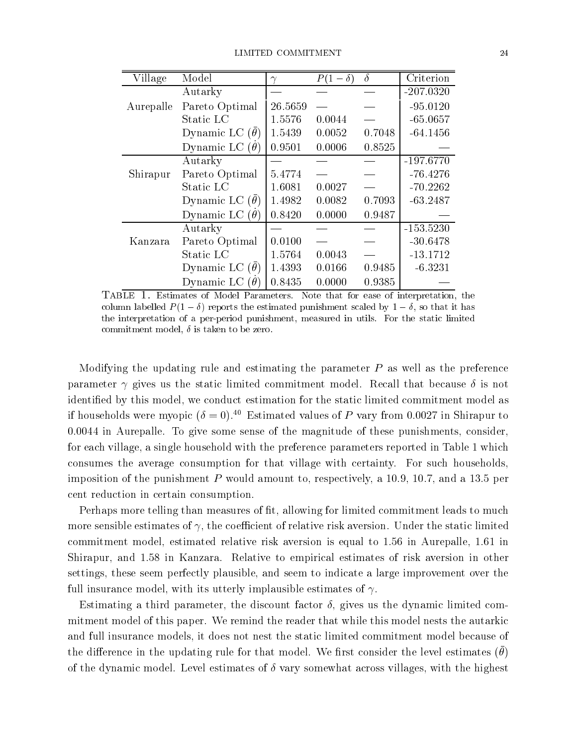| Village | Model | $\gamma$ | $P(1-\delta)$ | $\delta$ | Criterion |
|---|---|---|---|---|---|
| | Autarky | — | — | — | -207.0320 |
| Aurepalle | Pareto Optimal | 26.5659 | — | — | -95.0120 |
| | Static LC | 1.5576 | 0.0044 | — | -65.0657 |
| | Dynamic LC ($\bar{\theta}$) | 1.5439 | 0.0052 | 0.7048 | -64.1456 |
| | Dynamic LC ($\dot{\theta}$) | 0.9501 | 0.0006 | 0.8525 | — |
| | Autarky | — | — | — | -197.6770 |
| Shirapur | Pareto Optimal | 5.4774 | — | — | -76.4276 |
| | Static LC | 1.6081 | 0.0027 | — | -70.2262 |
| | Dynamic LC ($\bar{\theta}$) | 1.4982 | 0.0082 | 0.7093 | -63.2487 |
| | Dynamic LC ($\dot{\theta}$) | 0.8420 | 0.0000 | 0.9487 | — |
| | Autarky | — | — | — | -153.5230 |
| Kanzara | Pareto Optimal | 0.0100 | — | — | -30.6478 |
| | Static LC | 1.5764 | 0.0043 | — | -13.1712 |
| | Dynamic LC ($\bar{\theta}$) | 1.4393 | 0.0166 | 0.9485 | -6.3231 |
| | Dynamic LC ($\dot{\theta}$) | 0.8435 | 0.0000 | 0.9385 | — |

Table 1. Estimates of Model Parameters. Note that for ease of interpretation, the column labelled $P(1-\delta)$ reports the estimated punishment scaled by $1-\delta$, so that it has the interpretation of a per-period punishment, measured in utils. For the static limited commitment model, $\delta$ is taken to be zero.

Modifying the updating rule and estimating the parameter $P$ as well as the preference parameter $\gamma$ gives us the static limited commitment model. Recall that because $\delta$ is not identified by this model, we conduct estimation for the static limited commitment model as if households were myopic ($\delta = 0$).[40] Estimated values of $P$ vary from 0.0027 in Shirapur to 0.0044 in Aurepalle. To give some sense of the magnitude of these punishments, consider, for each village, a single household with the preference parameters reported in Table 1 which consumes the average consumption for that village with certainty. For such households, imposition of the punishment $P$ would amount to, respectively, a 10.9, 10.7, and a 13.5 per cent reduction in certain consumption.

Perhaps more telling than measures of fit, allowing for limited commitment leads to much more sensible estimates of $\gamma$, the coefficient of relative risk aversion. Under the static limited commitment model, estimated relative risk aversion is equal to 1.56 in Aurepalle, 1.61 in Shirapur, and 1.58 in Kanzara. Relative to empirical estimates of risk aversion in other settings, these seem perfectly plausible, and seem to indicate a large improvement over the full insurance model, with its utterly implausible estimates of $\gamma$.

Estimating a third parameter, the discount factor $\delta$, gives us the dynamic limited commitment model of this paper. We remind the reader that while this model nests the autarkic and full insurance models, it does not nest the static limited commitment model because of the difference in the updating rule for that model. We first consider the level estimates ($\bar{\theta}$) of the dynamic model. Level estimates of $\delta$ vary somewhat across villages, with the highest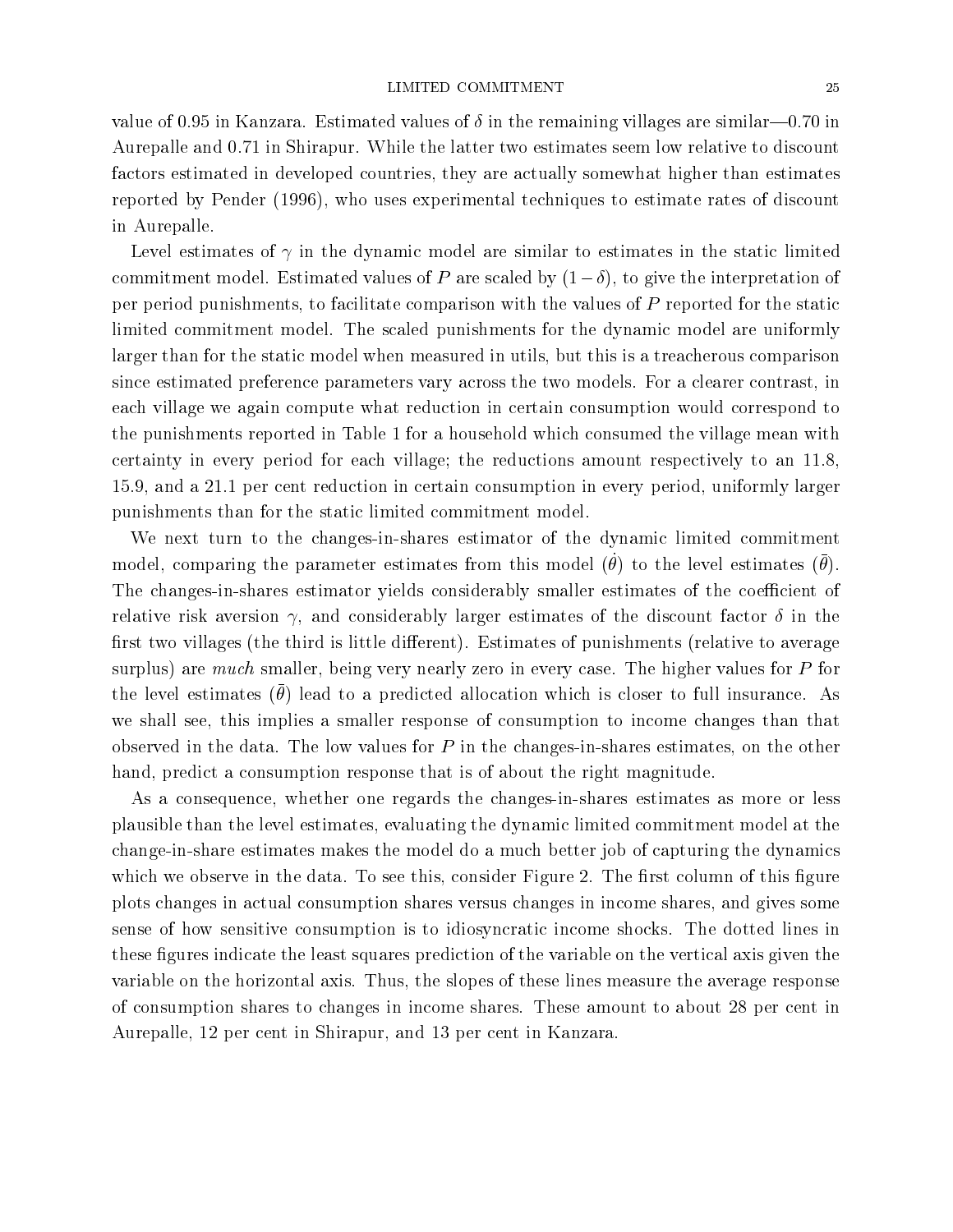value of 0.95 in Kanzara. Estimated values of $\delta$ in the remaining villages are similar—0.70 in Aurepalle and 0.71 in Shirapur. While the latter two estimates seem low relative to discount factors estimated in developed countries, they are actually somewhat higher than estimates reported by Pender (1996), who uses experimental techniques to estimate rates of discount in Aurepalle.

Level estimates of $\gamma$ in the dynamic model are similar to estimates in the static limited commitment model. Estimated values of $P$ are scaled by $(1-\delta)$, to give the interpretation of per period punishments, to facilitate comparison with the values of $P$ reported for the static limited commitment model. The scaled punishments for the dynamic model are uniformly larger than for the static model when measured in utils, but this is a treacherous comparison since estimated preference parameters vary across the two models. For a clearer contrast, in each village we again compute what reduction in certain consumption would correspond to the punishments reported in Table 1 for a household which consumed the village mean with certainty in every period for each village; the reductions amount respectively to an 11.8, 15.9, and a 21.1 per cent reduction in certain consumption in every period, uniformly larger punishments than for the static limited commitment model.

We next turn to the changes-in-shares estimator of the dynamic limited commitment model, comparing the parameter estimates from this model ($\dot{\theta}$) to the level estimates ($\bar{\theta}$). The changes-in-shares estimator yields considerably smaller estimates of the coefficient of relative risk aversion $\gamma$, and considerably larger estimates of the discount factor $\delta$ in the first two villages (the third is little different). Estimates of punishments (relative to average surplus) are *much* smaller, being very nearly zero in every case. The higher values for $P$ for the level estimates ($\bar{\theta}$) lead to a predicted allocation which is closer to full insurance. As we shall see, this implies a smaller response of consumption to income changes than that observed in the data. The low values for $P$ in the changes-in-shares estimates, on the other hand, predict a consumption response that is of about the right magnitude.

As a consequence, whether one regards the changes-in-shares estimates as more or less plausible than the level estimates, evaluating the dynamic limited commitment model at the change-in-share estimates makes the model do a much better job of capturing the dynamics which we observe in the data. To see this, consider Figure 2. The first column of this figure plots changes in actual consumption shares versus changes in income shares, and gives some sense of how sensitive consumption is to idiosyncratic income shocks. The dotted lines in these figures indicate the least squares prediction of the variable on the vertical axis given the variable on the horizontal axis. Thus, the slopes of these lines measure the average response of consumption shares to changes in income shares. These amount to about 28 per cent in Aurepalle, 12 per cent in Shirapur, and 13 per cent in Kanzara.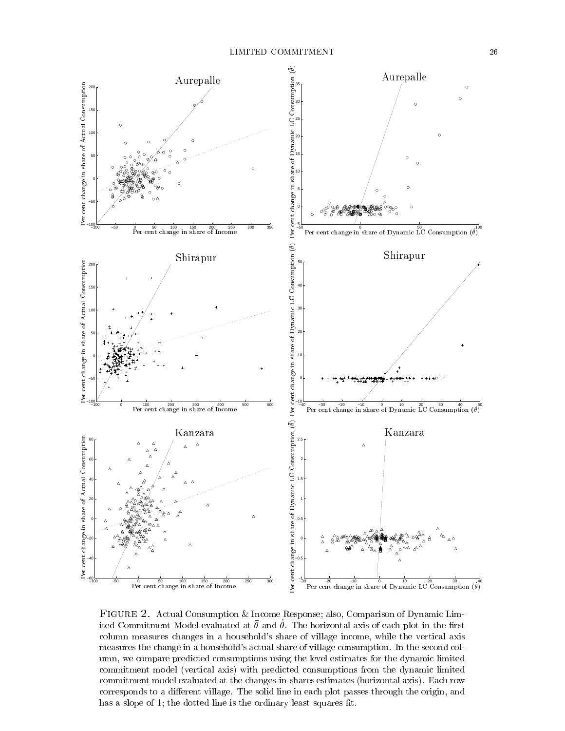FIGURE 2. Actual Consumption & Income Response; also, Comparison of Dynamic Limited Commitment Model evaluated at $\bar{\theta}$ and $\dot{\theta}$. The horizontal axis of each plot in the first column measures changes in a household's share of village income, while the vertical axis measures the change in a household's actual share of village consumption. In the second column, we compare predicted consumptions using the level estimates for the dynamic limited commitment model (vertical axis) with predicted consumptions from the dynamic limited commitment model evaluated at the changes-in-shares estimates (horizontal axis). Each row corresponds to a different village. The solid line in each plot passes through the origin, and has a slope of 1; the dotted line is the ordinary least squares fit.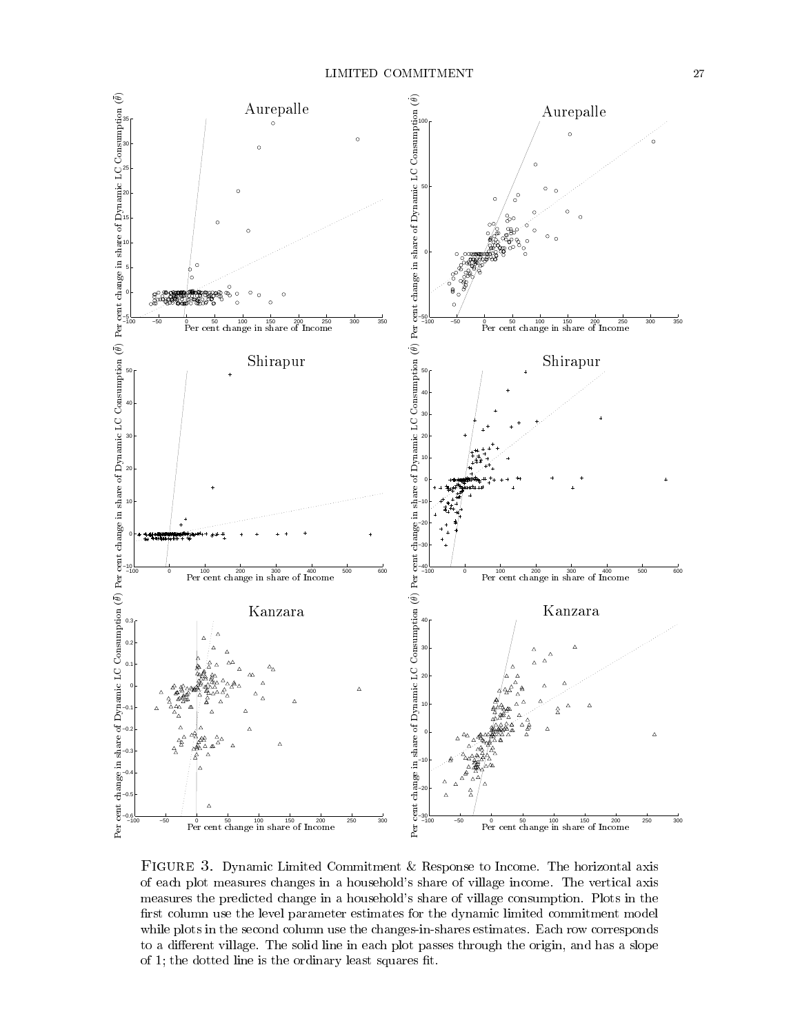FIGURE 3. Dynamic Limited Commitment & Response to Income. The horizontal axis of each plot measures changes in a household's share of village income. The vertical axis measures the predicted change in a household's share of village consumption. Plots in the first column use the level parameter estimates for the dynamic limited commitment model while plots in the second column use the changes-in-shares estimates. Each row corresponds to a different village. The solid line in each plot passes through the origin, and has a slope of 1; the dotted line is the ordinary least squares fit.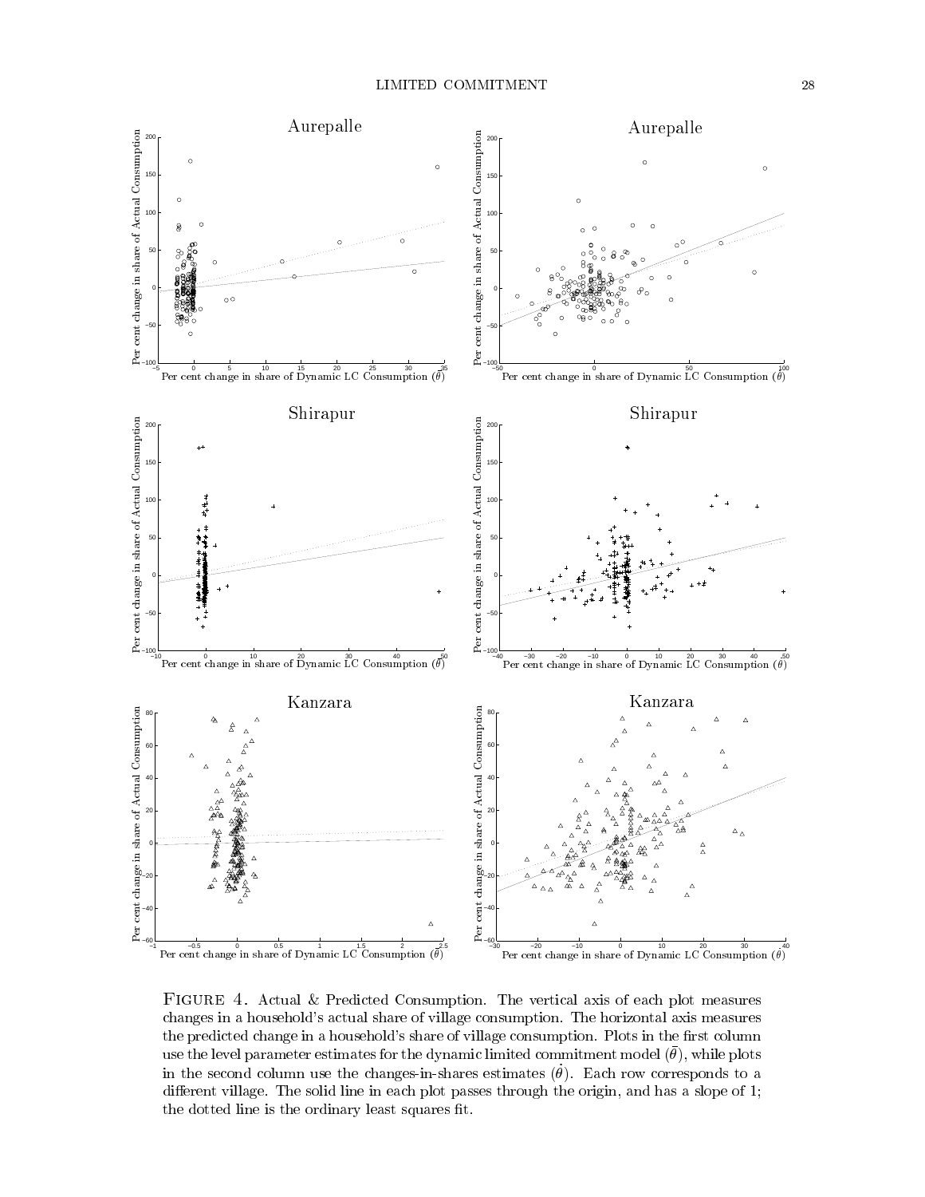Figure 4. Actual & Predicted Consumption. The vertical axis of each plot measures changes in a household's actual share of village consumption. The horizontal axis measures the predicted change in a household's share of village consumption. Plots in the first column use the level parameter estimates for the dynamic limited commitment model ($\bar{\theta}$), while plots in the second column use the changes-in-shares estimates ($\dot{\theta}$). Each row corresponds to a different village. The solid line in each plot passes through the origin, and has a slope of 1; the dotted line is the ordinary least squares fit.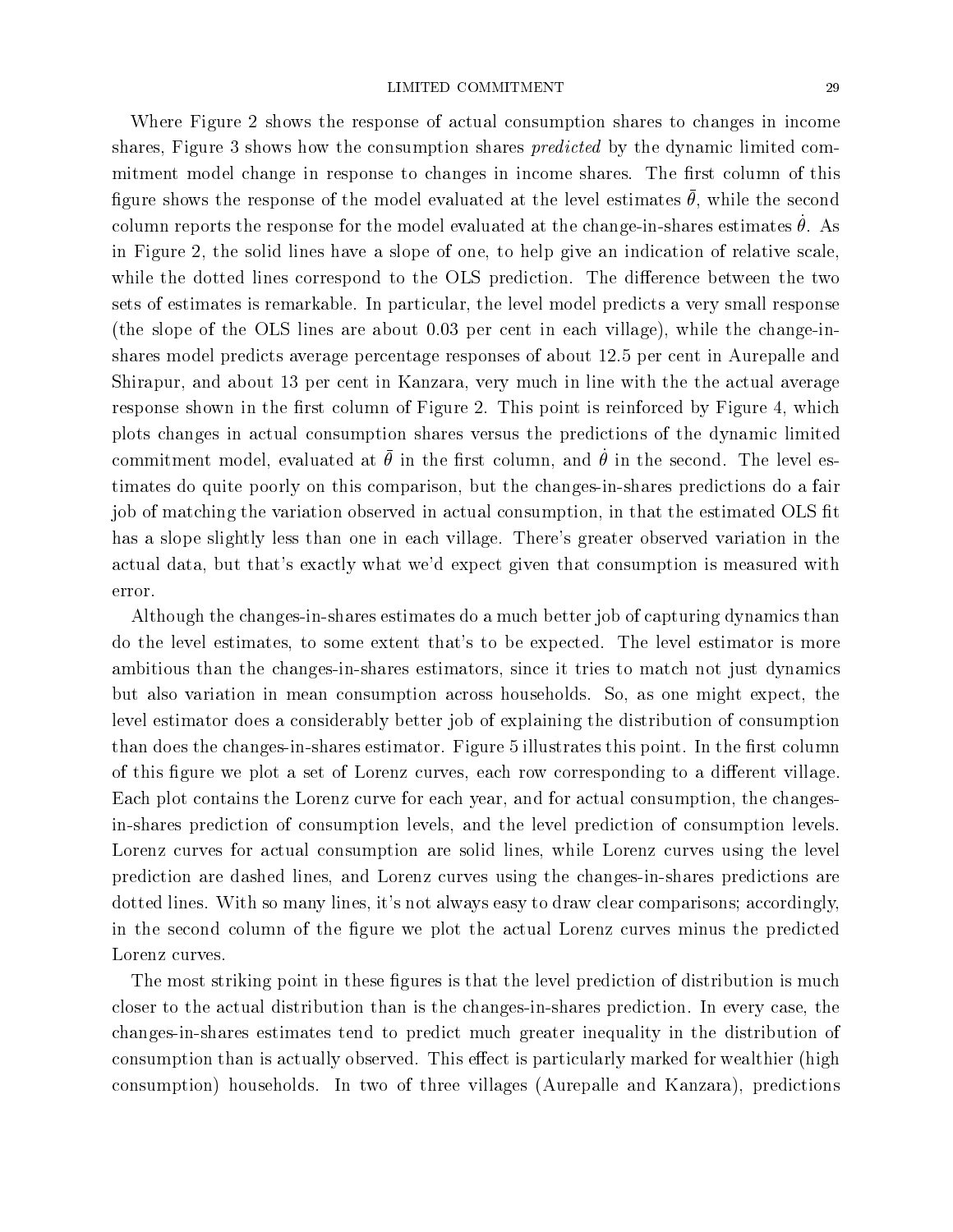Where Figure 2 shows the response of actual consumption shares to changes in income shares, Figure 3 shows how the consumption shares *predicted* by the dynamic limited commitment model change in response to changes in income shares. The first column of this figure shows the response of the model evaluated at the level estimates $\bar{\theta}$, while the second column reports the response for the model evaluated at the change-in-shares estimates $\dot{\theta}$. As in Figure 2, the solid lines have a slope of one, to help give an indication of relative scale, while the dotted lines correspond to the OLS prediction. The difference between the two sets of estimates is remarkable. In particular, the level model predicts a very small response (the slope of the OLS lines are about 0.03 per cent in each village), while the change-in-shares model predicts average percentage responses of about 12.5 per cent in Aurepalle and Shirapur, and about 13 per cent in Kanzara, very much in line with the the actual average response shown in the first column of Figure 2. This point is reinforced by Figure 4, which plots changes in actual consumption shares versus the predictions of the dynamic limited commitment model, evaluated at $\bar{\theta}$ in the first column, and $\dot{\theta}$ in the second. The level estimates do quite poorly on this comparison, but the changes-in-shares predictions do a fair job of matching the variation observed in actual consumption, in that the estimated OLS fit has a slope slightly less than one in each village. There's greater observed variation in the actual data, but that's exactly what we'd expect given that consumption is measured with error.

Although the changes-in-shares estimates do a much better job of capturing dynamics than do the level estimates, to some extent that's to be expected. The level estimator is more ambitious than the changes-in-shares estimators, since it tries to match not just dynamics but also variation in mean consumption across households. So, as one might expect, the level estimator does a considerably better job of explaining the distribution of consumption than does the changes-in-shares estimator. Figure 5 illustrates this point. In the first column of this figure we plot a set of Lorenz curves, each row corresponding to a different village. Each plot contains the Lorenz curve for each year, and for actual consumption, the changes-in-shares prediction of consumption levels, and the level prediction of consumption levels. Lorenz curves for actual consumption are solid lines, while Lorenz curves using the level prediction are dashed lines, and Lorenz curves using the changes-in-shares predictions are dotted lines. With so many lines, it's not always easy to draw clear comparisons; accordingly, in the second column of the figure we plot the actual Lorenz curves minus the predicted Lorenz curves.

The most striking point in these figures is that the level prediction of distribution is much closer to the actual distribution than is the changes-in-shares prediction. In every case, the changes-in-shares estimates tend to predict much greater inequality in the distribution of consumption than is actually observed. This effect is particularly marked for wealthier (high consumption) households. In two of three villages (Aurepalle and Kanzara), predictions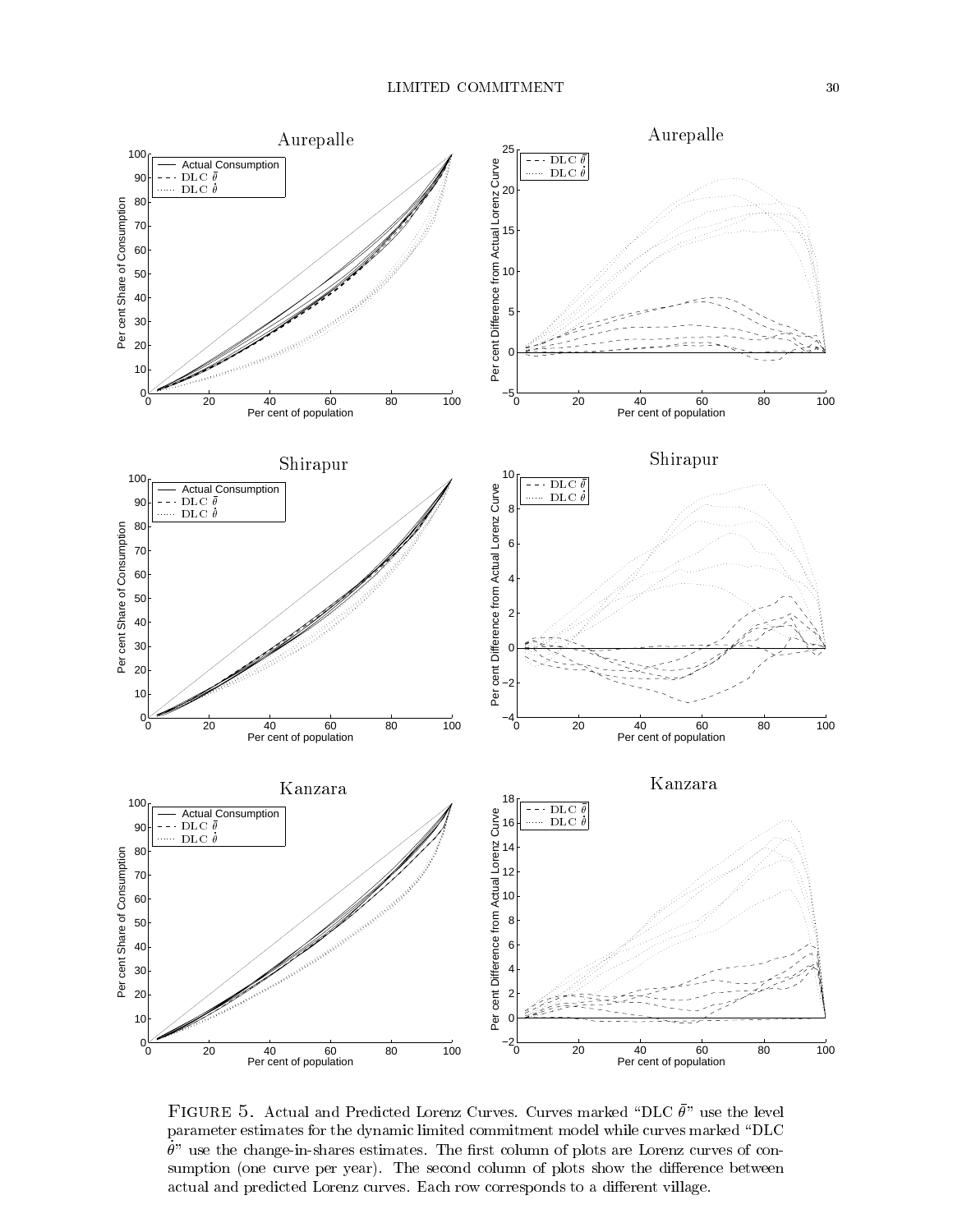FIGURE 5. Actual and Predicted Lorenz Curves. Curves marked "DLC $\bar{\theta}$" use the level parameter estimates for the dynamic limited commitment model while curves marked "DLC $\dot{\theta}$" use the change-in-shares estimates. The first column of plots are Lorenz curves of consumption (one curve per year). The second column of plots show the difference between actual and predicted Lorenz curves. Each row corresponds to a different village.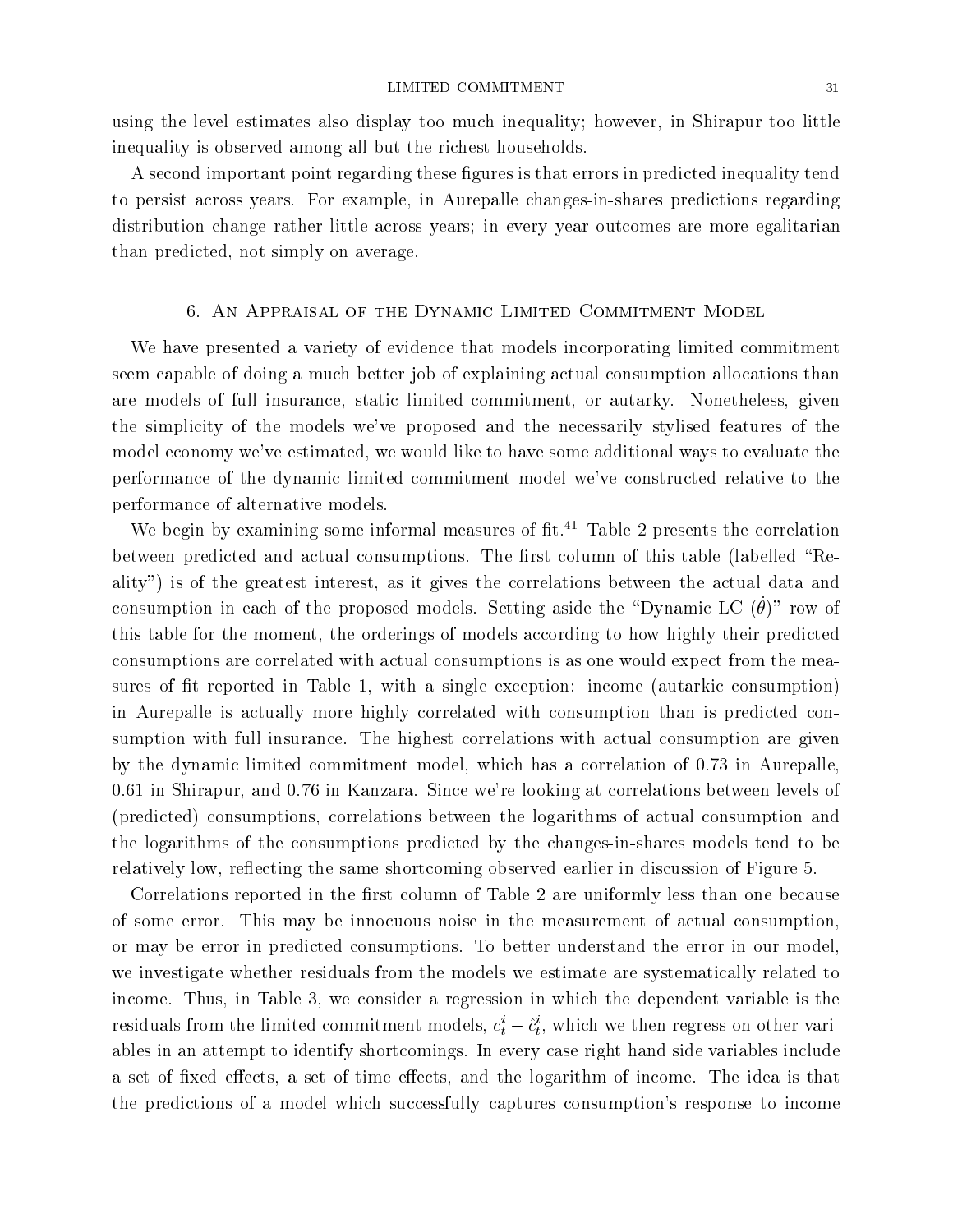using the level estimates also display too much inequality; however, in Shirapur too little inequality is observed among all but the richest households.

A second important point regarding these figures is that errors in predicted inequality tend to persist across years. For example, in Aurepalle changes-in-shares predictions regarding distribution change rather little across years; in every year outcomes are more egalitarian than predicted, not simply on average.

## 6. An Appraisal of the Dynamic Limited Commitment Model

We have presented a variety of evidence that models incorporating limited commitment seem capable of doing a much better job of explaining actual consumption allocations than are models of full insurance, static limited commitment, or autarky. Nonetheless, given the simplicity of the models we've proposed and the necessarily stylised features of the model economy we've estimated, we would like to have some additional ways to evaluate the performance of the dynamic limited commitment model we've constructed relative to the performance of alternative models.

We begin by examining some informal measures of fit.[41] Table 2 presents the correlation between predicted and actual consumptions. The first column of this table (labelled "Reality") is of the greatest interest, as it gives the correlations between the actual data and consumption in each of the proposed models. Setting aside the "Dynamic LC ($\dot{\theta}$)" row of this table for the moment, the orderings of models according to how highly their predicted consumptions are correlated with actual consumptions is as one would expect from the measures of fit reported in Table 1, with a single exception: income (autarkic consumption) in Aurepalle is actually more highly correlated with consumption than is predicted consumption with full insurance. The highest correlations with actual consumption are given by the dynamic limited commitment model, which has a correlation of 0.73 in Aurepalle, 0.61 in Shirapur, and 0.76 in Kanzara. Since we're looking at correlations between levels of (predicted) consumptions, correlations between the logarithms of actual consumption and the logarithms of the consumptions predicted by the changes-in-shares models tend to be relatively low, reflecting the same shortcoming observed earlier in discussion of Figure 5.

Correlations reported in the first column of Table 2 are uniformly less than one because of some error. This may be innocuous noise in the measurement of actual consumption, or may be error in predicted consumptions. To better understand the error in our model, we investigate whether residuals from the models we estimate are systematically related to income. Thus, in Table 3, we consider a regression in which the dependent variable is the residuals from the limited commitment models, $c_t^i - \hat{c}_t^i$, which we then regress on other variables in an attempt to identify shortcomings. In every case right hand side variables include a set of fixed effects, a set of time effects, and the logarithm of income. The idea is that the predictions of a model which successfully captures consumption's response to income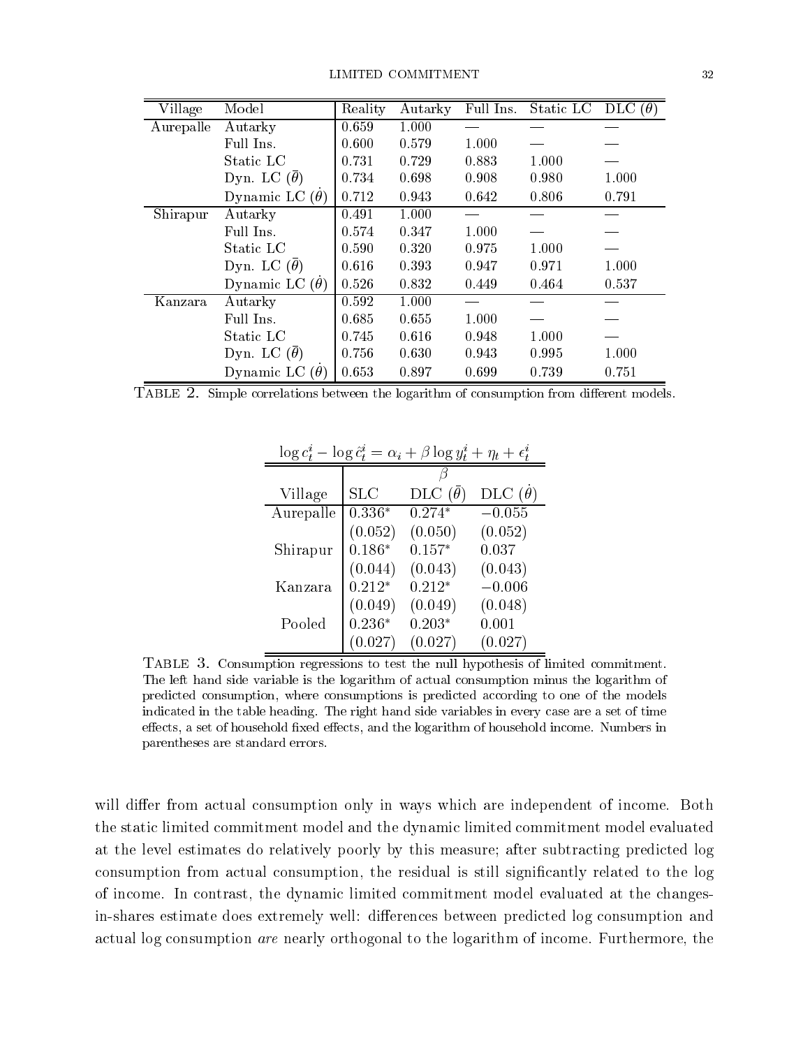| Village | Model | Reality | Autarky | Full Ins. | Static LC | DLC ($\theta$) |
|---|---|---|---|---|---|---|
| Aurepalle | Autarky | 0.659 | 1.000 | — | — | — |
| | Full Ins. | 0.600 | 0.579 | 1.000 | — | — |
| | Static LC | 0.731 | 0.729 | 0.883 | 1.000 | — |
| | Dyn. LC ($\bar{\theta}$) | 0.734 | 0.698 | 0.908 | 0.980 | 1.000 |
| | Dynamic LC ($\dot{\theta}$) | 0.712 | 0.943 | 0.642 | 0.806 | 0.791 |
| Shirapur | Autarky | 0.491 | 1.000 | — | — | — |
| | Full Ins. | 0.574 | 0.347 | 1.000 | — | — |
| | Static LC | 0.590 | 0.320 | 0.975 | 1.000 | — |
| | Dyn. LC ($\bar{\theta}$) | 0.616 | 0.393 | 0.947 | 0.971 | 1.000 |
| | Dynamic LC ($\dot{\theta}$) | 0.526 | 0.832 | 0.449 | 0.464 | 0.537 |
| Kanzara | Autarky | 0.592 | 1.000 | — | — | — |
| | Full Ins. | 0.685 | 0.655 | 1.000 | — | — |
| | Static LC | 0.745 | 0.616 | 0.948 | 1.000 | — |
| | Dyn. LC ($\bar{\theta}$) | 0.756 | 0.630 | 0.943 | 0.995 | 1.000 |
| | Dynamic LC ($\dot{\theta}$) | 0.653 | 0.897 | 0.699 | 0.739 | 0.751 |

TABLE 2. Simple correlations between the logarithm of consumption from different models.

| $\log c_t^i - \log \hat{c}_t^i = \alpha_i + \beta \log y_t^i + \eta_t + \epsilon_t^i$ | | | |
|---|---|---|---|
| | $\beta$ | | |
| Village | SLC | DLC ($\bar{\theta}$) | DLC ($\dot{\theta}$) |
| Aurepalle | $0.336^*$ | $0.274^*$ | $-0.055$ |
| | (0.052) | (0.050) | (0.052) |
| Shirapur | $0.186^*$ | $0.157^*$ | 0.037 |
| | (0.044) | (0.043) | (0.043) |
| Kanzara | $0.212^*$ | $0.212^*$ | $-0.006$ |
| | (0.049) | (0.049) | (0.048) |
| Pooled | $0.236^*$ | $0.203^*$ | 0.001 |
| | (0.027) | (0.027) | (0.027) |

TABLE 3. Consumption regressions to test the null hypothesis of limited commitment. The left hand side variable is the logarithm of actual consumption minus the logarithm of predicted consumption, where consumptions is predicted according to one of the models indicated in the table heading. The right hand side variables in every case are a set of time effects, a set of household fixed effects, and the logarithm of household income. Numbers in parentheses are standard errors.

will differ from actual consumption only in ways which are independent of income. Both the static limited commitment model and the dynamic limited commitment model evaluated at the level estimates do relatively poorly by this measure; after subtracting predicted log consumption from actual consumption, the residual is still significantly related to the log of income. In contrast, the dynamic limited commitment model evaluated at the changes-in-shares estimate does extremely well: differences between predicted log consumption and actual log consumption *are* nearly orthogonal to the logarithm of income. Furthermore, the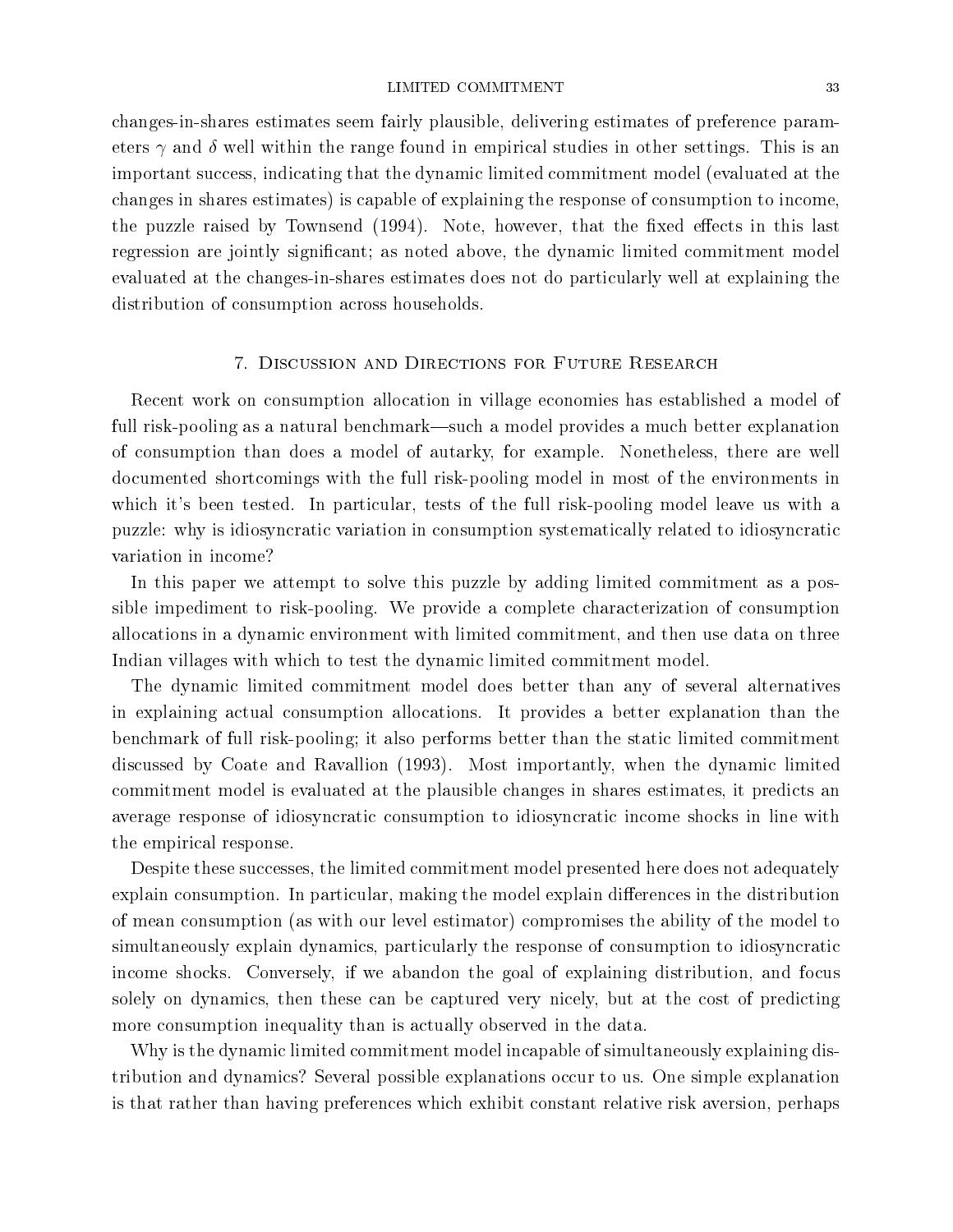changes-in-shares estimates seem fairly plausible, delivering estimates of preference parameters $\gamma$ and $\delta$ well within the range found in empirical studies in other settings. This is an important success, indicating that the dynamic limited commitment model (evaluated at the changes in shares estimates) is capable of explaining the response of consumption to income, the puzzle raised by Townsend (1994). Note, however, that the fixed effects in this last regression are jointly significant; as noted above, the dynamic limited commitment model evaluated at the changes-in-shares estimates does not do particularly well at explaining the distribution of consumption across households.

## 7. Discussion and Directions for Future Research

Recent work on consumption allocation in village economies has established a model of full risk-pooling as a natural benchmark—such a model provides a much better explanation of consumption than does a model of autarky, for example. Nonetheless, there are well documented shortcomings with the full risk-pooling model in most of the environments in which it's been tested. In particular, tests of the full risk-pooling model leave us with a puzzle: why is idiosyncratic variation in consumption systematically related to idiosyncratic variation in income?

In this paper we attempt to solve this puzzle by adding limited commitment as a possible impediment to risk-pooling. We provide a complete characterization of consumption allocations in a dynamic environment with limited commitment, and then use data on three Indian villages with which to test the dynamic limited commitment model.

The dynamic limited commitment model does better than any of several alternatives in explaining actual consumption allocations. It provides a better explanation than the benchmark of full risk-pooling; it also performs better than the static limited commitment discussed by Coate and Ravallion (1993). Most importantly, when the dynamic limited commitment model is evaluated at the plausible changes in shares estimates, it predicts an average response of idiosyncratic consumption to idiosyncratic income shocks in line with the empirical response.

Despite these successes, the limited commitment model presented here does not adequately explain consumption. In particular, making the model explain differences in the distribution of mean consumption (as with our level estimator) compromises the ability of the model to simultaneously explain dynamics, particularly the response of consumption to idiosyncratic income shocks. Conversely, if we abandon the goal of explaining distribution, and focus solely on dynamics, then these can be captured very nicely, but at the cost of predicting more consumption inequality than is actually observed in the data.

Why is the dynamic limited commitment model incapable of simultaneously explaining distribution and dynamics? Several possible explanations occur to us. One simple explanation is that rather than having preferences which exhibit constant relative risk aversion, perhaps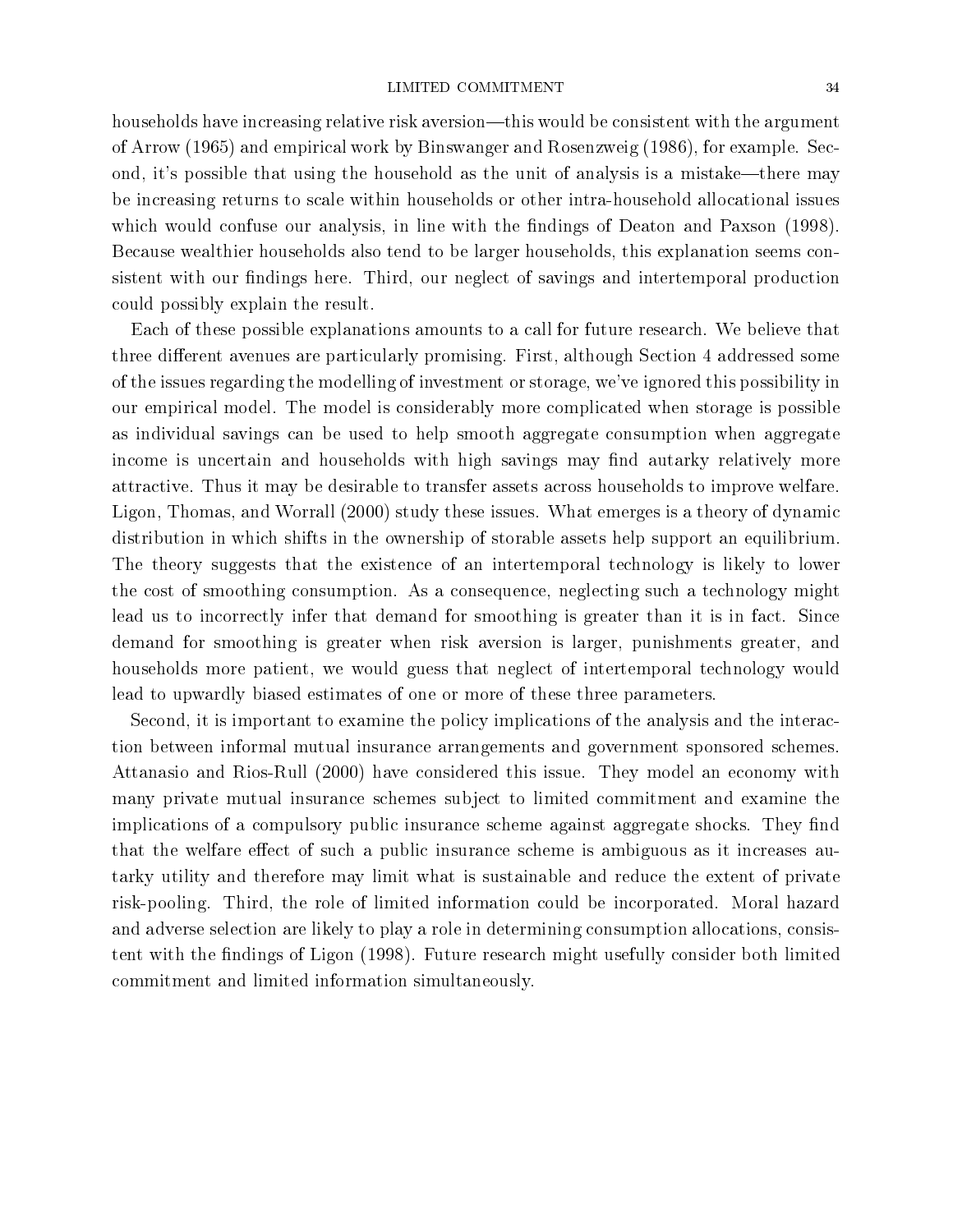households have increasing relative risk aversion—this would be consistent with the argument of Arrow (1965) and empirical work by Binswanger and Rosenzweig (1986), for example. Second, it's possible that using the household as the unit of analysis is a mistake—there may be increasing returns to scale within households or other intra-household allocational issues which would confuse our analysis, in line with the findings of Deaton and Paxson (1998). Because wealthier households also tend to be larger households, this explanation seems consistent with our findings here. Third, our neglect of savings and intertemporal production could possibly explain the result.

Each of these possible explanations amounts to a call for future research. We believe that three different avenues are particularly promising. First, although Section 4 addressed some of the issues regarding the modelling of investment or storage, we've ignored this possibility in our empirical model. The model is considerably more complicated when storage is possible as individual savings can be used to help smooth aggregate consumption when aggregate income is uncertain and households with high savings may find autarky relatively more attractive. Thus it may be desirable to transfer assets across households to improve welfare. Ligon, Thomas, and Worrall (2000) study these issues. What emerges is a theory of dynamic distribution in which shifts in the ownership of storable assets help support an equilibrium. The theory suggests that the existence of an intertemporal technology is likely to lower the cost of smoothing consumption. As a consequence, neglecting such a technology might lead us to incorrectly infer that demand for smoothing is greater than it is in fact. Since demand for smoothing is greater when risk aversion is larger, punishments greater, and households more patient, we would guess that neglect of intertemporal technology would lead to upwardly biased estimates of one or more of these three parameters.

Second, it is important to examine the policy implications of the analysis and the interaction between informal mutual insurance arrangements and government sponsored schemes. Attanasio and Rios-Rull (2000) have considered this issue. They model an economy with many private mutual insurance schemes subject to limited commitment and examine the implications of a compulsory public insurance scheme against aggregate shocks. They find that the welfare effect of such a public insurance scheme is ambiguous as it increases autarky utility and therefore may limit what is sustainable and reduce the extent of private risk-pooling. Third, the role of limited information could be incorporated. Moral hazard and adverse selection are likely to play a role in determining consumption allocations, consistent with the findings of Ligon (1998). Future research might usefully consider both limited commitment and limited information simultaneously.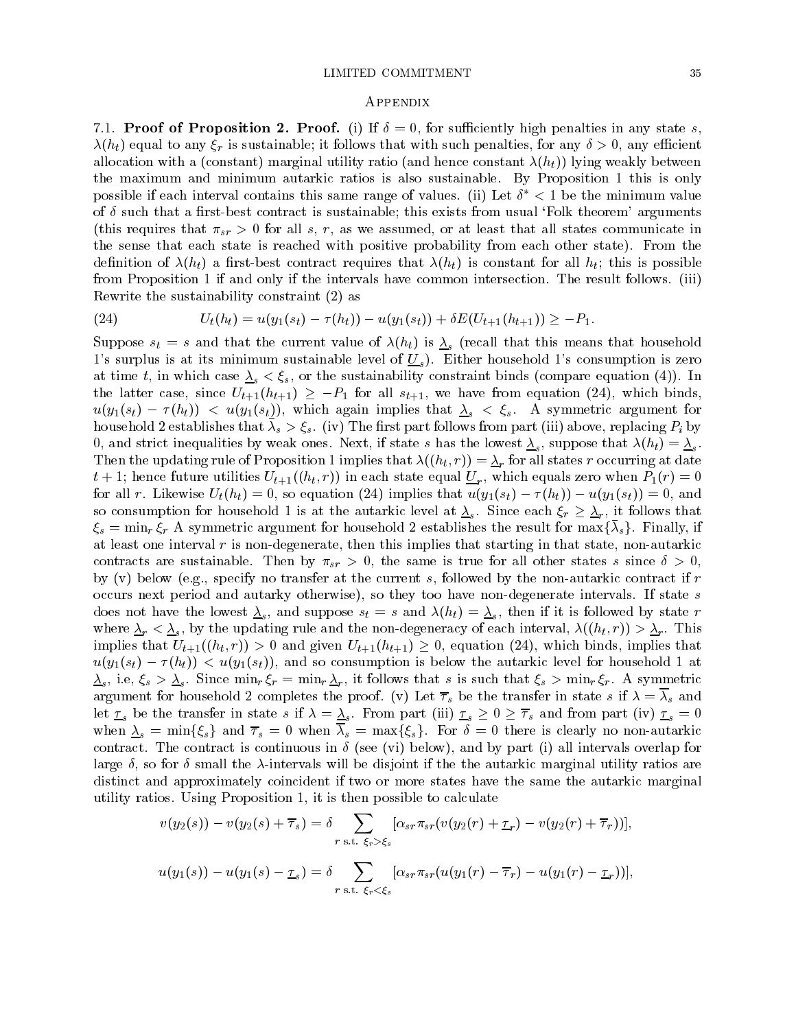## Appendix

7.1. **Proof of Proposition 2. Proof.** (i) If $\delta = 0$, for sufficiently high penalties in any state $s$, $\lambda(h_t)$ equal to any $\xi_r$ is sustainable; it follows that with such penalties, for any $\delta > 0$, any efficient allocation with a (constant) marginal utility ratio (and hence constant $\lambda(h_t)$) lying weakly between the maximum and minimum autarkic ratios is also sustainable. By Proposition 1 this is only possible if each interval contains this same range of values. (ii) Let $\delta^* < 1$ be the minimum value of $\delta$ such that a first-best contract is sustainable; this exists from usual 'Folk theorem' arguments (this requires that $\pi_{sr} > 0$ for all $s$, $r$, as we assumed, or at least that all states communicate in the sense that each state is reached with positive probability from each other state). From the definition of $\lambda(h_t)$ a first-best contract requires that $\lambda(h_t)$ is constant for all $h_t$; this is possible from Proposition 1 if and only if the intervals have common intersection. The result follows. (iii) Rewrite the sustainability constraint (2) as

$$U_t(h_t) = u(y_1(s_t) - \tau(h_t)) - u(y_1(s_t)) + \delta E(U_{t+1}(h_{t+1})) \geq -P_1. \tag{24}$$

Suppose $s_t = s$ and that the current value of $\lambda(h_t)$ is $\underline{\lambda}_s$ (recall that this means that household 1's surplus is at its minimum sustainable level of $\underline{U}_s$). Either household 1's consumption is zero at time $t$, in which case $\underline{\lambda}_s < \xi_s$, or the sustainability constraint binds (compare equation (4)). In the latter case, since $U_{t+1}(h_{t+1}) \geq -P_1$ for all $s_{t+1}$, we have from equation (24), which binds, $u(y_1(s_t) - \tau(h_t)) < u(y_1(s_t))$, which again implies that $\underline{\lambda}_s < \xi_s$. A symmetric argument for household 2 establishes that $\overline{\lambda}_s > \xi_s$. (iv) The first part follows from part (iii) above, replacing $P_i$ by 0, and strict inequalities by weak ones. Next, if state $s$ has the lowest $\underline{\lambda}_s$, suppose that $\lambda(h_t) = \underline{\lambda}_s$. Then the updating rule of Proposition 1 implies that $\lambda((h_t, r)) = \underline{\lambda}_r$ for all states $r$ occurring at date $t+1$; hence future utilities $U_{t+1}((h_t, r))$ in each state equal $\underline{U}_r$, which equals zero when $P_1(r) = 0$ for all $r$. Likewise $U_t(h_t) = 0$, so equation (24) implies that $u(y_1(s_t) - \tau(h_t)) - u(y_1(s_t)) = 0$, and so consumption for household 1 is at the autarkic level at $\underline{\lambda}_s$. Since each $\xi_r \geq \underline{\lambda}_r$, it follows that $\xi_s = \min_r \xi_r$ A symmetric argument for household 2 establishes the result for $\max\{\overline{\lambda}_s\}$. Finally, if at least one interval $r$ is non-degenerate, then this implies that starting in that state, non-autarkic contracts are sustainable. Then by $\pi_{sr} > 0$, the same is true for all other states $s$ since $\delta > 0$, by (v) below (e.g., specify no transfer at the current $s$, followed by the non-autarkic contract if $r$ occurs next period and autarky otherwise), so they too have non-degenerate intervals. If state $s$ does not have the lowest $\underline{\lambda}_s$, and suppose $s_t = s$ and $\lambda(h_t) = \underline{\lambda}_s$, then if it is followed by state $r$ where $\underline{\lambda}_r < \underline{\lambda}_s$, by the updating rule and the non-degeneracy of each interval, $\lambda((h_t, r)) > \underline{\lambda}_r$. This implies that $U_{t+1}((h_t, r)) > 0$ and given $U_{t+1}(h_{t+1}) \geq 0$, equation (24), which binds, implies that $u(y_1(s_t) - \tau(h_t)) < u(y_1(s_t))$, and so consumption is below the autarkic level for household 1 at $\underline{\lambda}_s$, i.e, $\xi_s > \underline{\lambda}_s$. Since $\min_r \xi_r = \min_r \underline{\lambda}_r$, it follows that $s$ is such that $\xi_s > \min_r \xi_r$. A symmetric argument for household 2 completes the proof. (v) Let $\overline{\tau}_s$ be the transfer in state $s$ if $\lambda = \overline{\lambda}_s$ and let $\underline{\tau}_s$ be the transfer in state $s$ if $\lambda = \underline{\lambda}_s$. From part (iii) $\underline{\tau}_s \geq 0 \geq \overline{\tau}_s$ and from part (iv) $\underline{\tau}_s = 0$ when $\underline{\lambda}_s = \min\{\xi_s\}$ and $\overline{\tau}_s = 0$ when $\overline{\lambda}_s = \max\{\xi_s\}$. For $\delta = 0$ there is clearly no non-autarkic contract. The contract is continuous in $\delta$ (see (vi) below), and by part (i) all intervals overlap for large $\delta$, so for $\delta$ small the $\lambda$-intervals will be disjoint if the the autarkic marginal utility ratios are distinct and approximately coincident if two or more states have the same the autarkic marginal utility ratios. Using Proposition 1, it is then possible to calculate

$$v(y_2(s)) - v(y_2(s) + \overline{\tau}_s) = \delta \sum_{r \text{ s.t. } \xi_r > \xi_s} [\alpha_{sr}\pi_{sr}(v(y_2(r) + \underline{\tau}_r) - v(y_2(r) + \overline{\tau}_r))],$$

$$u(y_1(s)) - u(y_1(s) - \underline{\tau}_s) = \delta \sum_{r \text{ s.t. } \xi_r < \xi_s} [\alpha_{sr}\pi_{sr}(u(y_1(r) - \overline{\tau}_r) - u(y_1(r) - \underline{\tau}_r))],$$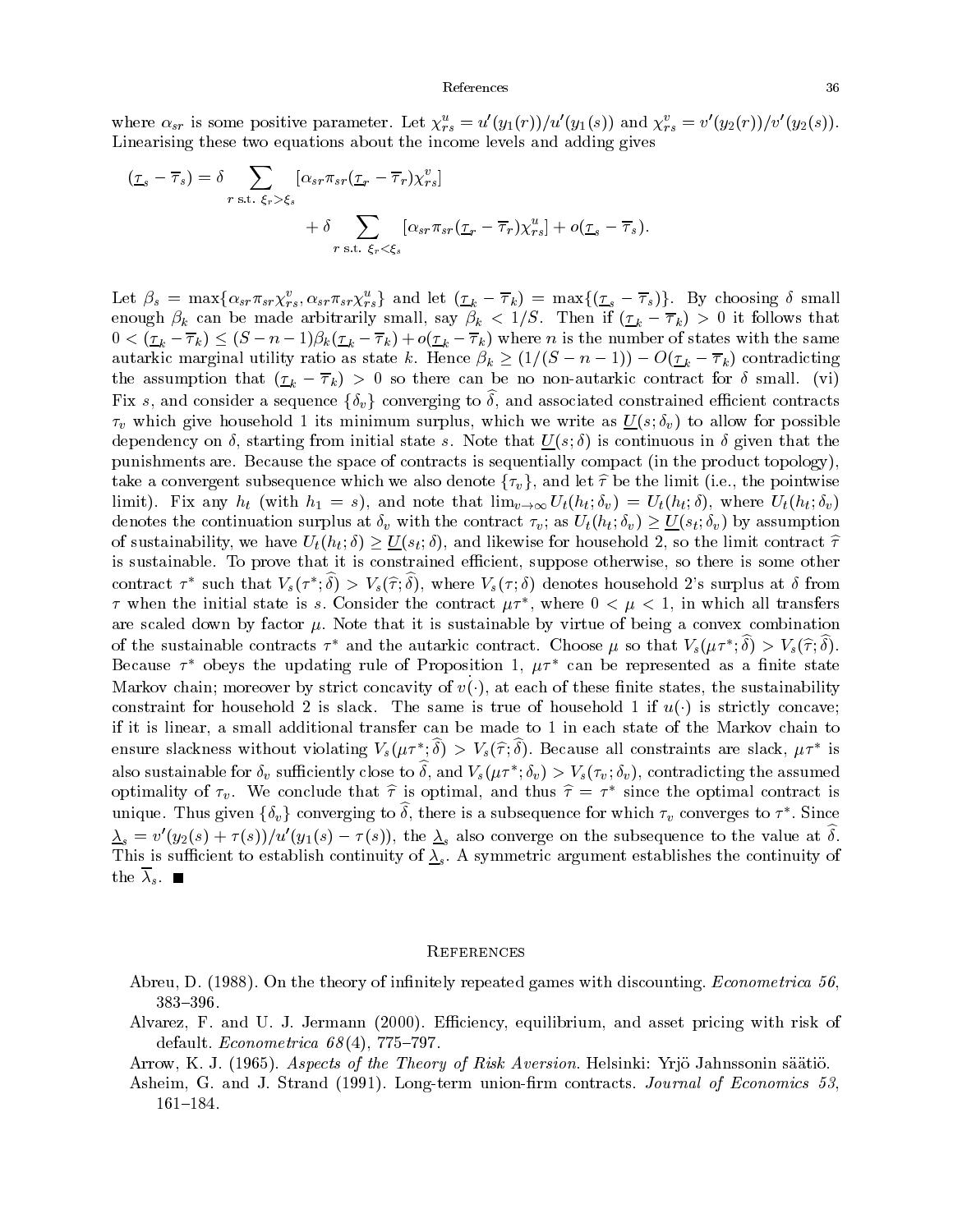where $\alpha_{sr}$ is some positive parameter. Let $\chi^u_{rs} = u'(y_1(r))/u'(y_1(s))$ and $\chi^v_{rs} = v'(y_2(r))/v'(y_2(s))$. Linearising these two equations about the income levels and adding gives

$$(\underline{\tau}_s - \overline{\tau}_s) = \delta \sum_{r \text{ s.t. } \xi_r > \xi_s} [\alpha_{sr}\pi_{sr}(\underline{\tau}_r - \overline{\tau}_r)\chi^v_{rs}] + \delta \sum_{r \text{ s.t. } \xi_r < \xi_s} [\alpha_{sr}\pi_{sr}(\underline{\tau}_r - \overline{\tau}_r)\chi^u_{rs}] + o(\underline{\tau}_s - \overline{\tau}_s).$$

Let $\beta_s = \max\{\alpha_{sr}\pi_{sr}\chi^v_{rs}, \alpha_{sr}\pi_{sr}\chi^u_{rs}\}$ and let $(\underline{\tau}_k - \overline{\tau}_k) = \max\{(\underline{\tau}_s - \overline{\tau}_s)\}$. By choosing $\delta$ small enough $\beta_k$ can be made arbitrarily small, say $\beta_k < 1/S$. Then if $(\underline{\tau}_k - \overline{\tau}_k) > 0$ it follows that $0 < (\underline{\tau}_k - \overline{\tau}_k) \leq (S - n - 1)\beta_k(\underline{\tau}_k - \overline{\tau}_k) + o(\underline{\tau}_k - \overline{\tau}_k)$ where $n$ is the number of states with the same autarkic marginal utility ratio as state $k$. Hence $\beta_k \geq (1/(S-n-1)) - O(\underline{\tau}_k - \overline{\tau}_k)$ contradicting the assumption that $(\underline{\tau}_k - \overline{\tau}_k) > 0$ so there can be no non-autarkic contract for $\delta$ small. (vi) Fix $s$, and consider a sequence $\{\delta_v\}$ converging to $\widehat{\delta}$, and associated constrained efficient contracts $\tau_v$ which give household 1 its minimum surplus, which we write as $\underline{U}(s;\delta_v)$ to allow for possible dependency on $\delta$, starting from initial state $s$. Note that $\underline{U}(s;\delta)$ is continuous in $\delta$ given that the punishments are. Because the space of contracts is sequentially compact (in the product topology), take a convergent subsequence which we also denote $\{\tau_v\}$, and let $\widehat{\tau}$ be the limit (i.e., the pointwise limit). Fix any $h_t$ (with $h_1 = s$), and note that $\lim_{v\to\infty} U_t(h_t;\delta_v) = U_t(h_t;\delta)$, where $U_t(h_t;\delta_v)$ denotes the continuation surplus at $\delta_v$ with the contract $\tau_v$; as $U_t(h_t;\delta_v) \geq \underline{U}(s_t;\delta_v)$ by assumption of sustainability, we have $U_t(h_t;\delta) \geq \underline{U}(s_t;\delta)$, and likewise for household 2, so the limit contract $\widehat{\tau}$ is sustainable. To prove that it is constrained efficient, suppose otherwise, so there is some other contract $\tau^*$ such that $V_s(\tau^*;\widehat{\delta}) > V_s(\widehat{\tau};\widehat{\delta})$, where $V_s(\tau;\delta)$ denotes household 2's surplus at $\delta$ from $\tau$ when the initial state is $s$. Consider the contract $\mu\tau^*$, where $0 < \mu < 1$, in which all transfers are scaled down by factor $\mu$. Note that it is sustainable by virtue of being a convex combination of the sustainable contracts $\tau^*$ and the autarkic contract. Choose $\mu$ so that $V_s(\mu\tau^*;\widehat{\delta}) > V_s(\widehat{\tau};\widehat{\delta})$. Because $\tau^*$ obeys the updating rule of Proposition 1, $\mu\tau^*$ can be represented as a finite state Markov chain; moreover by strict concavity of $v(\cdot)$, at each of these finite states, the sustainability constraint for household 2 is slack. The same is true of household 1 if $u(\cdot)$ is strictly concave; if it is linear, a small additional transfer can be made to 1 in each state of the Markov chain to ensure slackness without violating $V_s(\mu\tau^*;\widehat{\delta}) > V_s(\widehat{\tau};\widehat{\delta})$. Because all constraints are slack, $\mu\tau^*$ is also sustainable for $\delta_v$ sufficiently close to $\widehat{\delta}$, and $V_s(\mu\tau^*;\delta_v) > V_s(\tau_v;\delta_v)$, contradicting the assumed optimality of $\tau_v$. We conclude that $\widehat{\tau}$ is optimal, and thus $\widehat{\tau} = \tau^*$ since the optimal contract is unique. Thus given $\{\delta_v\}$ converging to $\widehat{\delta}$, there is a subsequence for which $\tau_v$ converges to $\tau^*$. Since $\underline{\lambda}_s = v'(y_2(s) + \tau(s))/u'(y_1(s) - \tau(s))$, the $\underline{\lambda}_s$ also converge on the subsequence to the value at $\widehat{\delta}$. This is sufficient to establish continuity of $\underline{\lambda}_s$. A symmetric argument establishes the continuity of the $\overline{\lambda}_s$. ■

# References

Abreu, D. (1988). On the theory of infinitely repeated games with discounting. *Econometrica 56*, 383–396.

Alvarez, F. and U. J. Jermann (2000). Efficiency, equilibrium, and asset pricing with risk of default. *Econometrica 68*(4), 775–797.

Arrow, K. J. (1965). *Aspects of the Theory of Risk Aversion*. Helsinki: Yrjö Jahnssonin säätiö.

Asheim, G. and J. Strand (1991). Long-term union-firm contracts. *Journal of Economics 53*, 161–184.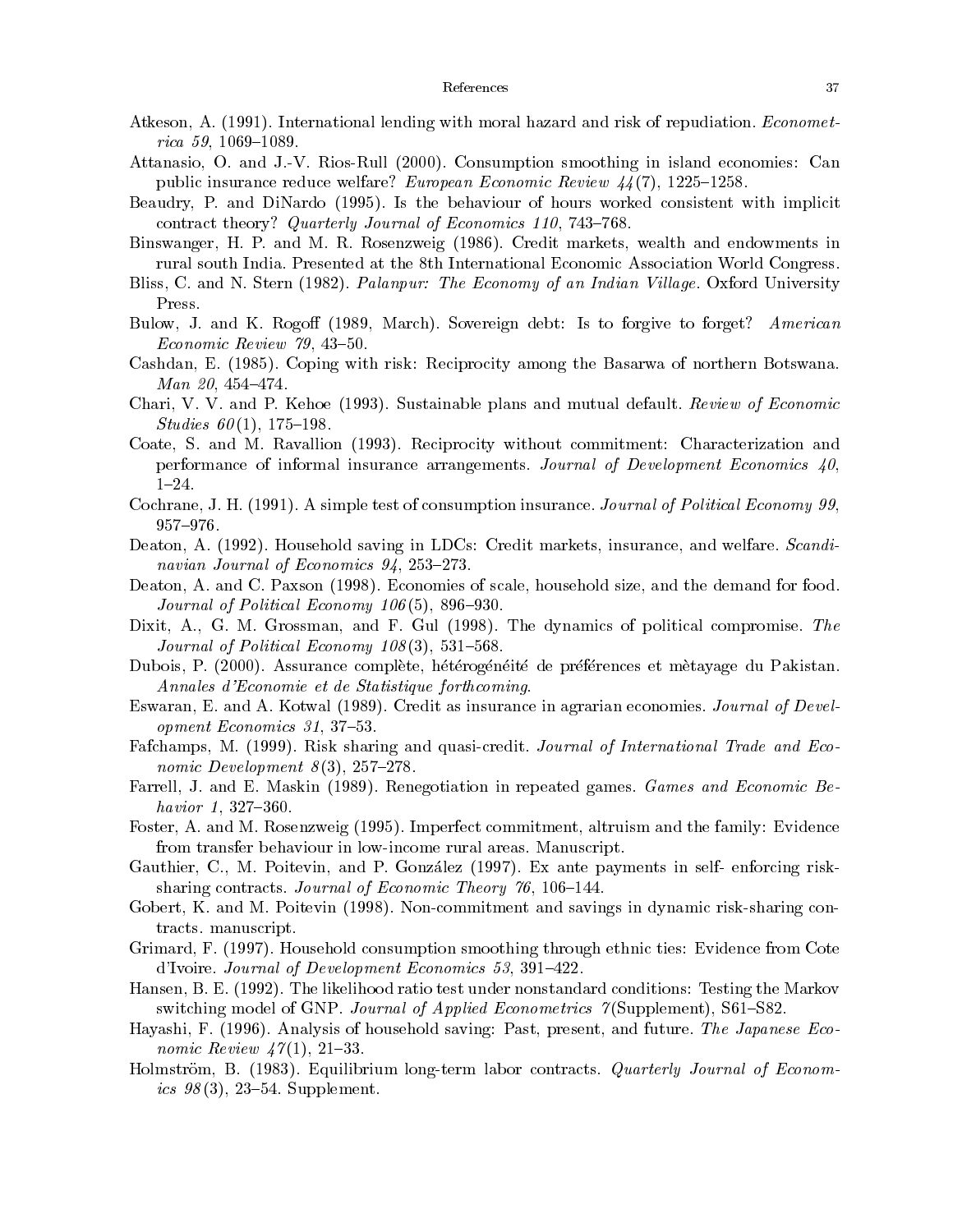Atkeson, A. (1991). International lending with moral hazard and risk of repudiation. *Econometrica 59*, 1069–1089.

Attanasio, O. and J.-V. Rios-Rull (2000). Consumption smoothing in island economies: Can public insurance reduce welfare? *European Economic Review 44*(7), 1225–1258.

Beaudry, P. and DiNardo (1995). Is the behaviour of hours worked consistent with implicit contract theory? *Quarterly Journal of Economics 110*, 743–768.

Binswanger, H. P. and M. R. Rosenzweig (1986). Credit markets, wealth and endowments in rural south India. Presented at the 8th International Economic Association World Congress.

Bliss, C. and N. Stern (1982). *Palanpur: The Economy of an Indian Village*. Oxford University Press.

Bulow, J. and K. Rogoff (1989, March). Sovereign debt: Is to forgive to forget? *American Economic Review 79*, 43–50.

Cashdan, E. (1985). Coping with risk: Reciprocity among the Basarwa of northern Botswana. *Man 20*, 454–474.

Chari, V. V. and P. Kehoe (1993). Sustainable plans and mutual default. *Review of Economic Studies 60*(1), 175–198.

Coate, S. and M. Ravallion (1993). Reciprocity without commitment: Characterization and performance of informal insurance arrangements. *Journal of Development Economics 40*, 1–24.

Cochrane, J. H. (1991). A simple test of consumption insurance. *Journal of Political Economy 99*, 957–976.

Deaton, A. (1992). Household saving in LDCs: Credit markets, insurance, and welfare. *Scandinavian Journal of Economics 94*, 253–273.

Deaton, A. and C. Paxson (1998). Economies of scale, household size, and the demand for food. *Journal of Political Economy 106*(5), 896–930.

Dixit, A., G. M. Grossman, and F. Gul (1998). The dynamics of political compromise. *The Journal of Political Economy 108*(3), 531–568.

Dubois, P. (2000). Assurance complète, hétérogénéité de préférences et mètayage du Pakistan. *Annales d'Economie et de Statistique forthcoming*.

Eswaran, E. and A. Kotwal (1989). Credit as insurance in agrarian economies. *Journal of Development Economics 31*, 37–53.

Fafchamps, M. (1999). Risk sharing and quasi-credit. *Journal of International Trade and Economic Development 8*(3), 257–278.

Farrell, J. and E. Maskin (1989). Renegotiation in repeated games. *Games and Economic Behavior 1*, 327–360.

Foster, A. and M. Rosenzweig (1995). Imperfect commitment, altruism and the family: Evidence from transfer behaviour in low-income rural areas. Manuscript.

Gauthier, C., M. Poitevin, and P. González (1997). Ex ante payments in self- enforcing risk-sharing contracts. *Journal of Economic Theory 76*, 106–144.

Gobert, K. and M. Poitevin (1998). Non-commitment and savings in dynamic risk-sharing contracts. manuscript.

Grimard, F. (1997). Household consumption smoothing through ethnic ties: Evidence from Cote d'Ivoire. *Journal of Development Economics 53*, 391–422.

Hansen, B. E. (1992). The likelihood ratio test under nonstandard conditions: Testing the Markov switching model of GNP. *Journal of Applied Econometrics 7*(Supplement), S61–S82.

Hayashi, F. (1996). Analysis of household saving: Past, present, and future. *The Japanese Economic Review 47*(1), 21–33.

Holmström, B. (1983). Equilibrium long-term labor contracts. *Quarterly Journal of Economics 98*(3), 23–54. Supplement.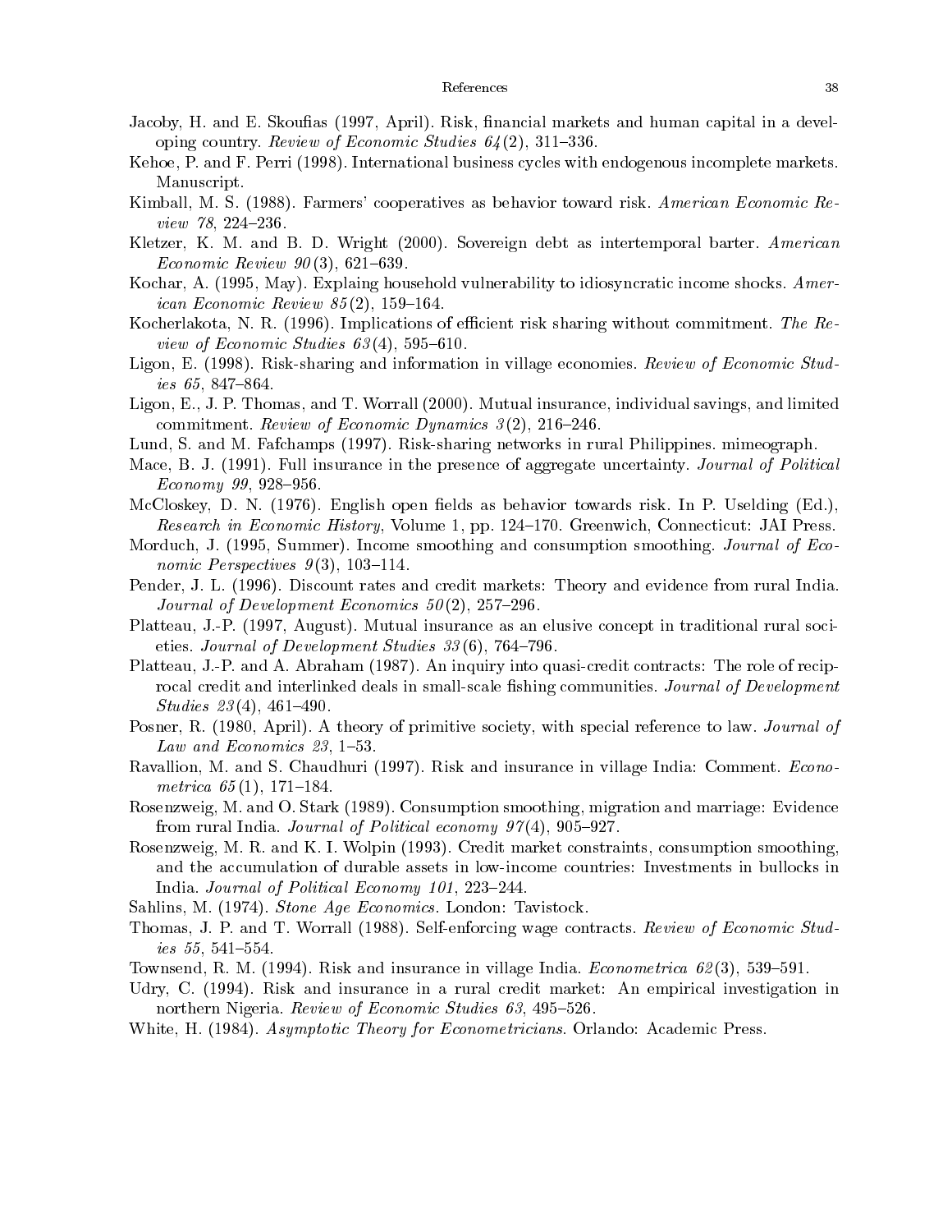Jacoby, H. and E. Skoufias (1997, April). Risk, financial markets and human capital in a developing country. *Review of Economic Studies 64*(2), 311–336.

Kehoe, P. and F. Perri (1998). International business cycles with endogenous incomplete markets. Manuscript.

Kimball, M. S. (1988). Farmers' cooperatives as behavior toward risk. *American Economic Review 78*, 224–236.

Kletzer, K. M. and B. D. Wright (2000). Sovereign debt as intertemporal barter. *American Economic Review 90*(3), 621–639.

Kochar, A. (1995, May). Explaing household vulnerability to idiosyncratic income shocks. *American Economic Review 85*(2), 159–164.

Kocherlakota, N. R. (1996). Implications of efficient risk sharing without commitment. *The Review of Economic Studies 63*(4), 595–610.

Ligon, E. (1998). Risk-sharing and information in village economies. *Review of Economic Studies 65*, 847–864.

Ligon, E., J. P. Thomas, and T. Worrall (2000). Mutual insurance, individual savings, and limited commitment. *Review of Economic Dynamics 3*(2), 216–246.

Lund, S. and M. Fafchamps (1997). Risk-sharing networks in rural Philippines. mimeograph.

Mace, B. J. (1991). Full insurance in the presence of aggregate uncertainty. *Journal of Political Economy 99*, 928–956.

McCloskey, D. N. (1976). English open fields as behavior towards risk. In P. Uselding (Ed.), *Research in Economic History*, Volume 1, pp. 124–170. Greenwich, Connecticut: JAI Press.

Morduch, J. (1995, Summer). Income smoothing and consumption smoothing. *Journal of Economic Perspectives 9*(3), 103–114.

Pender, J. L. (1996). Discount rates and credit markets: Theory and evidence from rural India. *Journal of Development Economics 50*(2), 257–296.

Platteau, J.-P. (1997, August). Mutual insurance as an elusive concept in traditional rural societies. *Journal of Development Studies 33*(6), 764–796.

Platteau, J.-P. and A. Abraham (1987). An inquiry into quasi-credit contracts: The role of reciprocal credit and interlinked deals in small-scale fishing communities. *Journal of Development Studies 23*(4), 461–490.

Posner, R. (1980, April). A theory of primitive society, with special reference to law. *Journal of Law and Economics 23*, 1–53.

Ravallion, M. and S. Chaudhuri (1997). Risk and insurance in village India: Comment. *Econometrica 65*(1), 171–184.

Rosenzweig, M. and O. Stark (1989). Consumption smoothing, migration and marriage: Evidence from rural India. *Journal of Political economy 97*(4), 905–927.

Rosenzweig, M. R. and K. I. Wolpin (1993). Credit market constraints, consumption smoothing, and the accumulation of durable assets in low-income countries: Investments in bullocks in India. *Journal of Political Economy 101*, 223–244.

Sahlins, M. (1974). *Stone Age Economics*. London: Tavistock.

Thomas, J. P. and T. Worrall (1988). Self-enforcing wage contracts. *Review of Economic Studies 55*, 541–554.

Townsend, R. M. (1994). Risk and insurance in village India. *Econometrica 62*(3), 539–591.

Udry, C. (1994). Risk and insurance in a rural credit market: An empirical investigation in northern Nigeria. *Review of Economic Studies 63*, 495–526.

White, H. (1984). *Asymptotic Theory for Econometricians*. Orlando: Academic Press.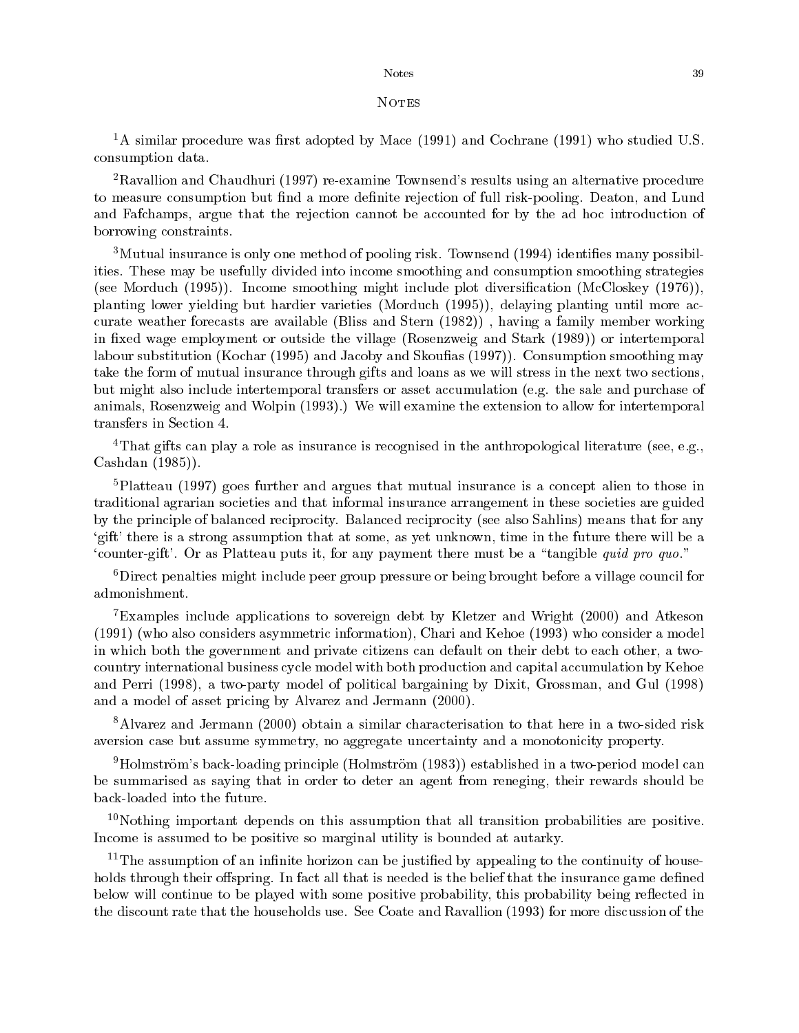## Notes

[1]A similar procedure was first adopted by Mace (1991) and Cochrane (1991) who studied U.S. consumption data.

[2]Ravallion and Chaudhuri (1997) re-examine Townsend's results using an alternative procedure to measure consumption but find a more definite rejection of full risk-pooling. Deaton, and Lund and Fafchamps, argue that the rejection cannot be accounted for by the ad hoc introduction of borrowing constraints.

[3]Mutual insurance is only one method of pooling risk. Townsend (1994) identifies many possibilities. These may be usefully divided into income smoothing and consumption smoothing strategies (see Morduch (1995)). Income smoothing might include plot diversification (McCloskey (1976)), planting lower yielding but hardier varieties (Morduch (1995)), delaying planting until more accurate weather forecasts are available (Bliss and Stern (1982)) , having a family member working in fixed wage employment or outside the village (Rosenzweig and Stark (1989)) or intertemporal labour substitution (Kochar (1995) and Jacoby and Skoufias (1997)). Consumption smoothing may take the form of mutual insurance through gifts and loans as we will stress in the next two sections, but might also include intertemporal transfers or asset accumulation (e.g. the sale and purchase of animals, Rosenzweig and Wolpin (1993).) We will examine the extension to allow for intertemporal transfers in Section 4.

[4]That gifts can play a role as insurance is recognised in the anthropological literature (see, e.g., Cashdan (1985)).

[5]Platteau (1997) goes further and argues that mutual insurance is a concept alien to those in traditional agrarian societies and that informal insurance arrangement in these societies are guided by the principle of balanced reciprocity. Balanced reciprocity (see also Sahlins) means that for any 'gift' there is a strong assumption that at some, as yet unknown, time in the future there will be a 'counter-gift'. Or as Platteau puts it, for any payment there must be a "tangible *quid pro quo*."

[6]Direct penalties might include peer group pressure or being brought before a village council for admonishment.

[7]Examples include applications to sovereign debt by Kletzer and Wright (2000) and Atkeson (1991) (who also considers asymmetric information), Chari and Kehoe (1993) who consider a model in which both the government and private citizens can default on their debt to each other, a two-country international business cycle model with both production and capital accumulation by Kehoe and Perri (1998), a two-party model of political bargaining by Dixit, Grossman, and Gul (1998) and a model of asset pricing by Alvarez and Jermann (2000).

[8]Alvarez and Jermann (2000) obtain a similar characterisation to that here in a two-sided risk aversion case but assume symmetry, no aggregate uncertainty and a monotonicity property.

[9]Holmström's back-loading principle (Holmström (1983)) established in a two-period model can be summarised as saying that in order to deter an agent from reneging, their rewards should be back-loaded into the future.

[10]Nothing important depends on this assumption that all transition probabilities are positive. Income is assumed to be positive so marginal utility is bounded at autarky.

[11]The assumption of an infinite horizon can be justified by appealing to the continuity of households through their offspring. In fact all that is needed is the belief that the insurance game defined below will continue to be played with some positive probability, this probability being reflected in the discount rate that the households use. See Coate and Ravallion (1993) for more discussion of the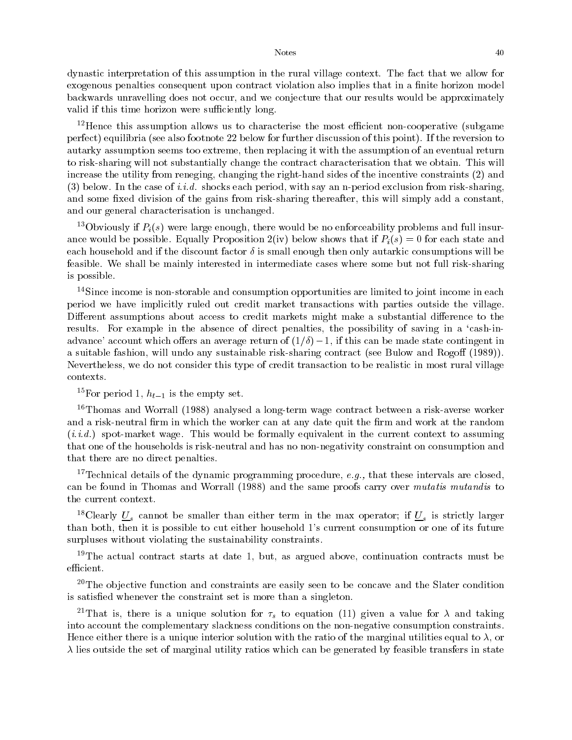dynastic interpretation of this assumption in the rural village context. The fact that we allow for exogenous penalties consequent upon contract violation also implies that in a finite horizon model backwards unravelling does not occur, and we conjecture that our results would be approximately valid if this time horizon were sufficiently long.

[12]Hence this assumption allows us to characterise the most efficient non-cooperative (subgame perfect) equilibria (see also footnote 22 below for further discussion of this point). If the reversion to autarky assumption seems too extreme, then replacing it with the assumption of an eventual return to risk-sharing will not substantially change the contract characterisation that we obtain. This will increase the utility from reneging, changing the right-hand sides of the incentive constraints (2) and (3) below. In the case of *i.i.d.* shocks each period, with say an n-period exclusion from risk-sharing, and some fixed division of the gains from risk-sharing thereafter, this will simply add a constant, and our general characterisation is unchanged.

[13]Obviously if $P_i(s)$ were large enough, there would be no enforceability problems and full insurance would be possible. Equally Proposition 2(iv) below shows that if $P_i(s) = 0$ for each state and each household and if the discount factor $\delta$ is small enough then only autarkic consumptions will be feasible. We shall be mainly interested in intermediate cases where some but not full risk-sharing is possible.

[14]Since income is non-storable and consumption opportunities are limited to joint income in each period we have implicitly ruled out credit market transactions with parties outside the village. Different assumptions about access to credit markets might make a substantial difference to the results. For example in the absence of direct penalties, the possibility of saving in a 'cash-in-advance' account which offers an average return of $(1/\delta) - 1$, if this can be made state contingent in a suitable fashion, will undo any sustainable risk-sharing contract (see Bulow and Rogoff (1989)). Nevertheless, we do not consider this type of credit transaction to be realistic in most rural village contexts.

[15]For period 1, $h_{t-1}$ is the empty set.

[16]Thomas and Worrall (1988) analysed a long-term wage contract between a risk-averse worker and a risk-neutral firm in which the worker can at any date quit the firm and work at the random (*i.i.d.*) spot-market wage. This would be formally equivalent in the current context to assuming that one of the households is risk-neutral and has no non-negativity constraint on consumption and that there are no direct penalties.

[17]Technical details of the dynamic programming procedure, *e.g.,* that these intervals are closed, can be found in Thomas and Worrall (1988) and the same proofs carry over *mutatis mutandis* to the current context.

[18]Clearly $\underline{U}_s$ cannot be smaller than either term in the max operator; if $\underline{U}_s$ is strictly larger than both, then it is possible to cut either household 1's current consumption or one of its future surpluses without violating the sustainability constraints.

[19]The actual contract starts at date 1, but, as argued above, continuation contracts must be efficient.

[20]The objective function and constraints are easily seen to be concave and the Slater condition is satisfied whenever the constraint set is more than a singleton.

[21]That is, there is a unique solution for $\tau_s$ to equation (11) given a value for $\lambda$ and taking into account the complementary slackness conditions on the non-negative consumption constraints. Hence either there is a unique interior solution with the ratio of the marginal utilities equal to $\lambda$, or $\lambda$ lies outside the set of marginal utility ratios which can be generated by feasible transfers in state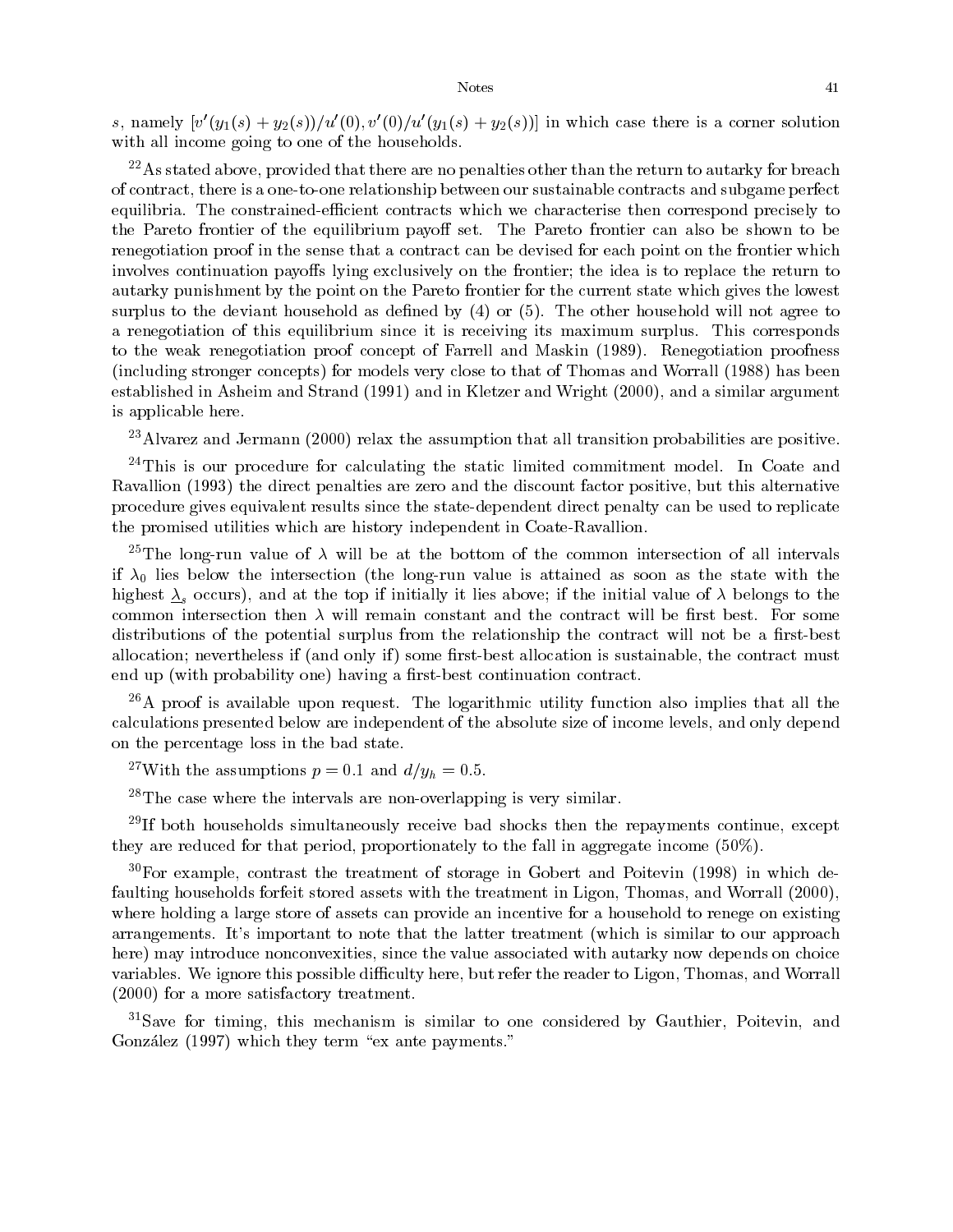$s$, namely $[v'(y_1(s)+y_2(s))/u'(0), v'(0)/u'(y_1(s)+y_2(s))]$ in which case there is a corner solution with all income going to one of the households.

[22]As stated above, provided that there are no penalties other than the return to autarky for breach of contract, there is a one-to-one relationship between our sustainable contracts and subgame perfect equilibria. The constrained-efficient contracts which we characterise then correspond precisely to the Pareto frontier of the equilibrium payoff set. The Pareto frontier can also be shown to be renegotiation proof in the sense that a contract can be devised for each point on the frontier which involves continuation payoffs lying exclusively on the frontier; the idea is to replace the return to autarky punishment by the point on the Pareto frontier for the current state which gives the lowest surplus to the deviant household as defined by (4) or (5). The other household will not agree to a renegotiation of this equilibrium since it is receiving its maximum surplus. This corresponds to the weak renegotiation proof concept of Farrell and Maskin (1989). Renegotiation proofness (including stronger concepts) for models very close to that of Thomas and Worrall (1988) has been established in Asheim and Strand (1991) and in Kletzer and Wright (2000), and a similar argument is applicable here.

[23]Alvarez and Jermann (2000) relax the assumption that all transition probabilities are positive.

[24]This is our procedure for calculating the static limited commitment model. In Coate and Ravallion (1993) the direct penalties are zero and the discount factor positive, but this alternative procedure gives equivalent results since the state-dependent direct penalty can be used to replicate the promised utilities which are history independent in Coate-Ravallion.

[25]The long-run value of $\lambda$ will be at the bottom of the common intersection of all intervals if $\lambda_0$ lies below the intersection (the long-run value is attained as soon as the state with the highest $\underline{\lambda}_s$ occurs), and at the top if initially it lies above; if the initial value of $\lambda$ belongs to the common intersection then $\lambda$ will remain constant and the contract will be first best. For some distributions of the potential surplus from the relationship the contract will not be a first-best allocation; nevertheless if (and only if) some first-best allocation is sustainable, the contract must end up (with probability one) having a first-best continuation contract.

[26]A proof is available upon request. The logarithmic utility function also implies that all the calculations presented below are independent of the absolute size of income levels, and only depend on the percentage loss in the bad state.

[27]With the assumptions $p = 0.1$ and $d/y_h = 0.5$.

[28]The case where the intervals are non-overlapping is very similar.

[29]If both households simultaneously receive bad shocks then the repayments continue, except they are reduced for that period, proportionately to the fall in aggregate income (50%).

[30]For example, contrast the treatment of storage in Gobert and Poitevin (1998) in which defaulting households forfeit stored assets with the treatment in Ligon, Thomas, and Worrall (2000), where holding a large store of assets can provide an incentive for a household to renege on existing arrangements. It's important to note that the latter treatment (which is similar to our approach here) may introduce nonconvexities, since the value associated with autarky now depends on choice variables. We ignore this possible difficulty here, but refer the reader to Ligon, Thomas, and Worrall (2000) for a more satisfactory treatment.

[31]Save for timing, this mechanism is similar to one considered by Gauthier, Poitevin, and González (1997) which they term "ex ante payments."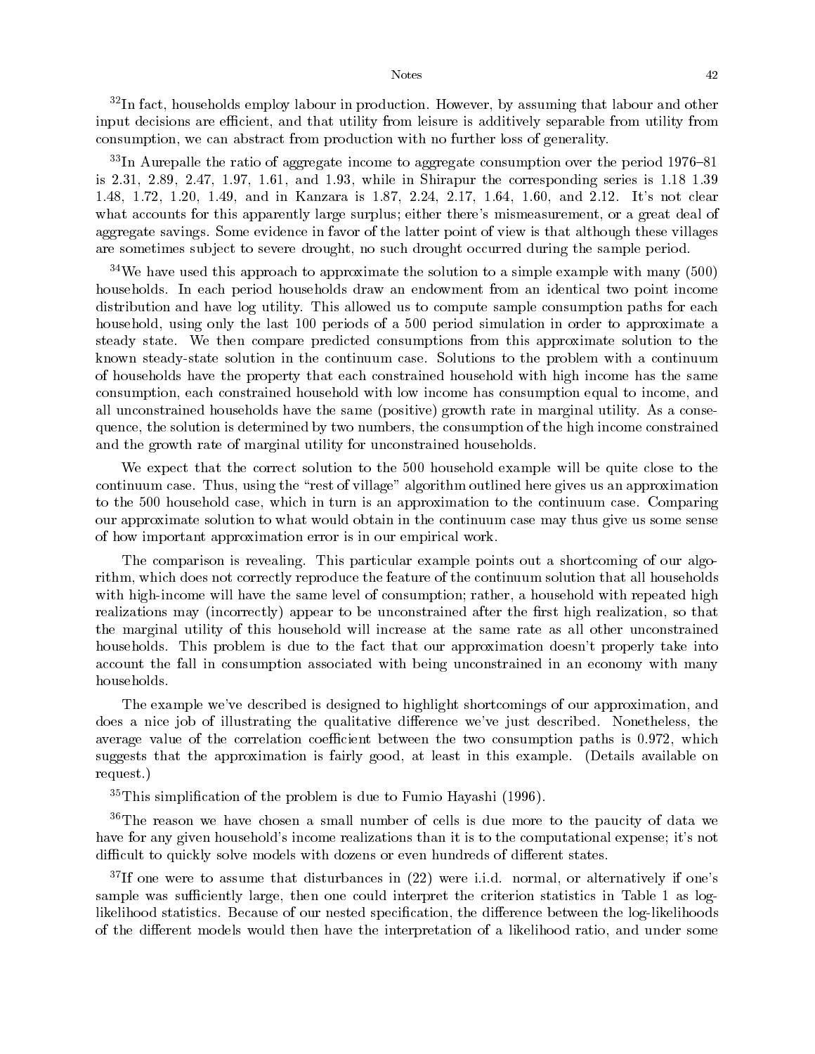[32]In fact, households employ labour in production. However, by assuming that labour and other input decisions are efficient, and that utility from leisure is additively separable from utility from consumption, we can abstract from production with no further loss of generality.

[33]In Aurepalle the ratio of aggregate income to aggregate consumption over the period 1976–81 is 2.31, 2.89, 2.47, 1.97, 1.61, and 1.93, while in Shirapur the corresponding series is 1.18 1.39 1.48, 1.72, 1.20, 1.49, and in Kanzara is 1.87, 2.24, 2.17, 1.64, 1.60, and 2.12. It's not clear what accounts for this apparently large surplus; either there's mismeasurement, or a great deal of aggregate savings. Some evidence in favor of the latter point of view is that although these villages are sometimes subject to severe drought, no such drought occurred during the sample period.

[34]We have used this approach to approximate the solution to a simple example with many (500) households. In each period households draw an endowment from an identical two point income distribution and have log utility. This allowed us to compute sample consumption paths for each household, using only the last 100 periods of a 500 period simulation in order to approximate a steady state. We then compare predicted consumptions from this approximate solution to the known steady-state solution in the continuum case. Solutions to the problem with a continuum of households have the property that each constrained household with high income has the same consumption, each constrained household with low income has consumption equal to income, and all unconstrained households have the same (positive) growth rate in marginal utility. As a consequence, the solution is determined by two numbers, the consumption of the high income constrained and the growth rate of marginal utility for unconstrained households.

We expect that the correct solution to the 500 household example will be quite close to the continuum case. Thus, using the "rest of village" algorithm outlined here gives us an approximation to the 500 household case, which in turn is an approximation to the continuum case. Comparing our approximate solution to what would obtain in the continuum case may thus give us some sense of how important approximation error is in our empirical work.

The comparison is revealing. This particular example points out a shortcoming of our algorithm, which does not correctly reproduce the feature of the continuum solution that all households with high-income will have the same level of consumption; rather, a household with repeated high realizations may (incorrectly) appear to be unconstrained after the first high realization, so that the marginal utility of this household will increase at the same rate as all other unconstrained households. This problem is due to the fact that our approximation doesn't properly take into account the fall in consumption associated with being unconstrained in an economy with many households.

The example we've described is designed to highlight shortcomings of our approximation, and does a nice job of illustrating the qualitative difference we've just described. Nonetheless, the average value of the correlation coefficient between the two consumption paths is 0.972, which suggests that the approximation is fairly good, at least in this example. (Details available on request.)

[35]This simplification of the problem is due to Fumio Hayashi (1996).

[36]The reason we have chosen a small number of cells is due more to the paucity of data we have for any given household's income realizations than it is to the computational expense; it's not difficult to quickly solve models with dozens or even hundreds of different states.

[37]If one were to assume that disturbances in (22) were i.i.d. normal, or alternatively if one's sample was sufficiently large, then one could interpret the criterion statistics in Table 1 as log-likelihood statistics. Because of our nested specification, the difference between the log-likelihoods of the different models would then have the interpretation of a likelihood ratio, and under some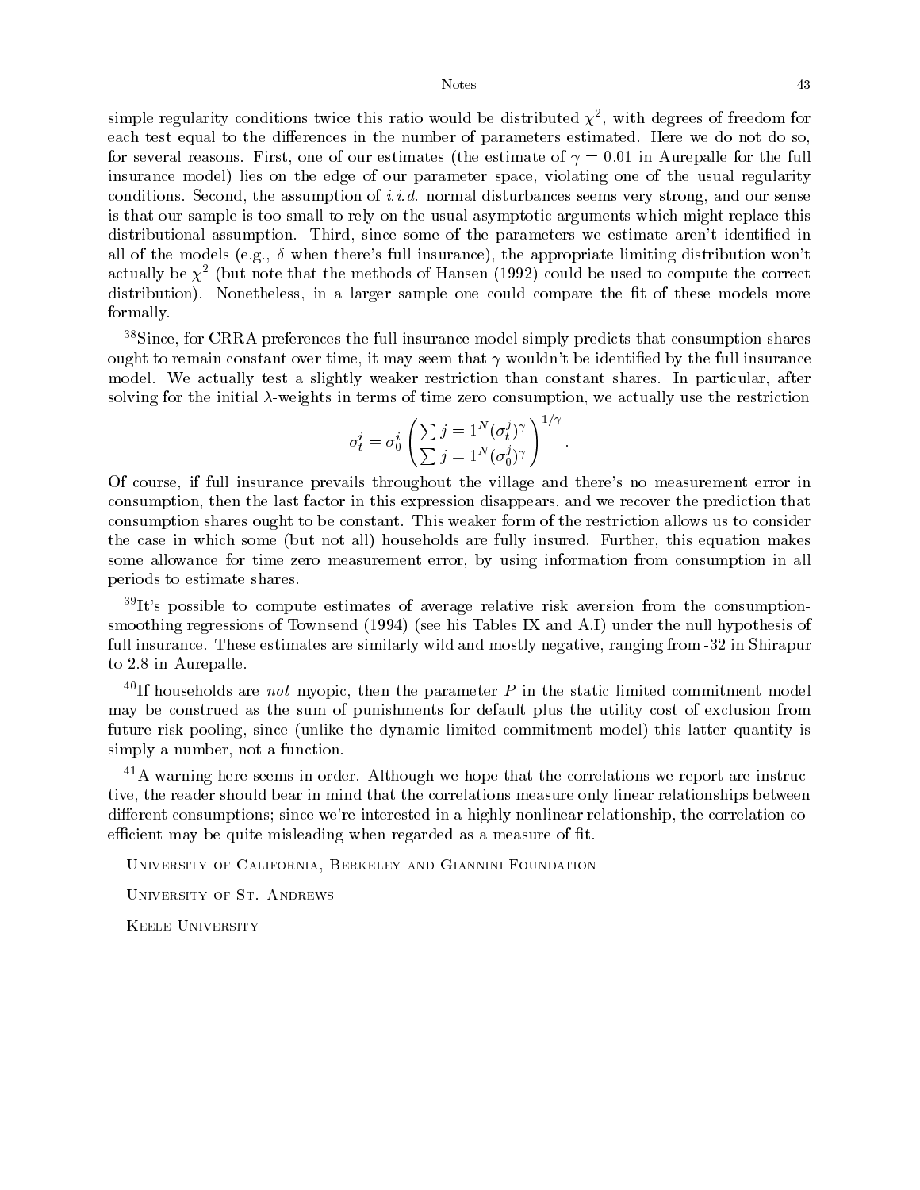simple regularity conditions twice this ratio would be distributed $\chi^2$, with degrees of freedom for each test equal to the differences in the number of parameters estimated. Here we do not do so, for several reasons. First, one of our estimates (the estimate of $\gamma = 0.01$ in Aurepalle for the full insurance model) lies on the edge of our parameter space, violating one of the usual regularity conditions. Second, the assumption of *i.i.d.* normal disturbances seems very strong, and our sense is that our sample is too small to rely on the usual asymptotic arguments which might replace this distributional assumption. Third, since some of the parameters we estimate aren't identified in all of the models (e.g., $\delta$ when there's full insurance), the appropriate limiting distribution won't actually be $\chi^2$ (but note that the methods of Hansen (1992) could be used to compute the correct distribution). Nonetheless, in a larger sample one could compare the fit of these models more formally.

[38]Since, for CRRA preferences the full insurance model simply predicts that consumption shares ought to remain constant over time, it may seem that $\gamma$ wouldn't be identified by the full insurance model. We actually test a slightly weaker restriction than constant shares. In particular, after solving for the initial $\lambda$-weights in terms of time zero consumption, we actually use the restriction

$$\sigma_t^i = \sigma_0^i \left( \frac{\sum j = 1^N (\sigma_t^j)^\gamma}{\sum j = 1^N (\sigma_0^j)^\gamma} \right)^{1/\gamma}.$$

Of course, if full insurance prevails throughout the village and there's no measurement error in consumption, then the last factor in this expression disappears, and we recover the prediction that consumption shares ought to be constant. This weaker form of the restriction allows us to consider the case in which some (but not all) households are fully insured. Further, this equation makes some allowance for time zero measurement error, by using information from consumption in all periods to estimate shares.

[39]It's possible to compute estimates of average relative risk aversion from the consumption-smoothing regressions of Townsend (1994) (see his Tables IX and A.I) under the null hypothesis of full insurance. These estimates are similarly wild and mostly negative, ranging from -32 in Shirapur to 2.8 in Aurepalle.

[40]If households are *not* myopic, then the parameter $P$ in the static limited commitment model may be construed as the sum of punishments for default plus the utility cost of exclusion from future risk-pooling, since (unlike the dynamic limited commitment model) this latter quantity is simply a number, not a function.

[41]A warning here seems in order. Although we hope that the correlations we report are instructive, the reader should bear in mind that the correlations measure only linear relationships between different consumptions; since we're interested in a highly nonlinear relationship, the correlation coefficient may be quite misleading when regarded as a measure of fit.

University of California, Berkeley and Giannini Foundation

University of St. Andrews

Keele University